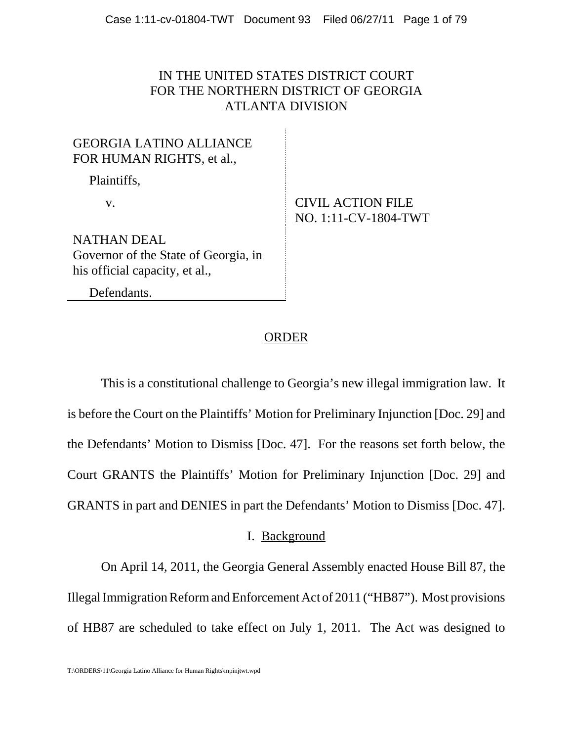IN THE UNITED STATES DISTRICT COURT
FOR THE NORTHERN DISTRICT OF GEORGIA
ATLANTA DIVISION

GEORGIA LATINO ALLIANCE FOR HUMAN RIGHTS, et al.,

Plaintiffs,

v.

NATHAN DEAL
Governor of the State of Georgia, in his official capacity, et al.,

Defendants.

CIVIL ACTION FILE
NO. 1:11-CV-1804-TWT

## ORDER

This is a constitutional challenge to Georgia's new illegal immigration law. It is before the Court on the Plaintiffs' Motion for Preliminary Injunction [Doc. 29] and the Defendants' Motion to Dismiss [Doc. 47]. For the reasons set forth below, the Court GRANTS the Plaintiffs' Motion for Preliminary Injunction [Doc. 29] and GRANTS in part and DENIES in part the Defendants' Motion to Dismiss [Doc. 47].

## I. Background

On April 14, 2011, the Georgia General Assembly enacted House Bill 87, the Illegal Immigration Reform and Enforcement Act of 2011 ("HB87"). Most provisions of HB87 are scheduled to take effect on July 1, 2011. The Act was designed to

T:\ORDERS\11\Georgia Latino Alliance for Human Rights\mpinjtwt.wpd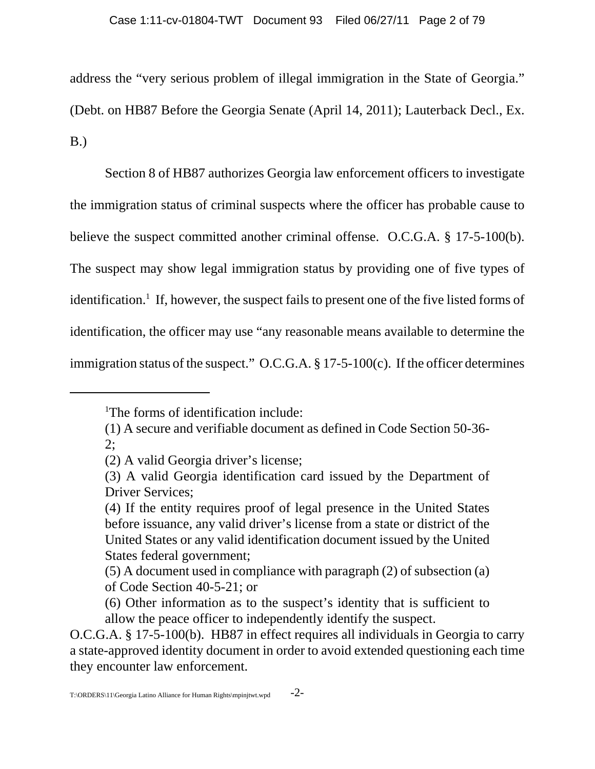address the "very serious problem of illegal immigration in the State of Georgia." (Debt. on HB87 Before the Georgia Senate (April 14, 2011); Lauterback Decl., Ex. B.)

Section 8 of HB87 authorizes Georgia law enforcement officers to investigate the immigration status of criminal suspects where the officer has probable cause to believe the suspect committed another criminal offense. O.C.G.A. § 17-5-100(b). The suspect may show legal immigration status by providing one of five types of identification.[1] If, however, the suspect fails to present one of the five listed forms of identification, the officer may use "any reasonable means available to determine the immigration status of the suspect." O.C.G.A. § 17-5-100(c). If the officer determines

---

[1]The forms of identification include:

(1) A secure and verifiable document as defined in Code Section 50-36-2;

(2) A valid Georgia driver's license;

(3) A valid Georgia identification card issued by the Department of Driver Services;

(4) If the entity requires proof of legal presence in the United States before issuance, any valid driver's license from a state or district of the United States or any valid identification document issued by the United States federal government;

(5) A document used in compliance with paragraph (2) of subsection (a) of Code Section 40-5-21; or

(6) Other information as to the suspect's identity that is sufficient to allow the peace officer to independently identify the suspect.

O.C.G.A. § 17-5-100(b). HB87 in effect requires all individuals in Georgia to carry a state-approved identity document in order to avoid extended questioning each time they encounter law enforcement.

T:\ORDERS\11\Georgia Latino Alliance for Human Rights\mpinjtwt.wpd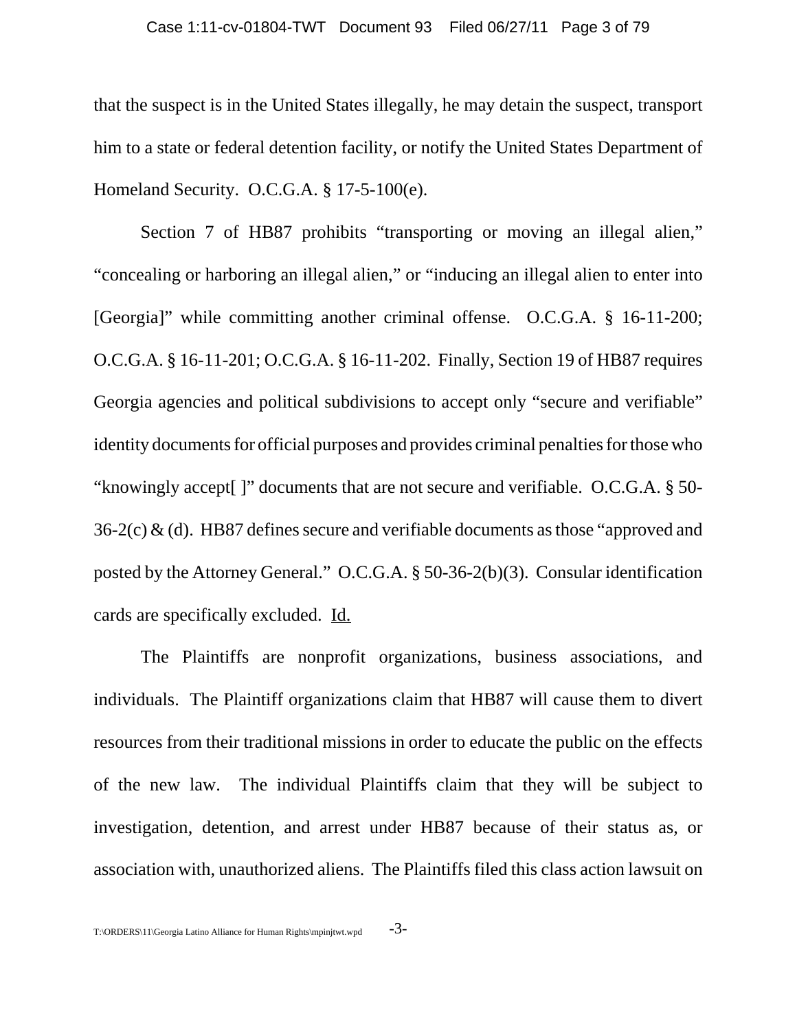that the suspect is in the United States illegally, he may detain the suspect, transport him to a state or federal detention facility, or notify the United States Department of Homeland Security. O.C.G.A. § 17-5-100(e).

Section 7 of HB87 prohibits "transporting or moving an illegal alien," "concealing or harboring an illegal alien," or "inducing an illegal alien to enter into [Georgia]" while committing another criminal offense. O.C.G.A. § 16-11-200; O.C.G.A. § 16-11-201; O.C.G.A. § 16-11-202. Finally, Section 19 of HB87 requires Georgia agencies and political subdivisions to accept only "secure and verifiable" identity documents for official purposes and provides criminal penalties for those who "knowingly accept[ ]" documents that are not secure and verifiable. O.C.G.A. § 50-36-2(c) & (d). HB87 defines secure and verifiable documents as those "approved and posted by the Attorney General." O.C.G.A. § 50-36-2(b)(3). Consular identification cards are specifically excluded. Id.

The Plaintiffs are nonprofit organizations, business associations, and individuals. The Plaintiff organizations claim that HB87 will cause them to divert resources from their traditional missions in order to educate the public on the effects of the new law. The individual Plaintiffs claim that they will be subject to investigation, detention, and arrest under HB87 because of their status as, or association with, unauthorized aliens. The Plaintiffs filed this class action lawsuit on

T:\ORDERS\11\Georgia Latino Alliance for Human Rights\mpinjtwt.wpd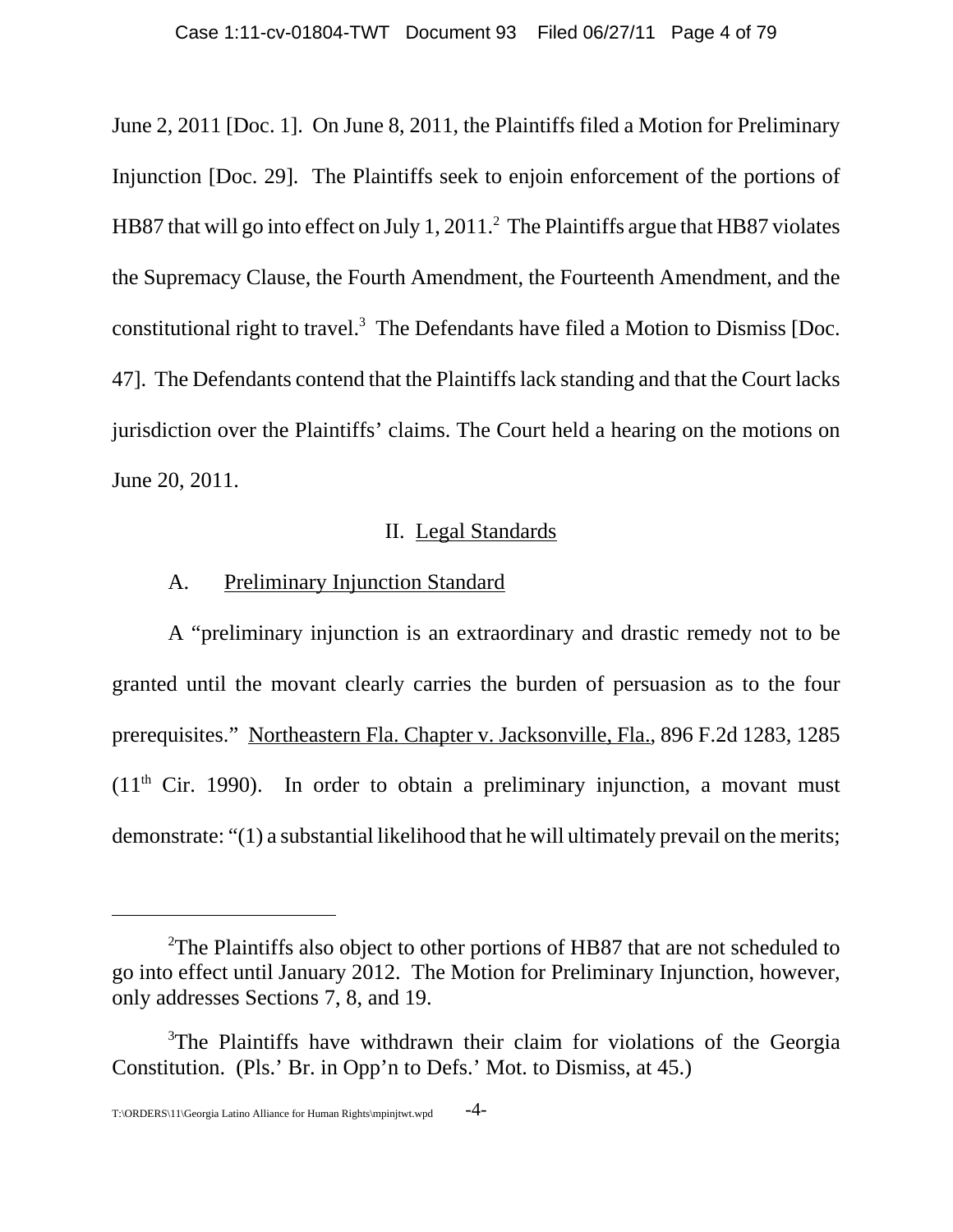June 2, 2011 [Doc. 1]. On June 8, 2011, the Plaintiffs filed a Motion for Preliminary Injunction [Doc. 29]. The Plaintiffs seek to enjoin enforcement of the portions of HB87 that will go into effect on July 1, 2011.[2] The Plaintiffs argue that HB87 violates the Supremacy Clause, the Fourth Amendment, the Fourteenth Amendment, and the constitutional right to travel.[3] The Defendants have filed a Motion to Dismiss [Doc. 47]. The Defendants contend that the Plaintiffs lack standing and that the Court lacks jurisdiction over the Plaintiffs' claims. The Court held a hearing on the motions on June 20, 2011.

## II. Legal Standards

### A. Preliminary Injunction Standard

A "preliminary injunction is an extraordinary and drastic remedy not to be granted until the movant clearly carries the burden of persuasion as to the four prerequisites." Northeastern Fla. Chapter v. Jacksonville, Fla., 896 F.2d 1283, 1285 (11th Cir. 1990). In order to obtain a preliminary injunction, a movant must demonstrate: "(1) a substantial likelihood that he will ultimately prevail on the merits;

---

[2]The Plaintiffs also object to other portions of HB87 that are not scheduled to go into effect until January 2012. The Motion for Preliminary Injunction, however, only addresses Sections 7, 8, and 19.

[3]The Plaintiffs have withdrawn their claim for violations of the Georgia Constitution. (Pls.' Br. in Opp'n to Defs.' Mot. to Dismiss, at 45.)

T:\ORDERS\11\Georgia Latino Alliance for Human Rights\mpinjtwt.wpd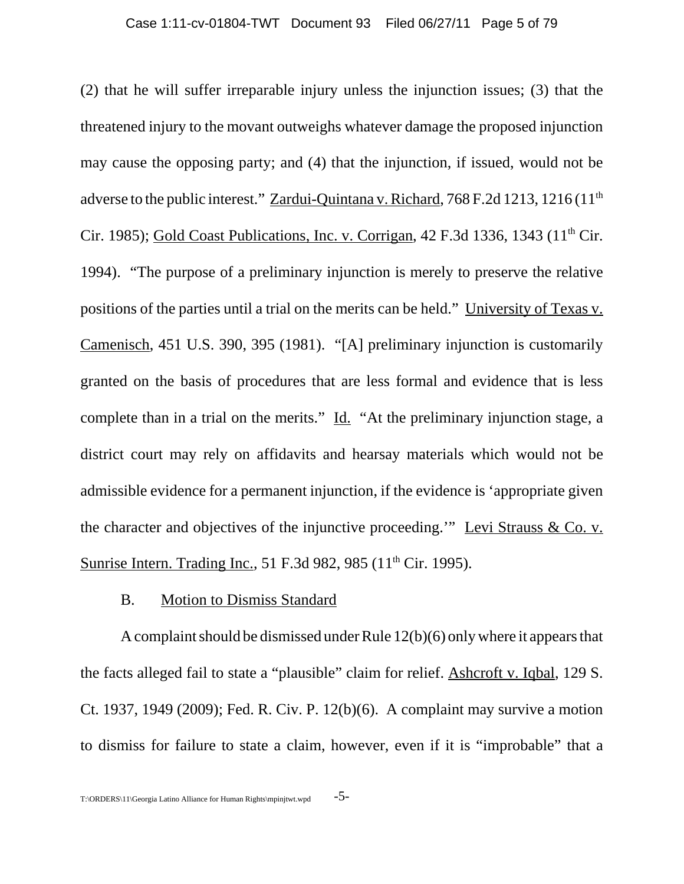(2) that he will suffer irreparable injury unless the injunction issues; (3) that the threatened injury to the movant outweighs whatever damage the proposed injunction may cause the opposing party; and (4) that the injunction, if issued, would not be adverse to the public interest." Zardui-Quintana v. Richard, 768 F.2d 1213, 1216 (11th Cir. 1985); Gold Coast Publications, Inc. v. Corrigan, 42 F.3d 1336, 1343 (11th Cir. 1994). "The purpose of a preliminary injunction is merely to preserve the relative positions of the parties until a trial on the merits can be held." University of Texas v. Camenisch, 451 U.S. 390, 395 (1981). "[A] preliminary injunction is customarily granted on the basis of procedures that are less formal and evidence that is less complete than in a trial on the merits." Id. "At the preliminary injunction stage, a district court may rely on affidavits and hearsay materials which would not be admissible evidence for a permanent injunction, if the evidence is 'appropriate given the character and objectives of the injunctive proceeding.'" Levi Strauss & Co. v. Sunrise Intern. Trading Inc., 51 F.3d 982, 985 (11th Cir. 1995).

### B. Motion to Dismiss Standard

A complaint should be dismissed under Rule 12(b)(6) only where it appears that the facts alleged fail to state a "plausible" claim for relief. Ashcroft v. Iqbal, 129 S. Ct. 1937, 1949 (2009); Fed. R. Civ. P. 12(b)(6). A complaint may survive a motion to dismiss for failure to state a claim, however, even if it is "improbable" that a

T:\ORDERS\11\Georgia Latino Alliance for Human Rights\mpinjtwt.wpd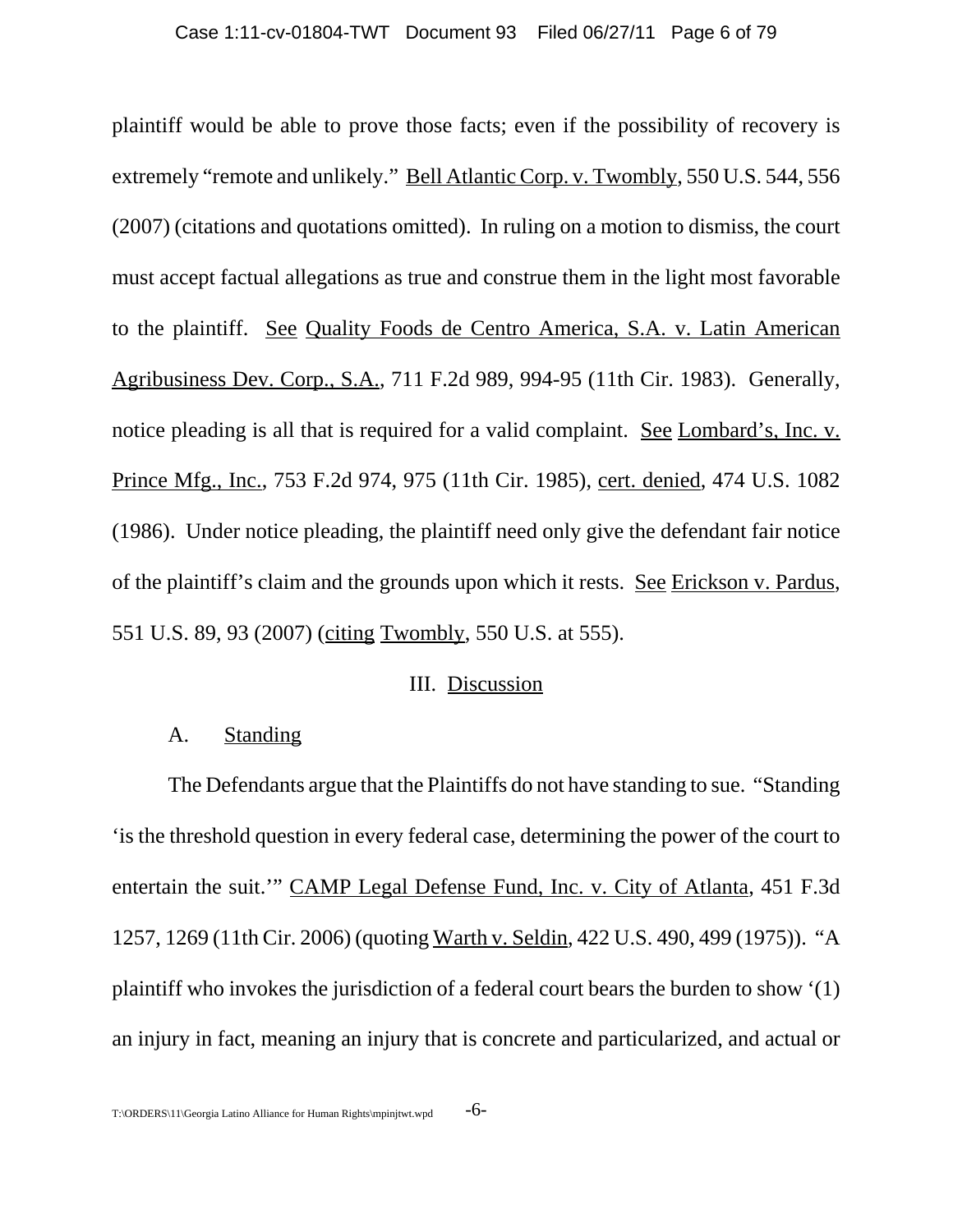plaintiff would be able to prove those facts; even if the possibility of recovery is extremely "remote and unlikely." Bell Atlantic Corp. v. Twombly, 550 U.S. 544, 556 (2007) (citations and quotations omitted). In ruling on a motion to dismiss, the court must accept factual allegations as true and construe them in the light most favorable to the plaintiff. See Quality Foods de Centro America, S.A. v. Latin American Agribusiness Dev. Corp., S.A., 711 F.2d 989, 994-95 (11th Cir. 1983). Generally, notice pleading is all that is required for a valid complaint. See Lombard's, Inc. v. Prince Mfg., Inc., 753 F.2d 974, 975 (11th Cir. 1985), cert. denied, 474 U.S. 1082 (1986). Under notice pleading, the plaintiff need only give the defendant fair notice of the plaintiff's claim and the grounds upon which it rests. See Erickson v. Pardus, 551 U.S. 89, 93 (2007) (citing Twombly, 550 U.S. at 555).

## III. Discussion

### A. Standing

The Defendants argue that the Plaintiffs do not have standing to sue. "Standing 'is the threshold question in every federal case, determining the power of the court to entertain the suit.'" CAMP Legal Defense Fund, Inc. v. City of Atlanta, 451 F.3d 1257, 1269 (11th Cir. 2006) (quoting Warth v. Seldin, 422 U.S. 490, 499 (1975)). "A plaintiff who invokes the jurisdiction of a federal court bears the burden to show '(1) an injury in fact, meaning an injury that is concrete and particularized, and actual or

T:\ORDERS\11\Georgia Latino Alliance for Human Rights\mpinjtwt.wpd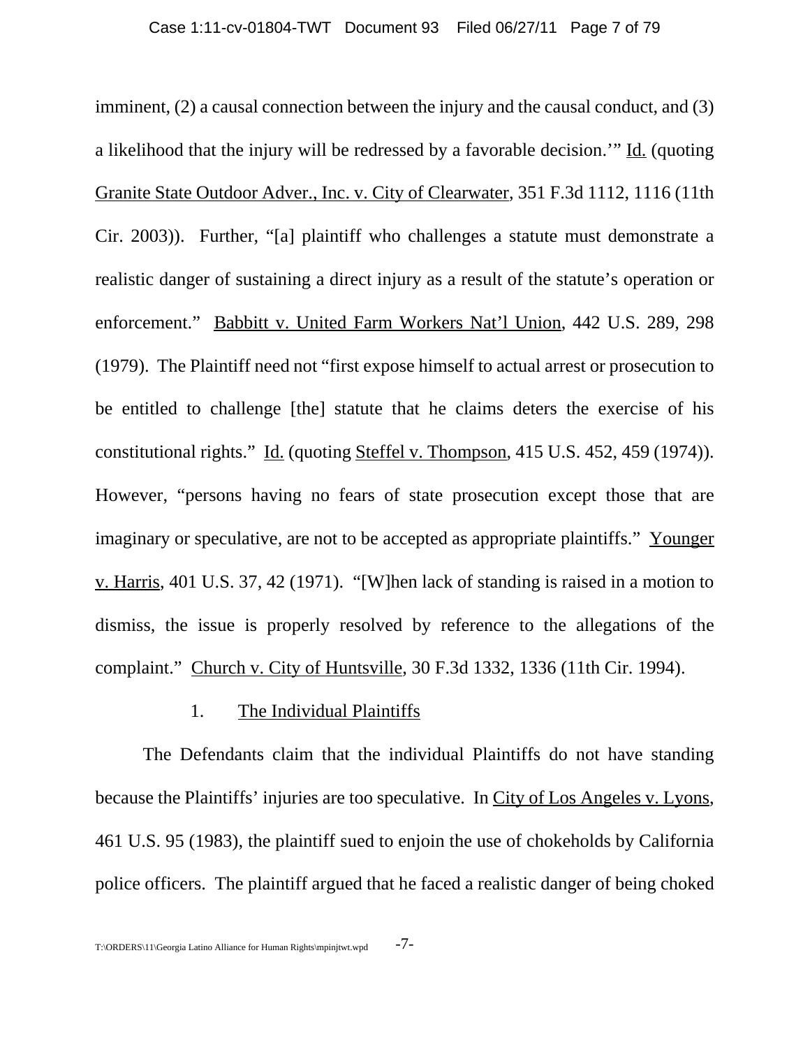imminent, (2) a causal connection between the injury and the causal conduct, and (3) a likelihood that the injury will be redressed by a favorable decision.'" Id. (quoting Granite State Outdoor Adver., Inc. v. City of Clearwater, 351 F.3d 1112, 1116 (11th Cir. 2003)). Further, "[a] plaintiff who challenges a statute must demonstrate a realistic danger of sustaining a direct injury as a result of the statute's operation or enforcement." Babbitt v. United Farm Workers Nat'l Union, 442 U.S. 289, 298 (1979). The Plaintiff need not "first expose himself to actual arrest or prosecution to be entitled to challenge [the] statute that he claims deters the exercise of his constitutional rights." Id. (quoting Steffel v. Thompson, 415 U.S. 452, 459 (1974)). However, "persons having no fears of state prosecution except those that are imaginary or speculative, are not to be accepted as appropriate plaintiffs." Younger v. Harris, 401 U.S. 37, 42 (1971). "[W]hen lack of standing is raised in a motion to dismiss, the issue is properly resolved by reference to the allegations of the complaint." Church v. City of Huntsville, 30 F.3d 1332, 1336 (11th Cir. 1994).

1. The Individual Plaintiffs

The Defendants claim that the individual Plaintiffs do not have standing because the Plaintiffs' injuries are too speculative. In City of Los Angeles v. Lyons, 461 U.S. 95 (1983), the plaintiff sued to enjoin the use of chokeholds by California police officers. The plaintiff argued that he faced a realistic danger of being choked

T:\ORDERS\11\Georgia Latino Alliance for Human Rights\mpinjtwt.wpd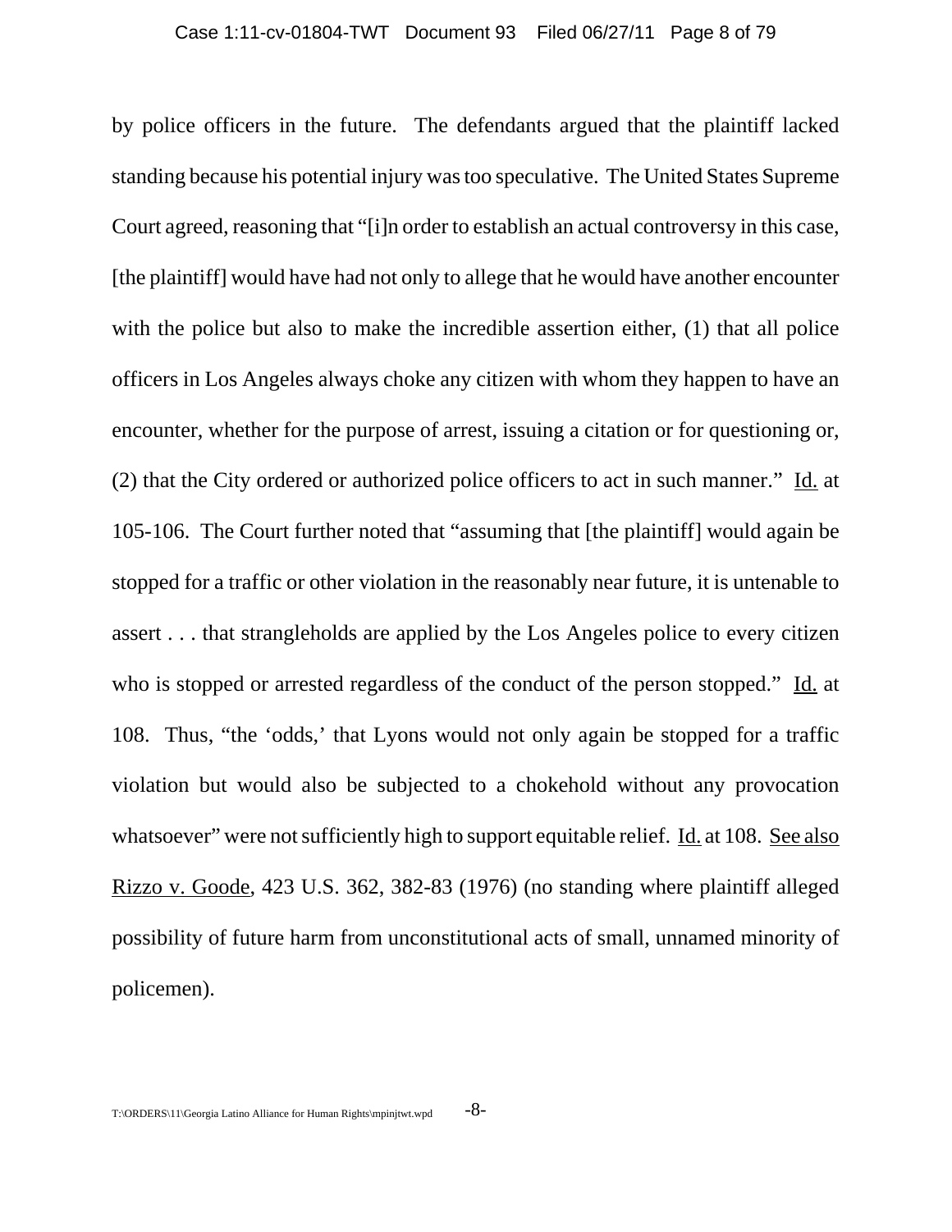by police officers in the future. The defendants argued that the plaintiff lacked standing because his potential injury was too speculative. The United States Supreme Court agreed, reasoning that "[i]n order to establish an actual controversy in this case, [the plaintiff] would have had not only to allege that he would have another encounter with the police but also to make the incredible assertion either, (1) that all police officers in Los Angeles always choke any citizen with whom they happen to have an encounter, whether for the purpose of arrest, issuing a citation or for questioning or, (2) that the City ordered or authorized police officers to act in such manner." Id. at 105-106. The Court further noted that "assuming that [the plaintiff] would again be stopped for a traffic or other violation in the reasonably near future, it is untenable to assert . . . that strangleholds are applied by the Los Angeles police to every citizen who is stopped or arrested regardless of the conduct of the person stopped." Id. at 108. Thus, "the 'odds,' that Lyons would not only again be stopped for a traffic violation but would also be subjected to a chokehold without any provocation whatsoever" were not sufficiently high to support equitable relief. Id. at 108. See also Rizzo v. Goode, 423 U.S. 362, 382-83 (1976) (no standing where plaintiff alleged possibility of future harm from unconstitutional acts of small, unnamed minority of policemen).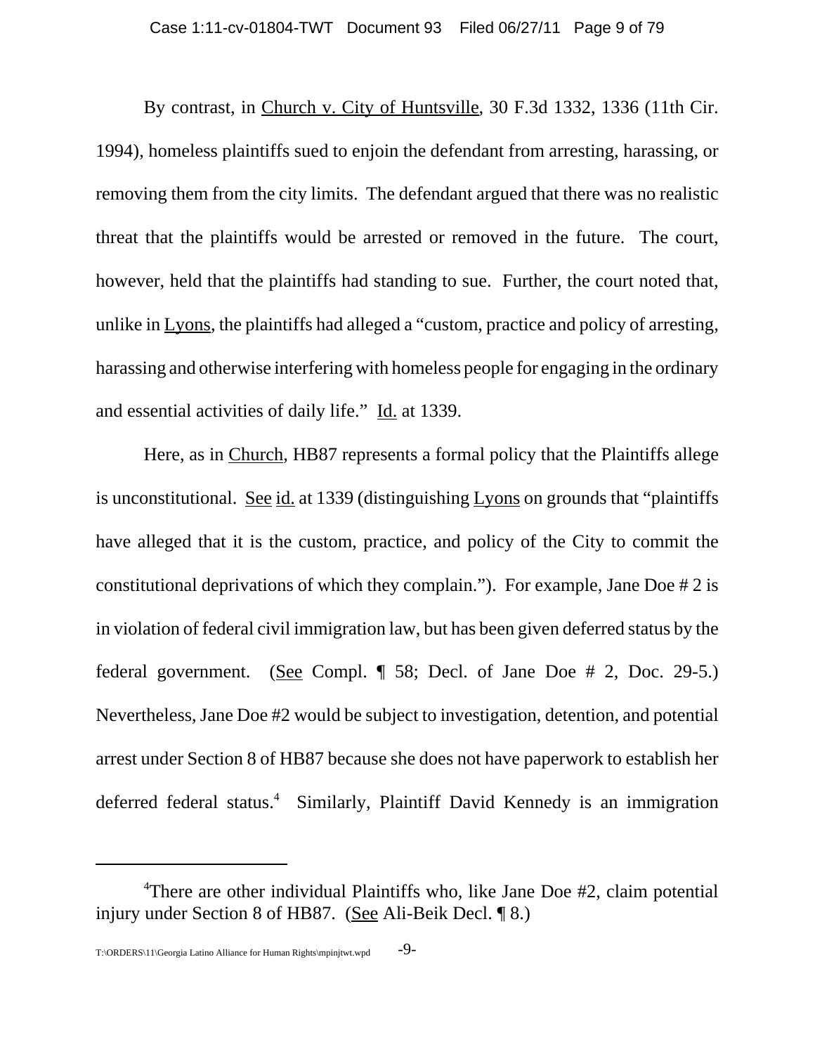By contrast, in Church v. City of Huntsville, 30 F.3d 1332, 1336 (11th Cir. 1994), homeless plaintiffs sued to enjoin the defendant from arresting, harassing, or removing them from the city limits. The defendant argued that there was no realistic threat that the plaintiffs would be arrested or removed in the future. The court, however, held that the plaintiffs had standing to sue. Further, the court noted that, unlike in Lyons, the plaintiffs had alleged a "custom, practice and policy of arresting, harassing and otherwise interfering with homeless people for engaging in the ordinary and essential activities of daily life." Id. at 1339.

Here, as in Church, HB87 represents a formal policy that the Plaintiffs allege is unconstitutional. See id. at 1339 (distinguishing Lyons on grounds that "plaintiffs have alleged that it is the custom, practice, and policy of the City to commit the constitutional deprivations of which they complain."). For example, Jane Doe # 2 is in violation of federal civil immigration law, but has been given deferred status by the federal government. (See Compl. ¶ 58; Decl. of Jane Doe # 2, Doc. 29-5.) Nevertheless, Jane Doe #2 would be subject to investigation, detention, and potential arrest under Section 8 of HB87 because she does not have paperwork to establish her deferred federal status.[4] Similarly, Plaintiff David Kennedy is an immigration

[4]There are other individual Plaintiffs who, like Jane Doe #2, claim potential injury under Section 8 of HB87. (See Ali-Beik Decl. ¶ 8.)

T:\ORDERS\11\Georgia Latino Alliance for Human Rights\mpinjtwt.wpd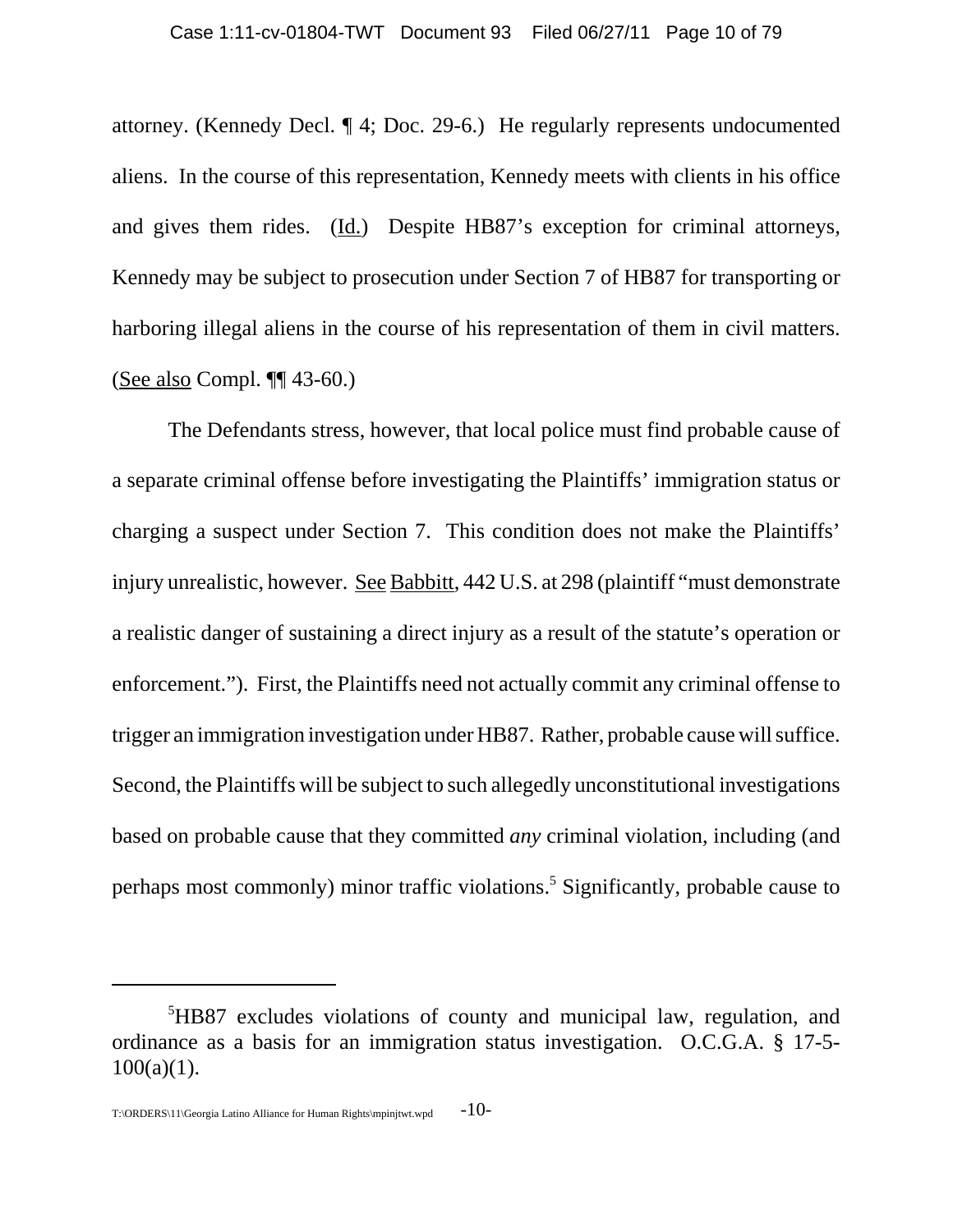attorney. (Kennedy Decl. ¶ 4; Doc. 29-6.) He regularly represents undocumented aliens. In the course of this representation, Kennedy meets with clients in his office and gives them rides. (Id.) Despite HB87's exception for criminal attorneys, Kennedy may be subject to prosecution under Section 7 of HB87 for transporting or harboring illegal aliens in the course of his representation of them in civil matters. (See also Compl. ¶¶ 43-60.)

The Defendants stress, however, that local police must find probable cause of a separate criminal offense before investigating the Plaintiffs' immigration status or charging a suspect under Section 7. This condition does not make the Plaintiffs' injury unrealistic, however. See Babbitt, 442 U.S. at 298 (plaintiff "must demonstrate a realistic danger of sustaining a direct injury as a result of the statute's operation or enforcement."). First, the Plaintiffs need not actually commit any criminal offense to trigger an immigration investigation under HB87. Rather, probable cause will suffice. Second, the Plaintiffs will be subject to such allegedly unconstitutional investigations based on probable cause that they committed *any* criminal violation, including (and perhaps most commonly) minor traffic violations.[5] Significantly, probable cause to

---

[5]HB87 excludes violations of county and municipal law, regulation, and ordinance as a basis for an immigration status investigation. O.C.G.A. § 17-5-100(a)(1).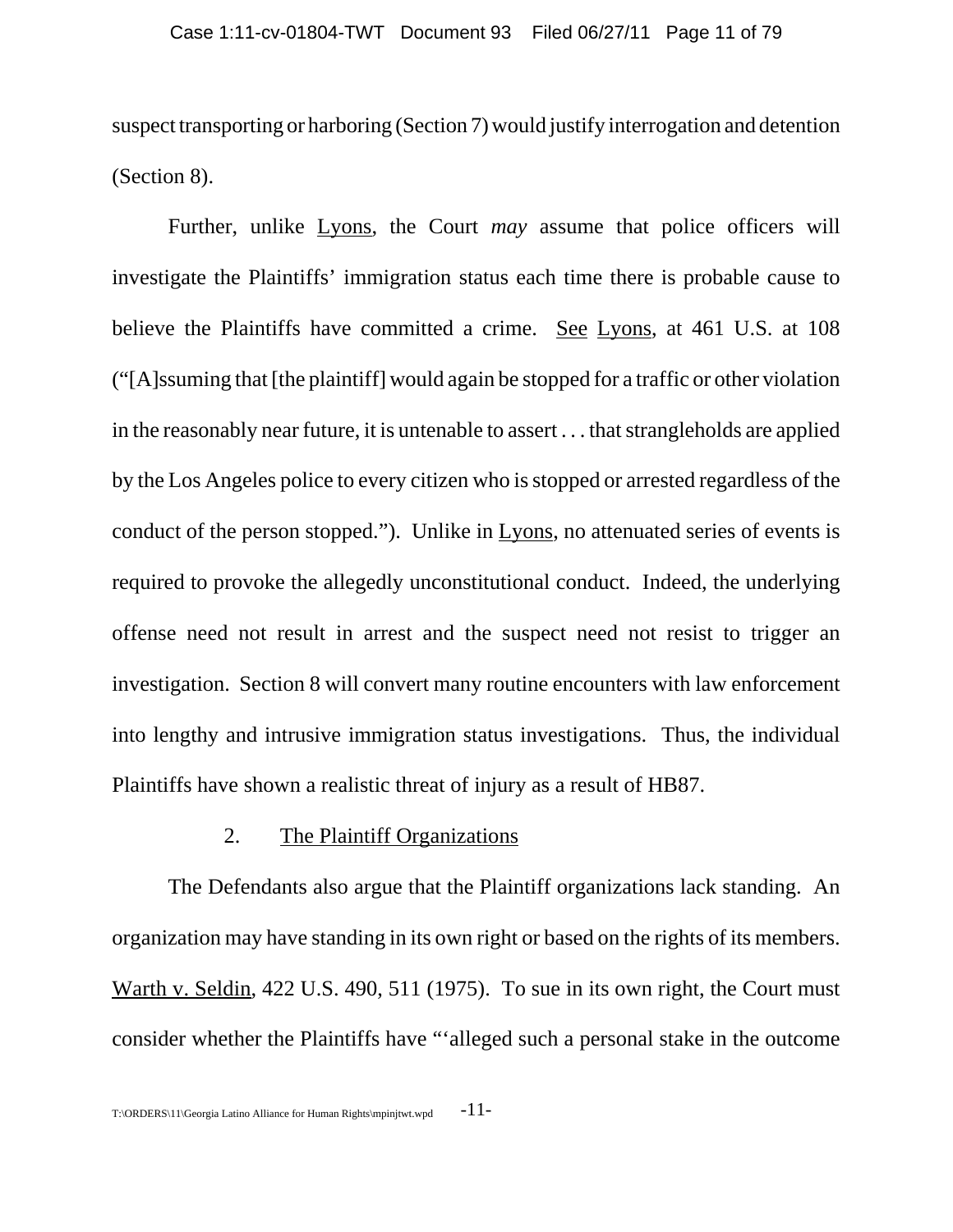suspect transporting or harboring (Section 7) would justify interrogation and detention (Section 8).

Further, unlike Lyons, the Court *may* assume that police officers will investigate the Plaintiffs' immigration status each time there is probable cause to believe the Plaintiffs have committed a crime. See Lyons, at 461 U.S. at 108 ("[A]ssuming that [the plaintiff] would again be stopped for a traffic or other violation in the reasonably near future, it is untenable to assert . . . that strangleholds are applied by the Los Angeles police to every citizen who is stopped or arrested regardless of the conduct of the person stopped."). Unlike in Lyons, no attenuated series of events is required to provoke the allegedly unconstitutional conduct. Indeed, the underlying offense need not result in arrest and the suspect need not resist to trigger an investigation. Section 8 will convert many routine encounters with law enforcement into lengthy and intrusive immigration status investigations. Thus, the individual Plaintiffs have shown a realistic threat of injury as a result of HB87.

### 2. The Plaintiff Organizations

The Defendants also argue that the Plaintiff organizations lack standing. An organization may have standing in its own right or based on the rights of its members. Warth v. Seldin, 422 U.S. 490, 511 (1975). To sue in its own right, the Court must consider whether the Plaintiffs have "'alleged such a personal stake in the outcome

T:\ORDERS\11\Georgia Latino Alliance for Human Rights\mpinjtwt.wpd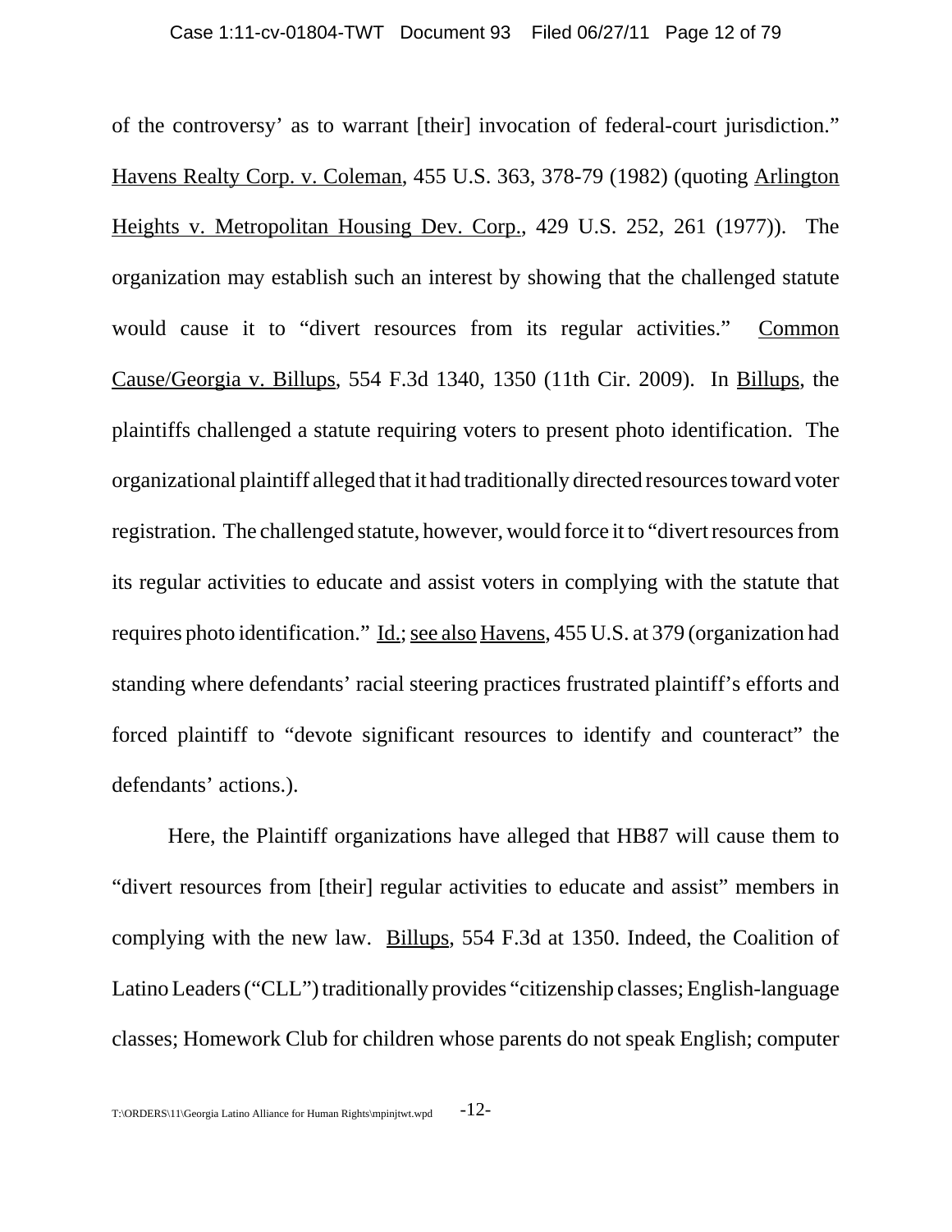of the controversy' as to warrant [their] invocation of federal-court jurisdiction." Havens Realty Corp. v. Coleman, 455 U.S. 363, 378-79 (1982) (quoting Arlington Heights v. Metropolitan Housing Dev. Corp., 429 U.S. 252, 261 (1977)). The organization may establish such an interest by showing that the challenged statute would cause it to "divert resources from its regular activities." Common Cause/Georgia v. Billups, 554 F.3d 1340, 1350 (11th Cir. 2009). In Billups, the plaintiffs challenged a statute requiring voters to present photo identification. The organizational plaintiff alleged that it had traditionally directed resources toward voter registration. The challenged statute, however, would force it to "divert resources from its regular activities to educate and assist voters in complying with the statute that requires photo identification." Id.; see also Havens, 455 U.S. at 379 (organization had standing where defendants' racial steering practices frustrated plaintiff's efforts and forced plaintiff to "devote significant resources to identify and counteract" the defendants' actions.).

Here, the Plaintiff organizations have alleged that HB87 will cause them to "divert resources from [their] regular activities to educate and assist" members in complying with the new law. Billups, 554 F.3d at 1350. Indeed, the Coalition of Latino Leaders ("CLL") traditionally provides "citizenship classes; English-language classes; Homework Club for children whose parents do not speak English; computer

T:\ORDERS\11\Georgia Latino Alliance for Human Rights\mpinjtwt.wpd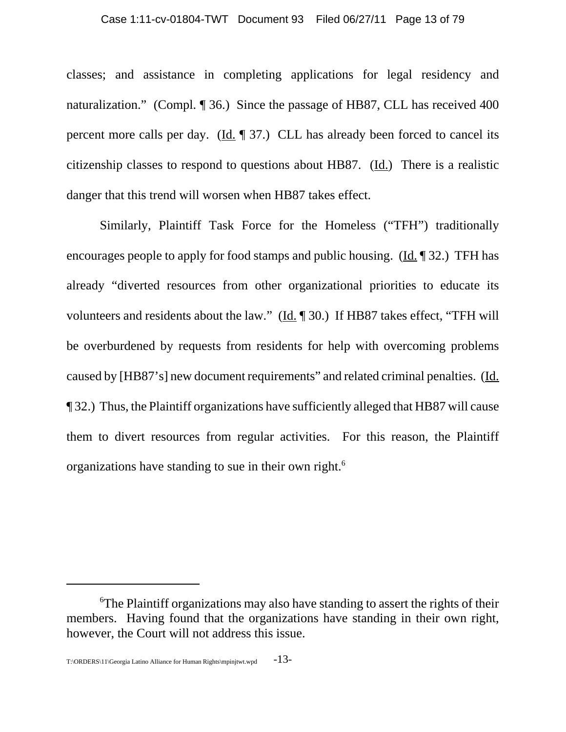classes; and assistance in completing applications for legal residency and naturalization." (Compl. ¶ 36.) Since the passage of HB87, CLL has received 400 percent more calls per day. (Id. ¶ 37.) CLL has already been forced to cancel its citizenship classes to respond to questions about HB87. (Id.) There is a realistic danger that this trend will worsen when HB87 takes effect.

Similarly, Plaintiff Task Force for the Homeless ("TFH") traditionally encourages people to apply for food stamps and public housing. (Id. ¶ 32.) TFH has already "diverted resources from other organizational priorities to educate its volunteers and residents about the law." (Id. ¶ 30.) If HB87 takes effect, "TFH will be overburdened by requests from residents for help with overcoming problems caused by [HB87's] new document requirements" and related criminal penalties. (Id. ¶ 32.) Thus, the Plaintiff organizations have sufficiently alleged that HB87 will cause them to divert resources from regular activities. For this reason, the Plaintiff organizations have standing to sue in their own right.[6]

---

[6]The Plaintiff organizations may also have standing to assert the rights of their members. Having found that the organizations have standing in their own right, however, the Court will not address this issue.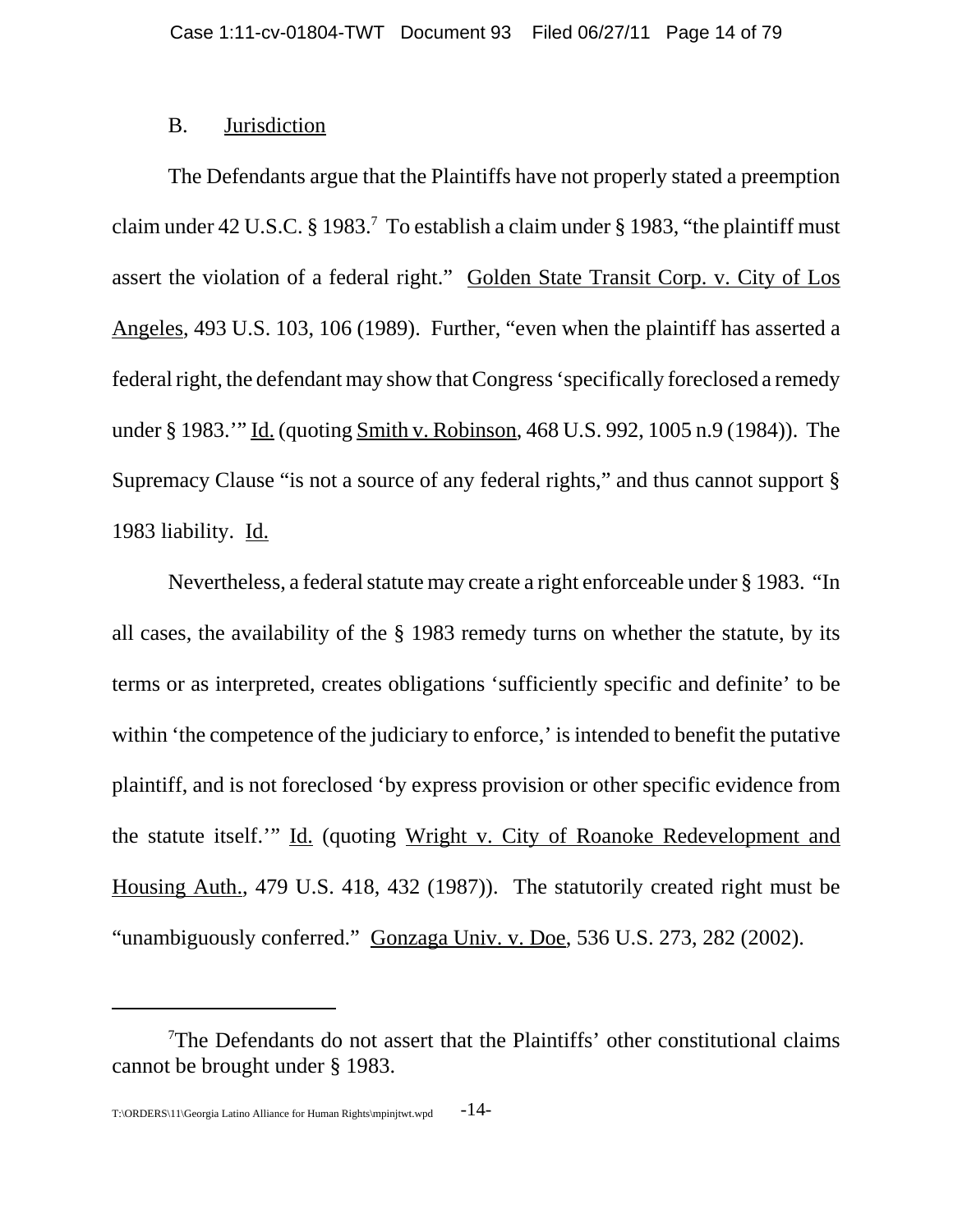### B. Jurisdiction

The Defendants argue that the Plaintiffs have not properly stated a preemption claim under 42 U.S.C. § 1983.[7] To establish a claim under § 1983, "the plaintiff must assert the violation of a federal right." Golden State Transit Corp. v. City of Los Angeles, 493 U.S. 103, 106 (1989). Further, "even when the plaintiff has asserted a federal right, the defendant may show that Congress 'specifically foreclosed a remedy under § 1983.'" Id. (quoting Smith v. Robinson, 468 U.S. 992, 1005 n.9 (1984)). The Supremacy Clause "is not a source of any federal rights," and thus cannot support § 1983 liability. Id.

Nevertheless, a federal statute may create a right enforceable under § 1983. "In all cases, the availability of the § 1983 remedy turns on whether the statute, by its terms or as interpreted, creates obligations 'sufficiently specific and definite' to be within 'the competence of the judiciary to enforce,' is intended to benefit the putative plaintiff, and is not foreclosed 'by express provision or other specific evidence from the statute itself.'" Id. (quoting Wright v. City of Roanoke Redevelopment and Housing Auth., 479 U.S. 418, 432 (1987)). The statutorily created right must be "unambiguously conferred." Gonzaga Univ. v. Doe, 536 U.S. 273, 282 (2002).

---

[7]The Defendants do not assert that the Plaintiffs' other constitutional claims cannot be brought under § 1983.

T:\ORDERS\11\Georgia Latino Alliance for Human Rights\mpinjtwt.wpd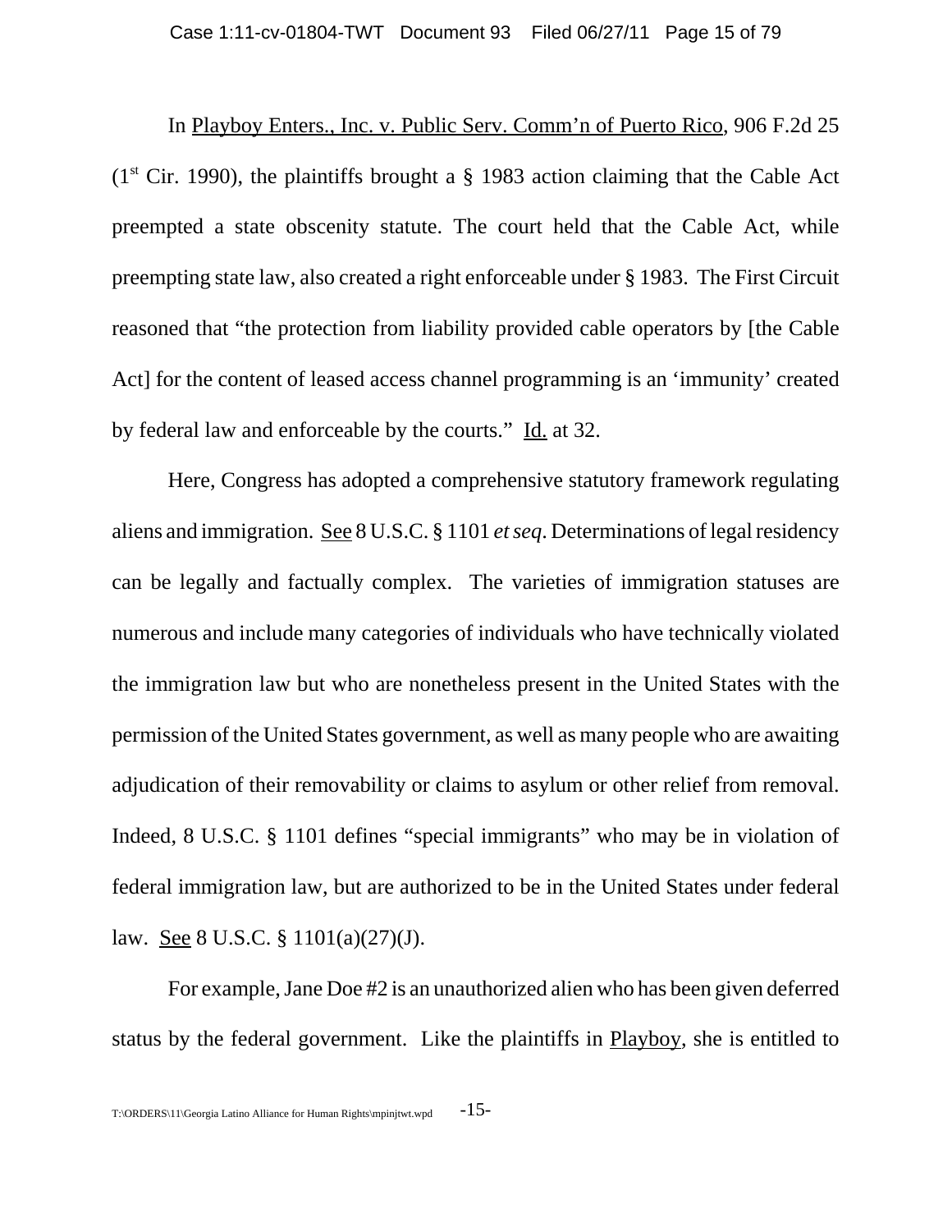In Playboy Enters., Inc. v. Public Serv. Comm'n of Puerto Rico, 906 F.2d 25 (1st Cir. 1990), the plaintiffs brought a § 1983 action claiming that the Cable Act preempted a state obscenity statute. The court held that the Cable Act, while preempting state law, also created a right enforceable under § 1983. The First Circuit reasoned that "the protection from liability provided cable operators by [the Cable Act] for the content of leased access channel programming is an 'immunity' created by federal law and enforceable by the courts." Id. at 32.

Here, Congress has adopted a comprehensive statutory framework regulating aliens and immigration. See 8 U.S.C. § 1101 *et seq*. Determinations of legal residency can be legally and factually complex. The varieties of immigration statuses are numerous and include many categories of individuals who have technically violated the immigration law but who are nonetheless present in the United States with the permission of the United States government, as well as many people who are awaiting adjudication of their removability or claims to asylum or other relief from removal. Indeed, 8 U.S.C. § 1101 defines "special immigrants" who may be in violation of federal immigration law, but are authorized to be in the United States under federal law. See 8 U.S.C. § 1101(a)(27)(J).

For example, Jane Doe #2 is an unauthorized alien who has been given deferred status by the federal government. Like the plaintiffs in Playboy, she is entitled to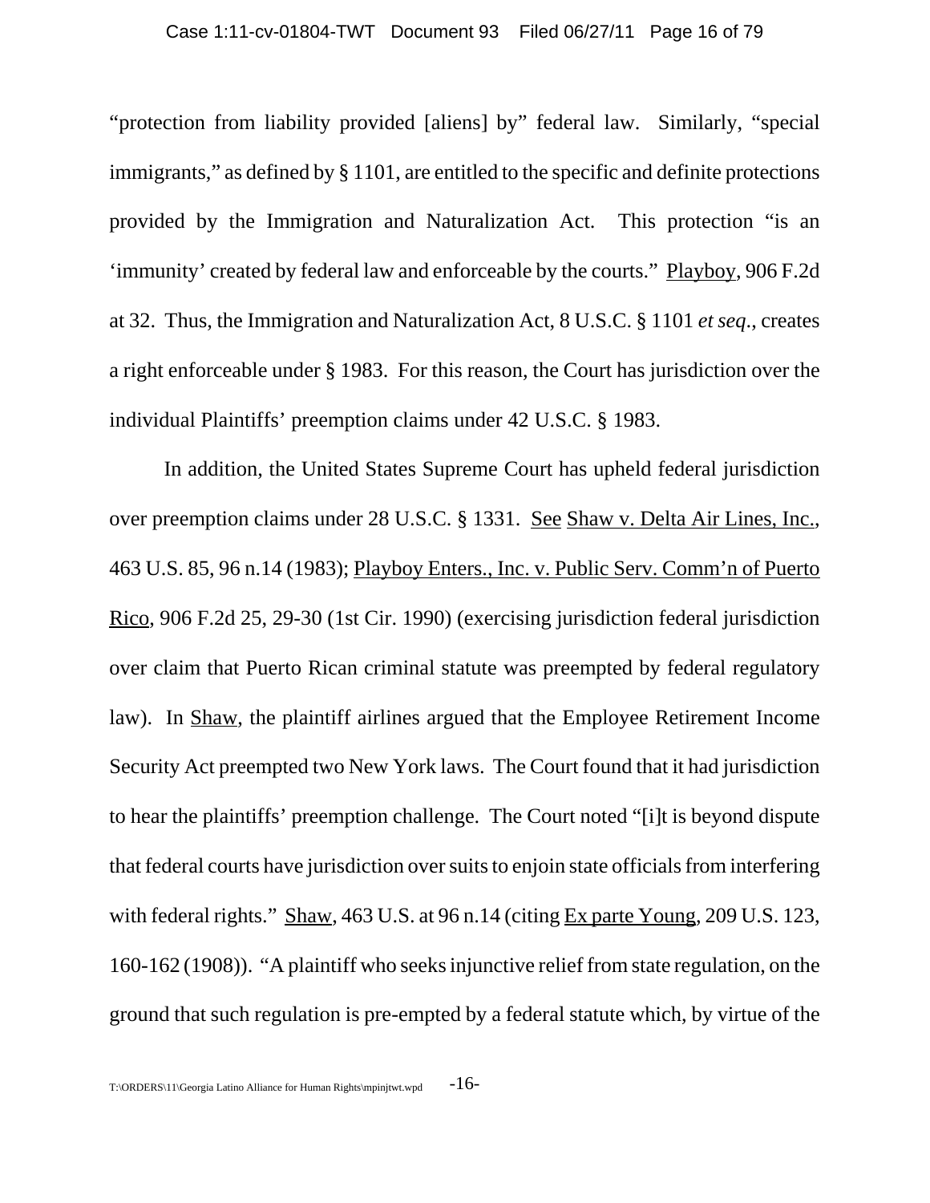"protection from liability provided [aliens] by" federal law. Similarly, "special immigrants," as defined by § 1101, are entitled to the specific and definite protections provided by the Immigration and Naturalization Act. This protection "is an 'immunity' created by federal law and enforceable by the courts." Playboy, 906 F.2d at 32. Thus, the Immigration and Naturalization Act, 8 U.S.C. § 1101 *et seq.*, creates a right enforceable under § 1983. For this reason, the Court has jurisdiction over the individual Plaintiffs' preemption claims under 42 U.S.C. § 1983.

In addition, the United States Supreme Court has upheld federal jurisdiction over preemption claims under 28 U.S.C. § 1331. See Shaw v. Delta Air Lines, Inc., 463 U.S. 85, 96 n.14 (1983); Playboy Enters., Inc. v. Public Serv. Comm'n of Puerto Rico, 906 F.2d 25, 29-30 (1st Cir. 1990) (exercising jurisdiction federal jurisdiction over claim that Puerto Rican criminal statute was preempted by federal regulatory law). In Shaw, the plaintiff airlines argued that the Employee Retirement Income Security Act preempted two New York laws. The Court found that it had jurisdiction to hear the plaintiffs' preemption challenge. The Court noted "[i]t is beyond dispute that federal courts have jurisdiction over suits to enjoin state officials from interfering with federal rights." Shaw, 463 U.S. at 96 n.14 (citing Ex parte Young, 209 U.S. 123, 160-162 (1908)). "A plaintiff who seeks injunctive relief from state regulation, on the ground that such regulation is pre-empted by a federal statute which, by virtue of the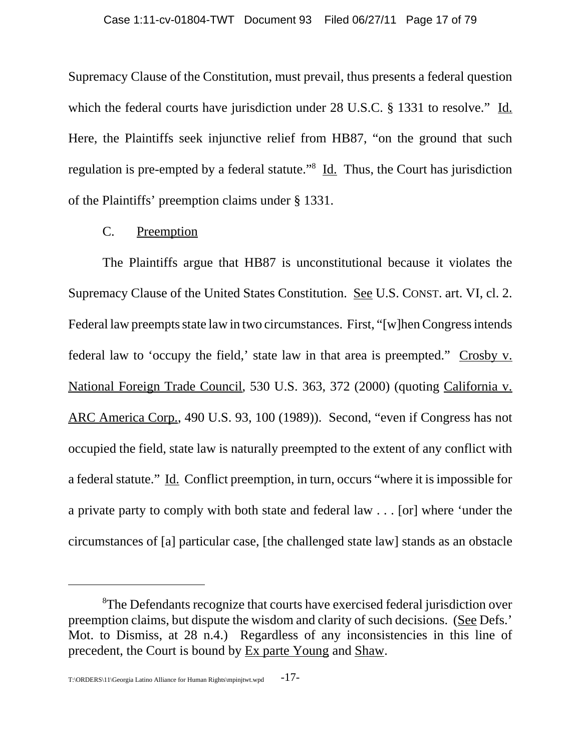Supremacy Clause of the Constitution, must prevail, thus presents a federal question which the federal courts have jurisdiction under 28 U.S.C. § 1331 to resolve." Id. Here, the Plaintiffs seek injunctive relief from HB87, "on the ground that such regulation is pre-empted by a federal statute."[8] Id. Thus, the Court has jurisdiction of the Plaintiffs' preemption claims under § 1331.

C. Preemption

The Plaintiffs argue that HB87 is unconstitutional because it violates the Supremacy Clause of the United States Constitution. See U.S. CONST. art. VI, cl. 2. Federal law preempts state law in two circumstances. First, "[w]hen Congress intends federal law to 'occupy the field,' state law in that area is preempted." Crosby v. National Foreign Trade Council, 530 U.S. 363, 372 (2000) (quoting California v. ARC America Corp., 490 U.S. 93, 100 (1989)). Second, "even if Congress has not occupied the field, state law is naturally preempted to the extent of any conflict with a federal statute." Id. Conflict preemption, in turn, occurs "where it is impossible for a private party to comply with both state and federal law . . . [or] where 'under the circumstances of [a] particular case, [the challenged state law] stands as an obstacle

---

[8]The Defendants recognize that courts have exercised federal jurisdiction over preemption claims, but dispute the wisdom and clarity of such decisions. (See Defs.' Mot. to Dismiss, at 28 n.4.) Regardless of any inconsistencies in this line of precedent, the Court is bound by Ex parte Young and Shaw.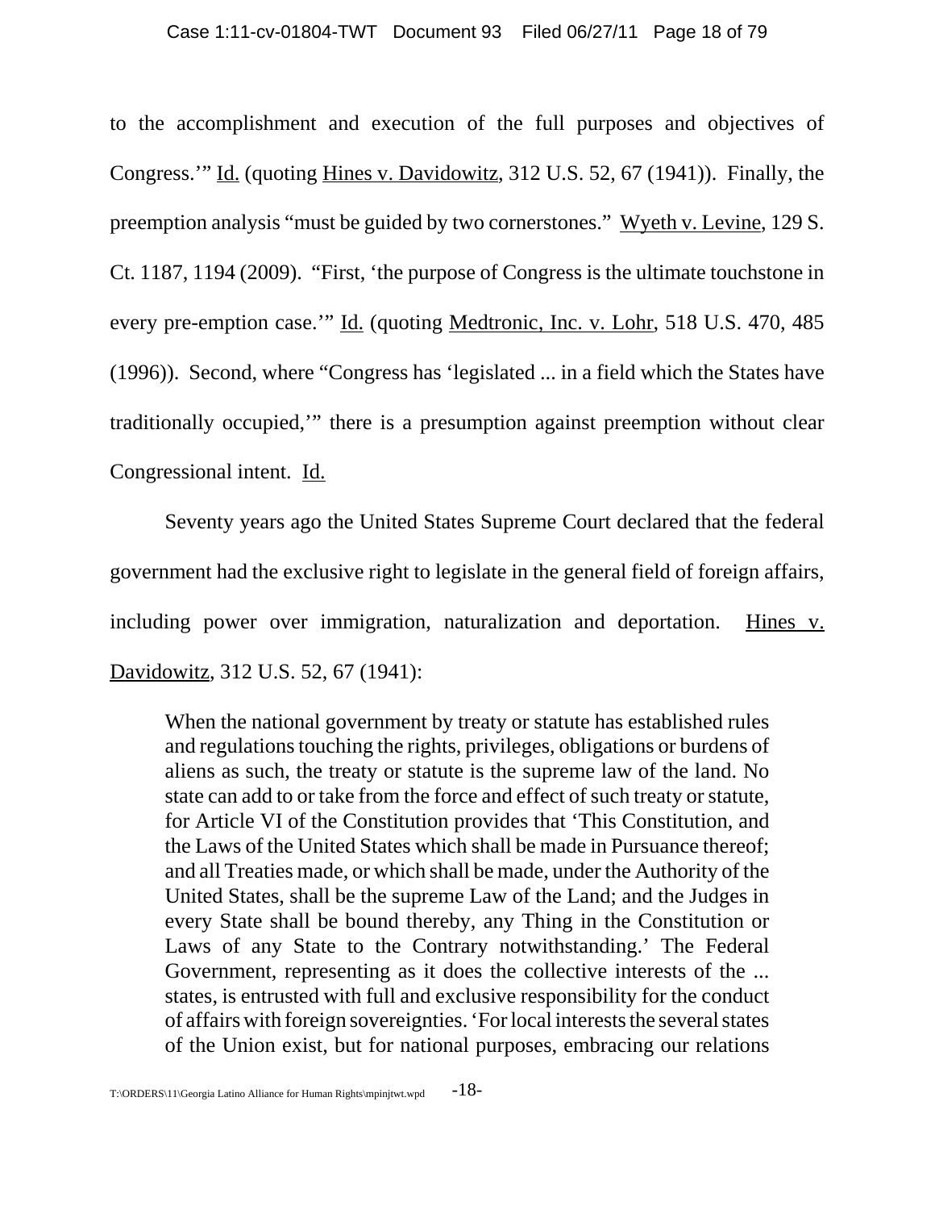to the accomplishment and execution of the full purposes and objectives of Congress.'" Id. (quoting Hines v. Davidowitz, 312 U.S. 52, 67 (1941)). Finally, the preemption analysis "must be guided by two cornerstones." Wyeth v. Levine, 129 S. Ct. 1187, 1194 (2009). "First, 'the purpose of Congress is the ultimate touchstone in every pre-emption case.'" Id. (quoting Medtronic, Inc. v. Lohr, 518 U.S. 470, 485 (1996)). Second, where "Congress has 'legislated ... in a field which the States have traditionally occupied,'" there is a presumption against preemption without clear Congressional intent. Id.

Seventy years ago the United States Supreme Court declared that the federal government had the exclusive right to legislate in the general field of foreign affairs, including power over immigration, naturalization and deportation. Hines v. Davidowitz, 312 U.S. 52, 67 (1941):

> When the national government by treaty or statute has established rules and regulations touching the rights, privileges, obligations or burdens of aliens as such, the treaty or statute is the supreme law of the land. No state can add to or take from the force and effect of such treaty or statute, for Article VI of the Constitution provides that 'This Constitution, and the Laws of the United States which shall be made in Pursuance thereof; and all Treaties made, or which shall be made, under the Authority of the United States, shall be the supreme Law of the Land; and the Judges in every State shall be bound thereby, any Thing in the Constitution or Laws of any State to the Contrary notwithstanding.' The Federal Government, representing as it does the collective interests of the ... states, is entrusted with full and exclusive responsibility for the conduct of affairs with foreign sovereignties. 'For local interests the several states of the Union exist, but for national purposes, embracing our relations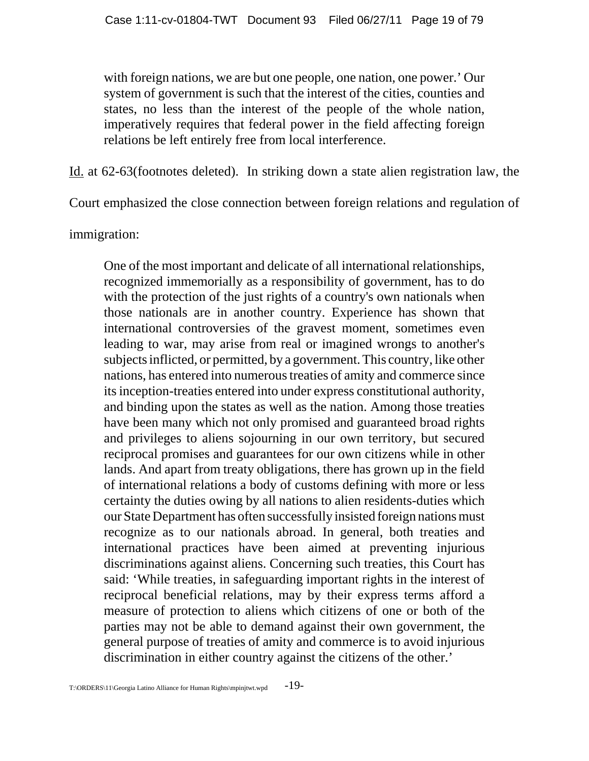> with foreign nations, we are but one people, one nation, one power.' Our system of government is such that the interest of the cities, counties and states, no less than the interest of the people of the whole nation, imperatively requires that federal power in the field affecting foreign relations be left entirely free from local interference.

Id. at 62-63(footnotes deleted). In striking down a state alien registration law, the Court emphasized the close connection between foreign relations and regulation of immigration:

> One of the most important and delicate of all international relationships, recognized immemorially as a responsibility of government, has to do with the protection of the just rights of a country's own nationals when those nationals are in another country. Experience has shown that international controversies of the gravest moment, sometimes even leading to war, may arise from real or imagined wrongs to another's subjects inflicted, or permitted, by a government. This country, like other nations, has entered into numerous treaties of amity and commerce since its inception-treaties entered into under express constitutional authority, and binding upon the states as well as the nation. Among those treaties have been many which not only promised and guaranteed broad rights and privileges to aliens sojourning in our own territory, but secured reciprocal promises and guarantees for our own citizens while in other lands. And apart from treaty obligations, there has grown up in the field of international relations a body of customs defining with more or less certainty the duties owing by all nations to alien residents-duties which our State Department has often successfully insisted foreign nations must recognize as to our nationals abroad. In general, both treaties and international practices have been aimed at preventing injurious discriminations against aliens. Concerning such treaties, this Court has said: 'While treaties, in safeguarding important rights in the interest of reciprocal beneficial relations, may by their express terms afford a measure of protection to aliens which citizens of one or both of the parties may not be able to demand against their own government, the general purpose of treaties of amity and commerce is to avoid injurious discrimination in either country against the citizens of the other.'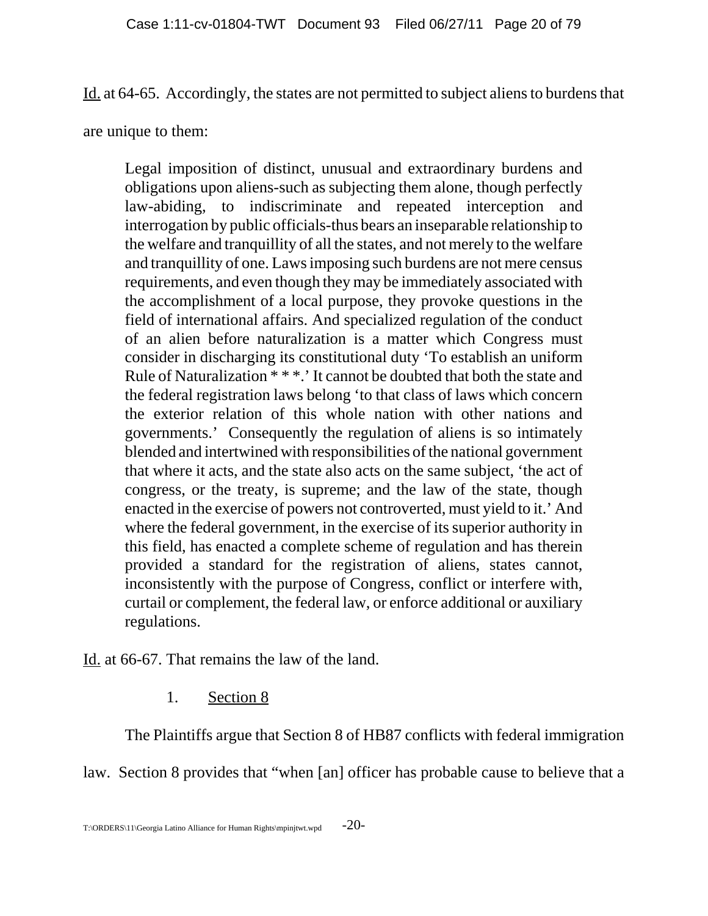Id. at 64-65. Accordingly, the states are not permitted to subject aliens to burdens that are unique to them:

> Legal imposition of distinct, unusual and extraordinary burdens and obligations upon aliens-such as subjecting them alone, though perfectly law-abiding, to indiscriminate and repeated interception and interrogation by public officials-thus bears an inseparable relationship to the welfare and tranquillity of all the states, and not merely to the welfare and tranquillity of one. Laws imposing such burdens are not mere census requirements, and even though they may be immediately associated with the accomplishment of a local purpose, they provoke questions in the field of international affairs. And specialized regulation of the conduct of an alien before naturalization is a matter which Congress must consider in discharging its constitutional duty 'To establish an uniform Rule of Naturalization * * *.' It cannot be doubted that both the state and the federal registration laws belong 'to that class of laws which concern the exterior relation of this whole nation with other nations and governments.' Consequently the regulation of aliens is so intimately blended and intertwined with responsibilities of the national government that where it acts, and the state also acts on the same subject, 'the act of congress, or the treaty, is supreme; and the law of the state, though enacted in the exercise of powers not controverted, must yield to it.' And where the federal government, in the exercise of its superior authority in this field, has enacted a complete scheme of regulation and has therein provided a standard for the registration of aliens, states cannot, inconsistently with the purpose of Congress, conflict or interfere with, curtail or complement, the federal law, or enforce additional or auxiliary regulations.

Id. at 66-67. That remains the law of the land.

### 1. Section 8

The Plaintiffs argue that Section 8 of HB87 conflicts with federal immigration law. Section 8 provides that "when [an] officer has probable cause to believe that a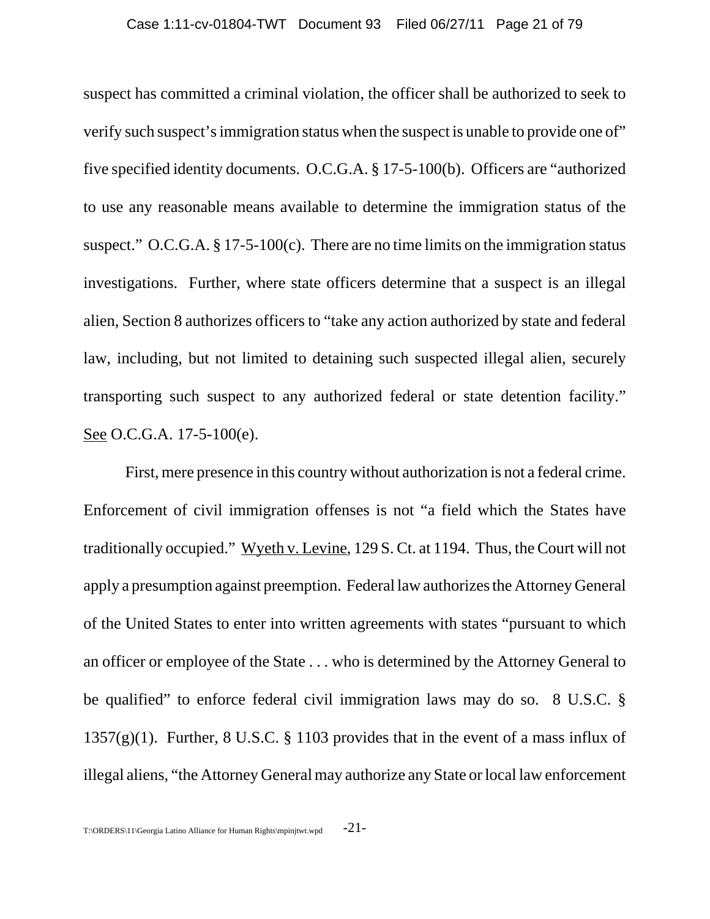suspect has committed a criminal violation, the officer shall be authorized to seek to verify such suspect's immigration status when the suspect is unable to provide one of" five specified identity documents. O.C.G.A. § 17-5-100(b). Officers are "authorized to use any reasonable means available to determine the immigration status of the suspect." O.C.G.A. § 17-5-100(c). There are no time limits on the immigration status investigations. Further, where state officers determine that a suspect is an illegal alien, Section 8 authorizes officers to "take any action authorized by state and federal law, including, but not limited to detaining such suspected illegal alien, securely transporting such suspect to any authorized federal or state detention facility." See O.C.G.A. 17-5-100(e).

First, mere presence in this country without authorization is not a federal crime. Enforcement of civil immigration offenses is not "a field which the States have traditionally occupied." Wyeth v. Levine, 129 S. Ct. at 1194. Thus, the Court will not apply a presumption against preemption. Federal law authorizes the Attorney General of the United States to enter into written agreements with states "pursuant to which an officer or employee of the State . . . who is determined by the Attorney General to be qualified" to enforce federal civil immigration laws may do so. 8 U.S.C. § 1357(g)(1). Further, 8 U.S.C. § 1103 provides that in the event of a mass influx of illegal aliens, "the Attorney General may authorize any State or local law enforcement

T:\ORDERS\11\Georgia Latino Alliance for Human Rights\mpinjtwt.wpd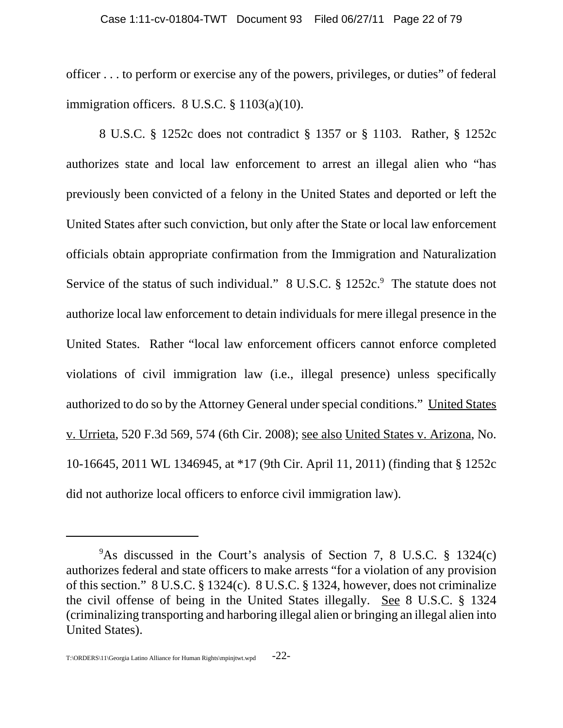officer . . . to perform or exercise any of the powers, privileges, or duties" of federal immigration officers. 8 U.S.C. § 1103(a)(10).

8 U.S.C. § 1252c does not contradict § 1357 or § 1103. Rather, § 1252c authorizes state and local law enforcement to arrest an illegal alien who "has previously been convicted of a felony in the United States and deported or left the United States after such conviction, but only after the State or local law enforcement officials obtain appropriate confirmation from the Immigration and Naturalization Service of the status of such individual." 8 U.S.C. § 1252c.[9] The statute does not authorize local law enforcement to detain individuals for mere illegal presence in the United States. Rather "local law enforcement officers cannot enforce completed violations of civil immigration law (i.e., illegal presence) unless specifically authorized to do so by the Attorney General under special conditions." United States v. Urrieta, 520 F.3d 569, 574 (6th Cir. 2008); see also United States v. Arizona, No. 10-16645, 2011 WL 1346945, at *17 (9th Cir. April 11, 2011) (finding that § 1252c did not authorize local officers to enforce civil immigration law).

---

[9]As discussed in the Court's analysis of Section 7, 8 U.S.C. § 1324(c) authorizes federal and state officers to make arrests "for a violation of any provision of this section." 8 U.S.C. § 1324(c). 8 U.S.C. § 1324, however, does not criminalize the civil offense of being in the United States illegally. See 8 U.S.C. § 1324 (criminalizing transporting and harboring illegal alien or bringing an illegal alien into United States).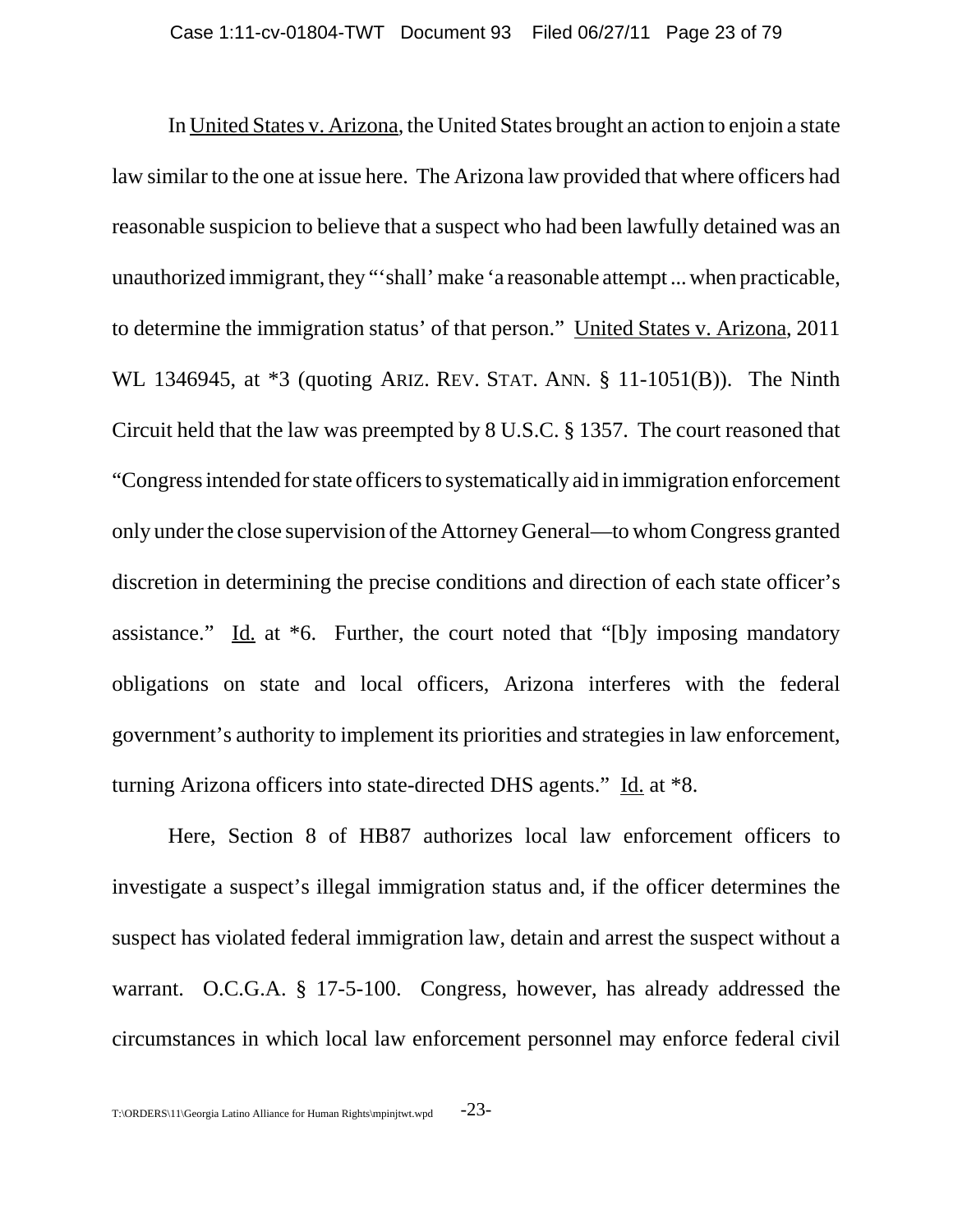In United States v. Arizona, the United States brought an action to enjoin a state law similar to the one at issue here. The Arizona law provided that where officers had reasonable suspicion to believe that a suspect who had been lawfully detained was an unauthorized immigrant, they "'shall' make 'a reasonable attempt ... when practicable, to determine the immigration status' of that person." United States v. Arizona, 2011 WL 1346945, at *3 (quoting ARIZ. REV. STAT. ANN. § 11-1051(B)). The Ninth Circuit held that the law was preempted by 8 U.S.C. § 1357. The court reasoned that "Congress intended for state officers to systematically aid in immigration enforcement only under the close supervision of the Attorney General—to whom Congress granted discretion in determining the precise conditions and direction of each state officer's assistance." Id. at *6. Further, the court noted that "[b]y imposing mandatory obligations on state and local officers, Arizona interferes with the federal government's authority to implement its priorities and strategies in law enforcement, turning Arizona officers into state-directed DHS agents." Id. at *8.

Here, Section 8 of HB87 authorizes local law enforcement officers to investigate a suspect's illegal immigration status and, if the officer determines the suspect has violated federal immigration law, detain and arrest the suspect without a warrant. O.C.G.A. § 17-5-100. Congress, however, has already addressed the circumstances in which local law enforcement personnel may enforce federal civil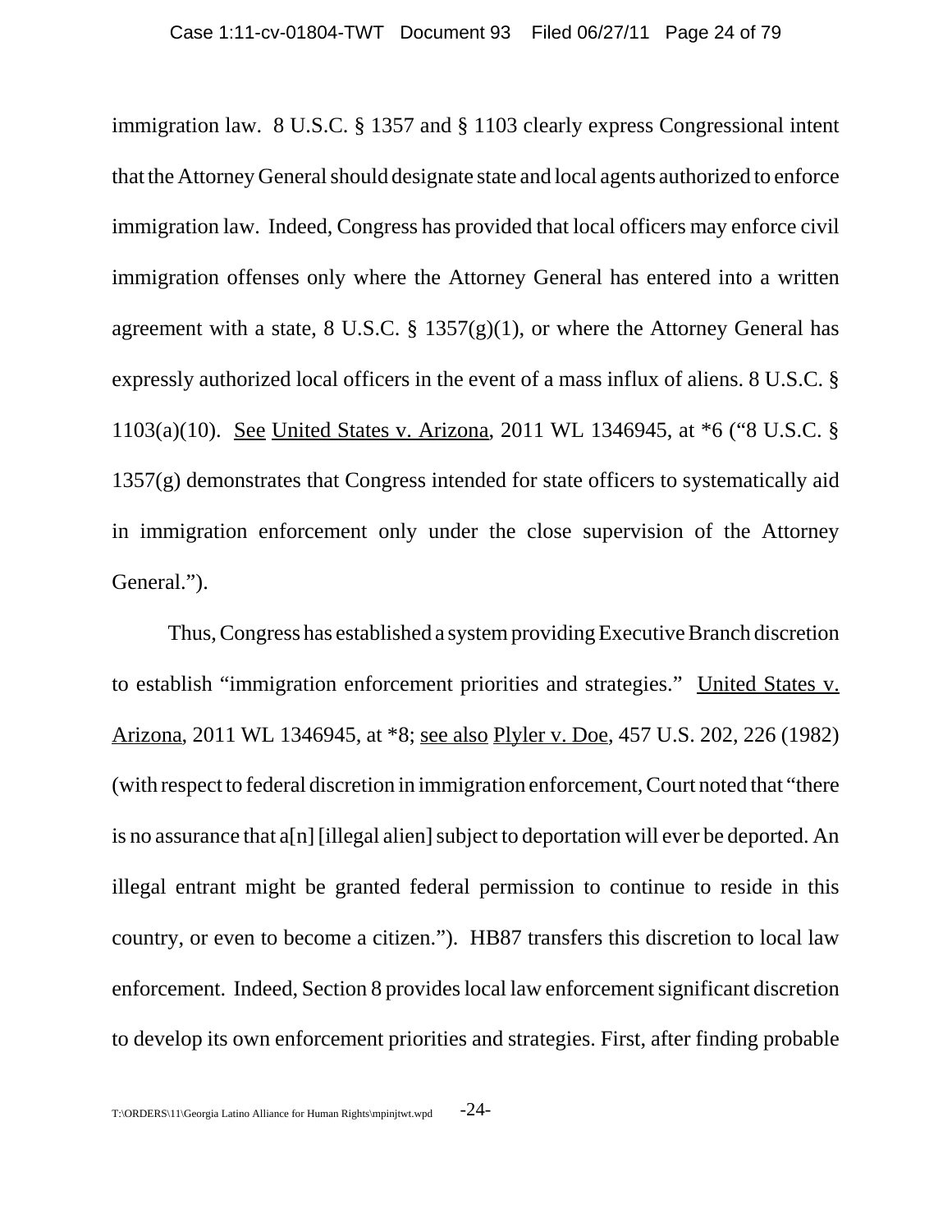immigration law. 8 U.S.C. § 1357 and § 1103 clearly express Congressional intent that the Attorney General should designate state and local agents authorized to enforce immigration law. Indeed, Congress has provided that local officers may enforce civil immigration offenses only where the Attorney General has entered into a written agreement with a state, 8 U.S.C. § 1357(g)(1), or where the Attorney General has expressly authorized local officers in the event of a mass influx of aliens. 8 U.S.C. § 1103(a)(10). See United States v. Arizona, 2011 WL 1346945, at *6 ("8 U.S.C. § 1357(g) demonstrates that Congress intended for state officers to systematically aid in immigration enforcement only under the close supervision of the Attorney General.").

Thus, Congress has established a system providing Executive Branch discretion to establish "immigration enforcement priorities and strategies." United States v. Arizona, 2011 WL 1346945, at *8; see also Plyler v. Doe, 457 U.S. 202, 226 (1982) (with respect to federal discretion in immigration enforcement, Court noted that "there is no assurance that a[n] [illegal alien] subject to deportation will ever be deported. An illegal entrant might be granted federal permission to continue to reside in this country, or even to become a citizen."). HB87 transfers this discretion to local law enforcement. Indeed, Section 8 provides local law enforcement significant discretion to develop its own enforcement priorities and strategies. First, after finding probable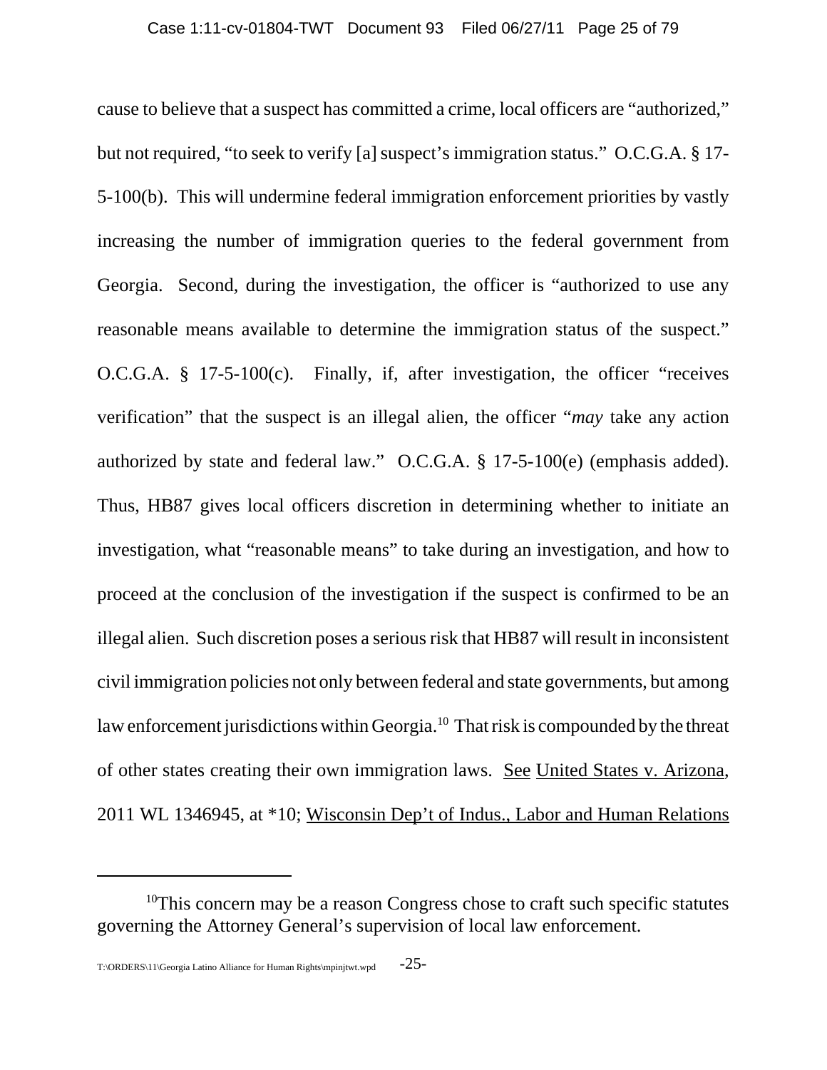cause to believe that a suspect has committed a crime, local officers are "authorized," but not required, "to seek to verify [a] suspect's immigration status." O.C.G.A. § 17-5-100(b). This will undermine federal immigration enforcement priorities by vastly increasing the number of immigration queries to the federal government from Georgia. Second, during the investigation, the officer is "authorized to use any reasonable means available to determine the immigration status of the suspect." O.C.G.A. § 17-5-100(c). Finally, if, after investigation, the officer "receives verification" that the suspect is an illegal alien, the officer "*may* take any action authorized by state and federal law." O.C.G.A. § 17-5-100(e) (emphasis added). Thus, HB87 gives local officers discretion in determining whether to initiate an investigation, what "reasonable means" to take during an investigation, and how to proceed at the conclusion of the investigation if the suspect is confirmed to be an illegal alien. Such discretion poses a serious risk that HB87 will result in inconsistent civil immigration policies not only between federal and state governments, but among law enforcement jurisdictions within Georgia.[10] That risk is compounded by the threat of other states creating their own immigration laws. See United States v. Arizona, 2011 WL 1346945, at *10; Wisconsin Dep't of Indus., Labor and Human Relations

---

[10]This concern may be a reason Congress chose to craft such specific statutes governing the Attorney General's supervision of local law enforcement.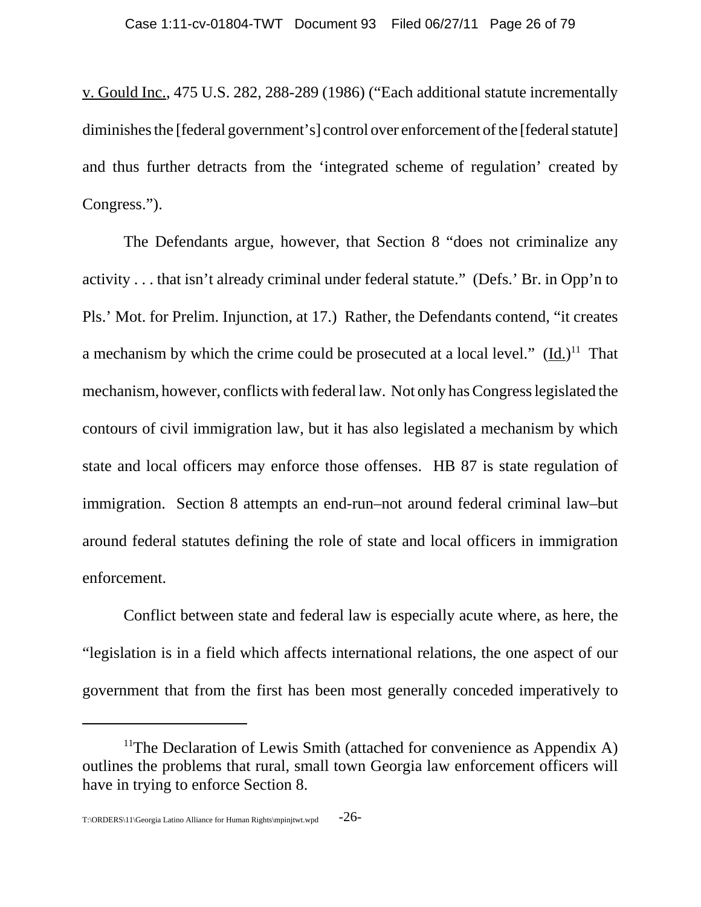v. Gould Inc., 475 U.S. 282, 288-289 (1986) ("Each additional statute incrementally diminishes the [federal government's] control over enforcement of the [federal statute] and thus further detracts from the 'integrated scheme of regulation' created by Congress.").

The Defendants argue, however, that Section 8 "does not criminalize any activity . . . that isn't already criminal under federal statute." (Defs.' Br. in Opp'n to Pls.' Mot. for Prelim. Injunction, at 17.) Rather, the Defendants contend, "it creates a mechanism by which the crime could be prosecuted at a local level." (Id.)[11] That mechanism, however, conflicts with federal law. Not only has Congress legislated the contours of civil immigration law, but it has also legislated a mechanism by which state and local officers may enforce those offenses. HB 87 is state regulation of immigration. Section 8 attempts an end-run–not around federal criminal law–but around federal statutes defining the role of state and local officers in immigration enforcement.

Conflict between state and federal law is especially acute where, as here, the "legislation is in a field which affects international relations, the one aspect of our government that from the first has been most generally conceded imperatively to

---

[11] The Declaration of Lewis Smith (attached for convenience as Appendix A) outlines the problems that rural, small town Georgia law enforcement officers will have in trying to enforce Section 8.

T:\ORDERS\11\Georgia Latino Alliance for Human Rights\mpinjtwt.wpd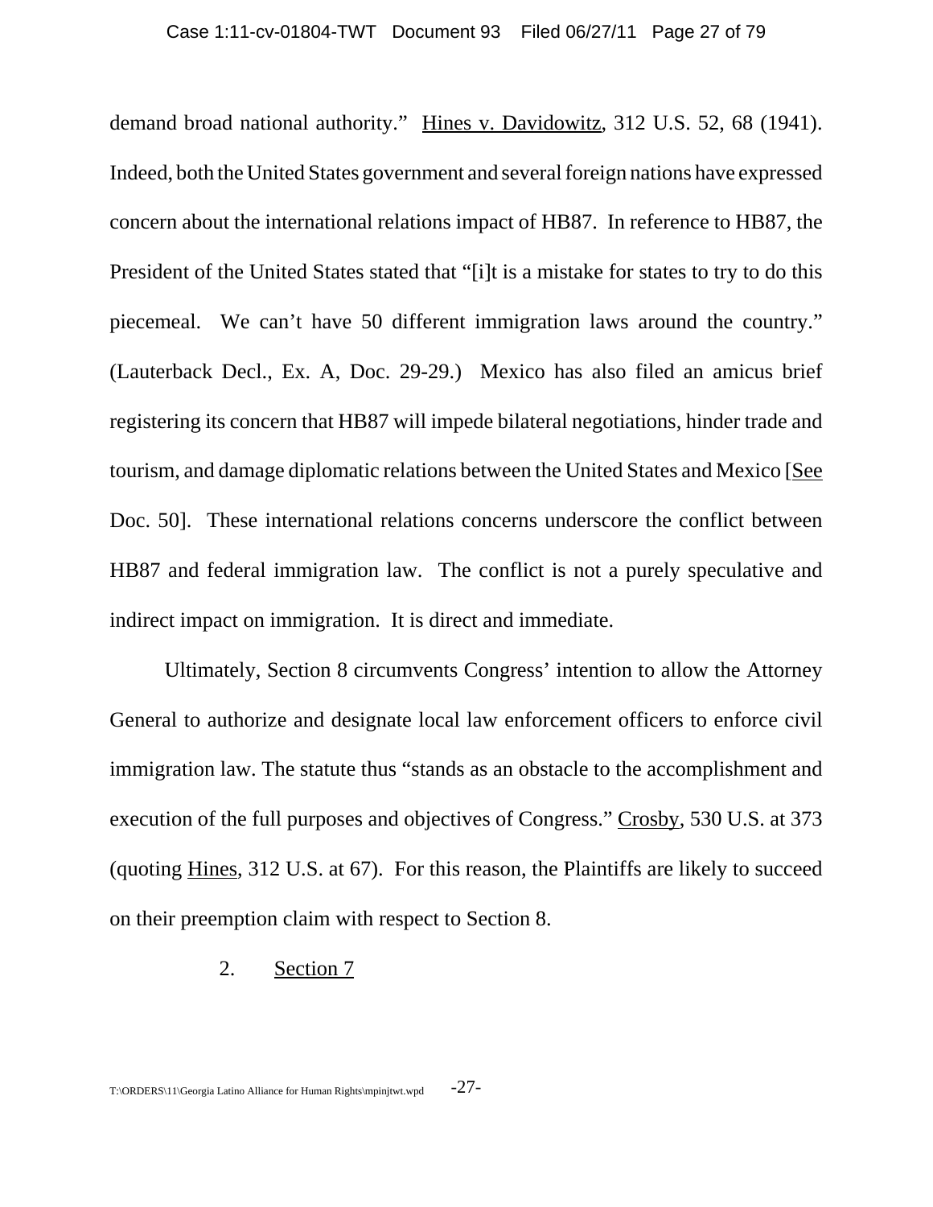demand broad national authority." Hines v. Davidowitz, 312 U.S. 52, 68 (1941). Indeed, both the United States government and several foreign nations have expressed concern about the international relations impact of HB87. In reference to HB87, the President of the United States stated that "[i]t is a mistake for states to try to do this piecemeal. We can't have 50 different immigration laws around the country." (Lauterback Decl., Ex. A, Doc. 29-29.) Mexico has also filed an amicus brief registering its concern that HB87 will impede bilateral negotiations, hinder trade and tourism, and damage diplomatic relations between the United States and Mexico [See Doc. 50]. These international relations concerns underscore the conflict between HB87 and federal immigration law. The conflict is not a purely speculative and indirect impact on immigration. It is direct and immediate.

Ultimately, Section 8 circumvents Congress' intention to allow the Attorney General to authorize and designate local law enforcement officers to enforce civil immigration law. The statute thus "stands as an obstacle to the accomplishment and execution of the full purposes and objectives of Congress." Crosby, 530 U.S. at 373 (quoting Hines, 312 U.S. at 67). For this reason, the Plaintiffs are likely to succeed on their preemption claim with respect to Section 8.

2. Section 7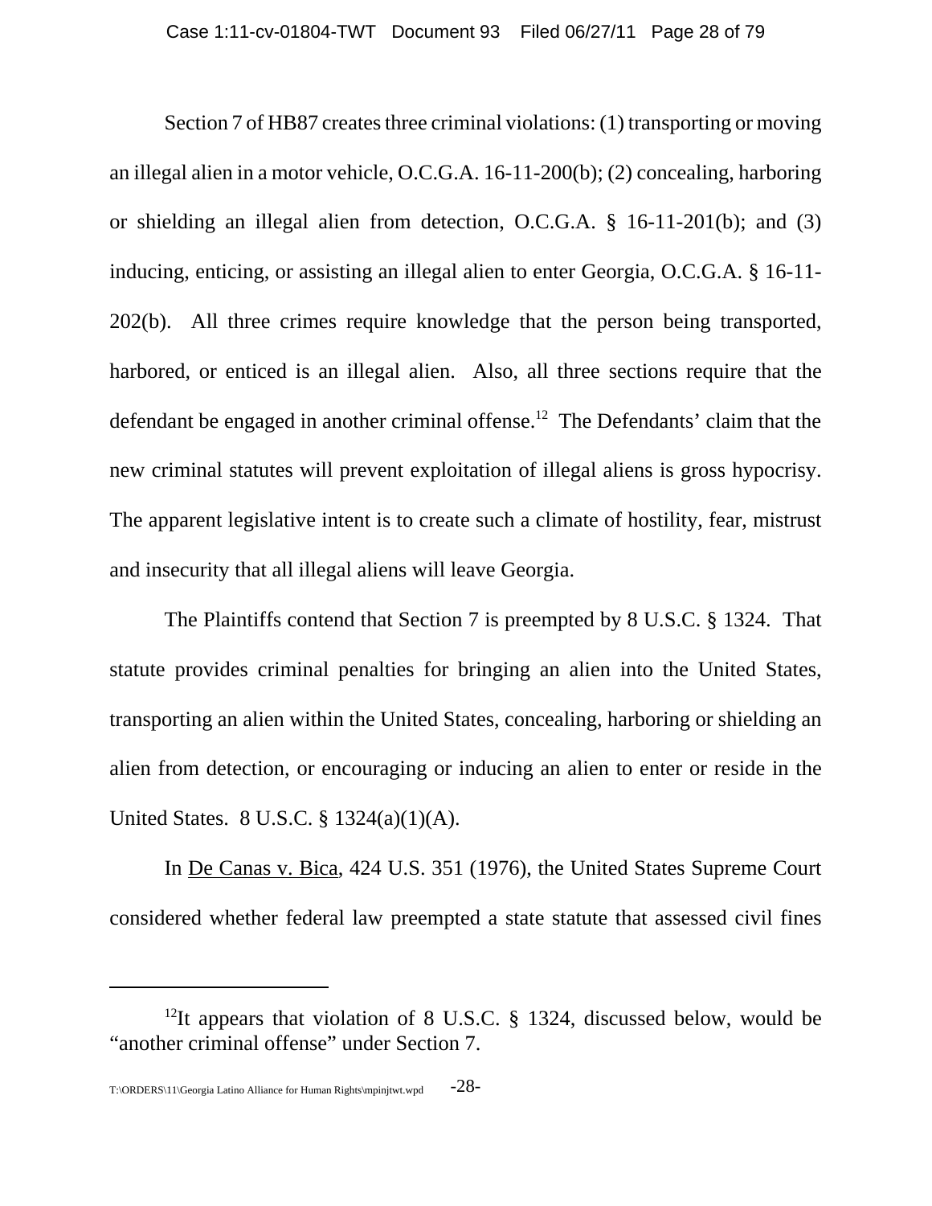Section 7 of HB87 creates three criminal violations: (1) transporting or moving an illegal alien in a motor vehicle, O.C.G.A. 16-11-200(b); (2) concealing, harboring or shielding an illegal alien from detection, O.C.G.A. § 16-11-201(b); and (3) inducing, enticing, or assisting an illegal alien to enter Georgia, O.C.G.A. § 16-11-202(b). All three crimes require knowledge that the person being transported, harbored, or enticed is an illegal alien. Also, all three sections require that the defendant be engaged in another criminal offense.[12] The Defendants' claim that the new criminal statutes will prevent exploitation of illegal aliens is gross hypocrisy. The apparent legislative intent is to create such a climate of hostility, fear, mistrust and insecurity that all illegal aliens will leave Georgia.

The Plaintiffs contend that Section 7 is preempted by 8 U.S.C. § 1324. That statute provides criminal penalties for bringing an alien into the United States, transporting an alien within the United States, concealing, harboring or shielding an alien from detection, or encouraging or inducing an alien to enter or reside in the United States. 8 U.S.C. § 1324(a)(1)(A).

In De Canas v. Bica, 424 U.S. 351 (1976), the United States Supreme Court considered whether federal law preempted a state statute that assessed civil fines

[12] It appears that violation of 8 U.S.C. § 1324, discussed below, would be "another criminal offense" under Section 7.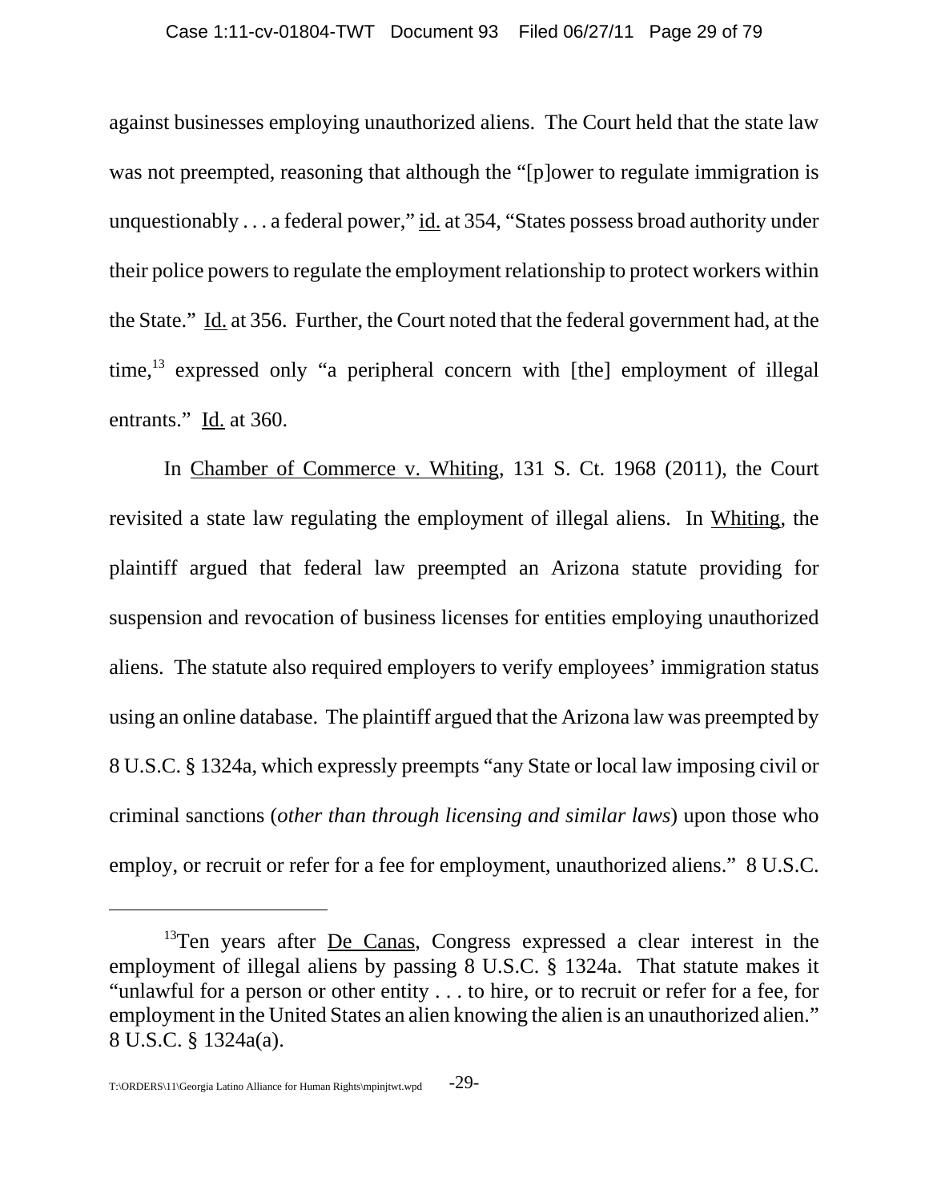against businesses employing unauthorized aliens. The Court held that the state law was not preempted, reasoning that although the "[p]ower to regulate immigration is unquestionably . . . a federal power," id. at 354, "States possess broad authority under their police powers to regulate the employment relationship to protect workers within the State." Id. at 356. Further, the Court noted that the federal government had, at the time,[13] expressed only "a peripheral concern with [the] employment of illegal entrants." Id. at 360.

In Chamber of Commerce v. Whiting, 131 S. Ct. 1968 (2011), the Court revisited a state law regulating the employment of illegal aliens. In Whiting, the plaintiff argued that federal law preempted an Arizona statute providing for suspension and revocation of business licenses for entities employing unauthorized aliens. The statute also required employers to verify employees' immigration status using an online database. The plaintiff argued that the Arizona law was preempted by 8 U.S.C. § 1324a, which expressly preempts "any State or local law imposing civil or criminal sanctions (*other than through licensing and similar laws*) upon those who employ, or recruit or refer for a fee for employment, unauthorized aliens." 8 U.S.C.

---

[13]Ten years after De Canas, Congress expressed a clear interest in the employment of illegal aliens by passing 8 U.S.C. § 1324a. That statute makes it "unlawful for a person or other entity . . . to hire, or to recruit or refer for a fee, for employment in the United States an alien knowing the alien is an unauthorized alien." 8 U.S.C. § 1324a(a).

T:\ORDERS\11\Georgia Latino Alliance for Human Rights\mpinjtwt.wpd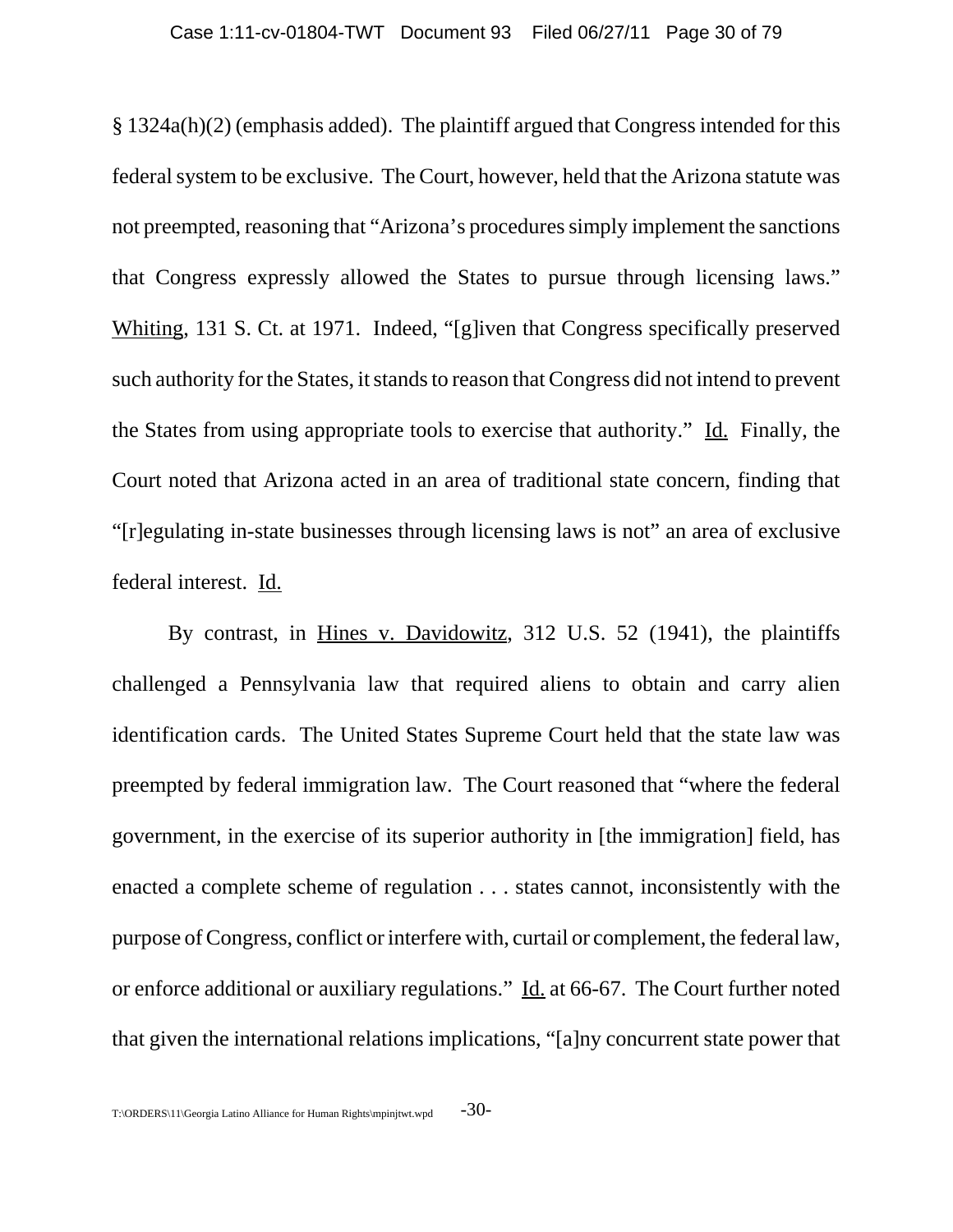§ 1324a(h)(2) (emphasis added). The plaintiff argued that Congress intended for this federal system to be exclusive. The Court, however, held that the Arizona statute was not preempted, reasoning that "Arizona's procedures simply implement the sanctions that Congress expressly allowed the States to pursue through licensing laws." Whiting, 131 S. Ct. at 1971. Indeed, "[g]iven that Congress specifically preserved such authority for the States, it stands to reason that Congress did not intend to prevent the States from using appropriate tools to exercise that authority." Id. Finally, the Court noted that Arizona acted in an area of traditional state concern, finding that "[r]egulating in-state businesses through licensing laws is not" an area of exclusive federal interest. Id.

By contrast, in Hines v. Davidowitz, 312 U.S. 52 (1941), the plaintiffs challenged a Pennsylvania law that required aliens to obtain and carry alien identification cards. The United States Supreme Court held that the state law was preempted by federal immigration law. The Court reasoned that "where the federal government, in the exercise of its superior authority in [the immigration] field, has enacted a complete scheme of regulation . . . states cannot, inconsistently with the purpose of Congress, conflict or interfere with, curtail or complement, the federal law, or enforce additional or auxiliary regulations." Id. at 66-67. The Court further noted that given the international relations implications, "[a]ny concurrent state power that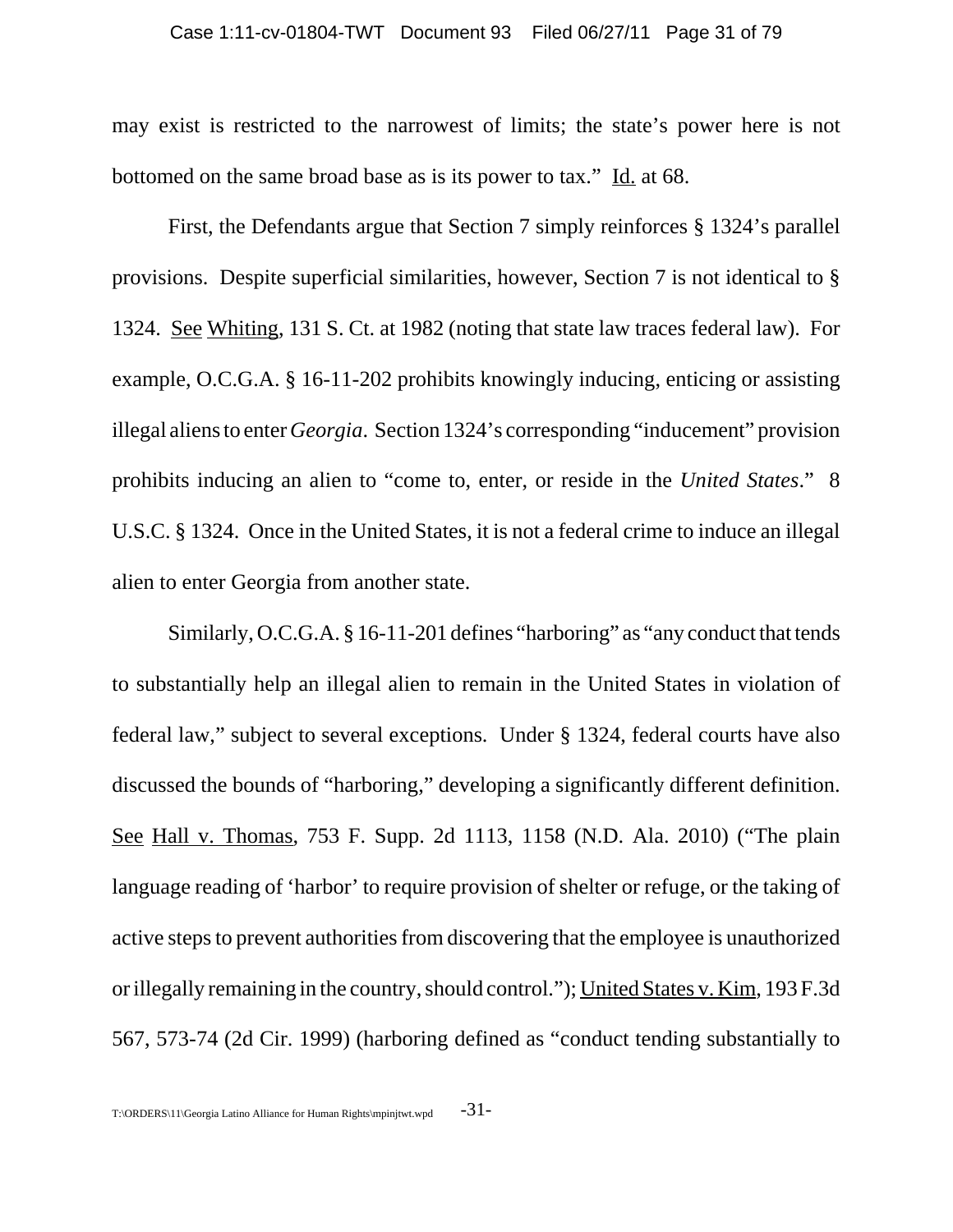may exist is restricted to the narrowest of limits; the state's power here is not bottomed on the same broad base as is its power to tax." Id. at 68.

First, the Defendants argue that Section 7 simply reinforces § 1324's parallel provisions. Despite superficial similarities, however, Section 7 is not identical to § 1324. See Whiting, 131 S. Ct. at 1982 (noting that state law traces federal law). For example, O.C.G.A. § 16-11-202 prohibits knowingly inducing, enticing or assisting illegal aliens to enter *Georgia*. Section 1324's corresponding "inducement" provision prohibits inducing an alien to "come to, enter, or reside in the *United States*." 8 U.S.C. § 1324. Once in the United States, it is not a federal crime to induce an illegal alien to enter Georgia from another state.

Similarly, O.C.G.A. § 16-11-201 defines "harboring" as "any conduct that tends to substantially help an illegal alien to remain in the United States in violation of federal law," subject to several exceptions. Under § 1324, federal courts have also discussed the bounds of "harboring," developing a significantly different definition. See Hall v. Thomas, 753 F. Supp. 2d 1113, 1158 (N.D. Ala. 2010) ("The plain language reading of 'harbor' to require provision of shelter or refuge, or the taking of active steps to prevent authorities from discovering that the employee is unauthorized or illegally remaining in the country, should control."); United States v. Kim, 193 F.3d 567, 573-74 (2d Cir. 1999) (harboring defined as "conduct tending substantially to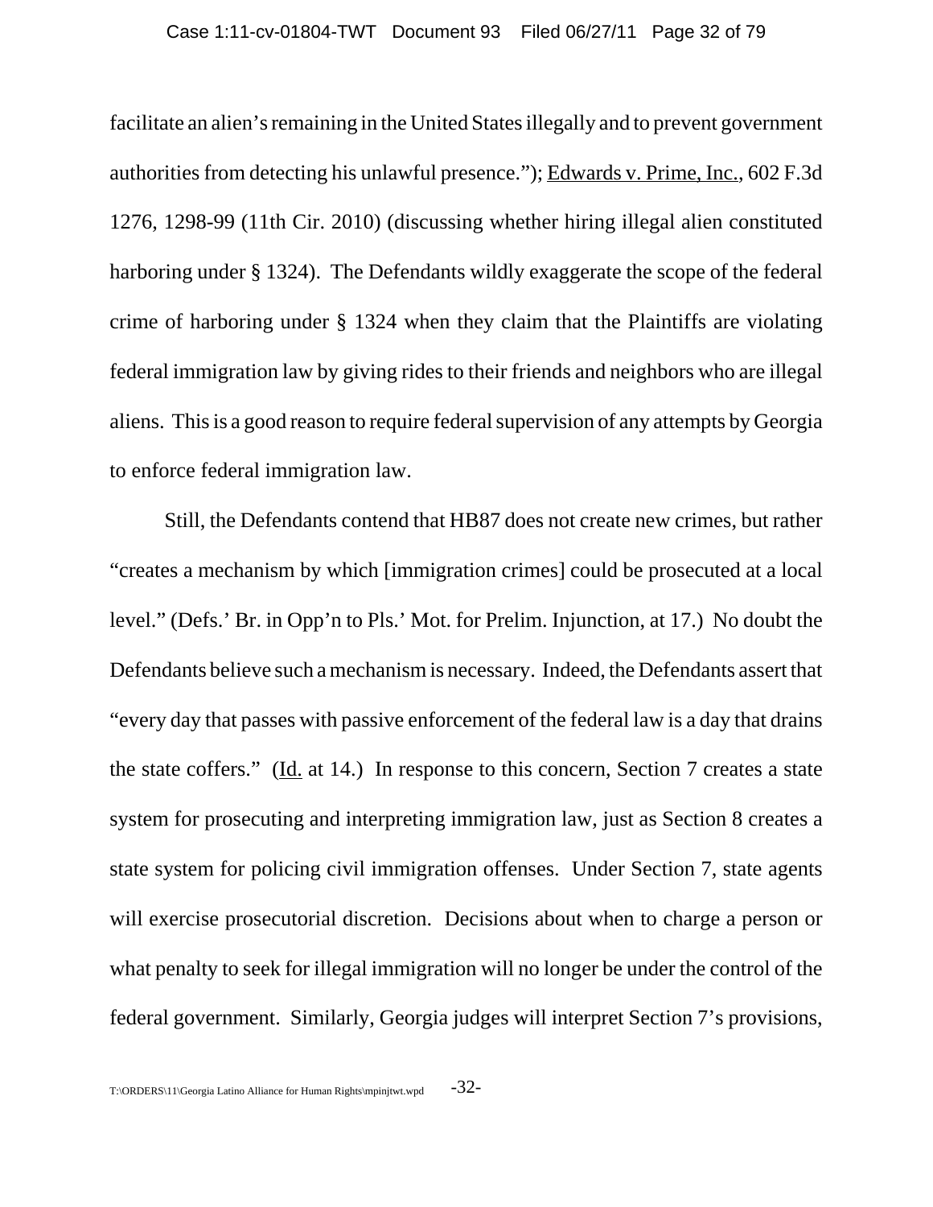facilitate an alien's remaining in the United States illegally and to prevent government authorities from detecting his unlawful presence."); Edwards v. Prime, Inc., 602 F.3d 1276, 1298-99 (11th Cir. 2010) (discussing whether hiring illegal alien constituted harboring under § 1324). The Defendants wildly exaggerate the scope of the federal crime of harboring under § 1324 when they claim that the Plaintiffs are violating federal immigration law by giving rides to their friends and neighbors who are illegal aliens. This is a good reason to require federal supervision of any attempts by Georgia to enforce federal immigration law.

Still, the Defendants contend that HB87 does not create new crimes, but rather "creates a mechanism by which [immigration crimes] could be prosecuted at a local level." (Defs.' Br. in Opp'n to Pls.' Mot. for Prelim. Injunction, at 17.) No doubt the Defendants believe such a mechanism is necessary. Indeed, the Defendants assert that "every day that passes with passive enforcement of the federal law is a day that drains the state coffers." (Id. at 14.) In response to this concern, Section 7 creates a state system for prosecuting and interpreting immigration law, just as Section 8 creates a state system for policing civil immigration offenses. Under Section 7, state agents will exercise prosecutorial discretion. Decisions about when to charge a person or what penalty to seek for illegal immigration will no longer be under the control of the federal government. Similarly, Georgia judges will interpret Section 7's provisions,

T:\ORDERS\11\Georgia Latino Alliance for Human Rights\mpinjtwt.wpd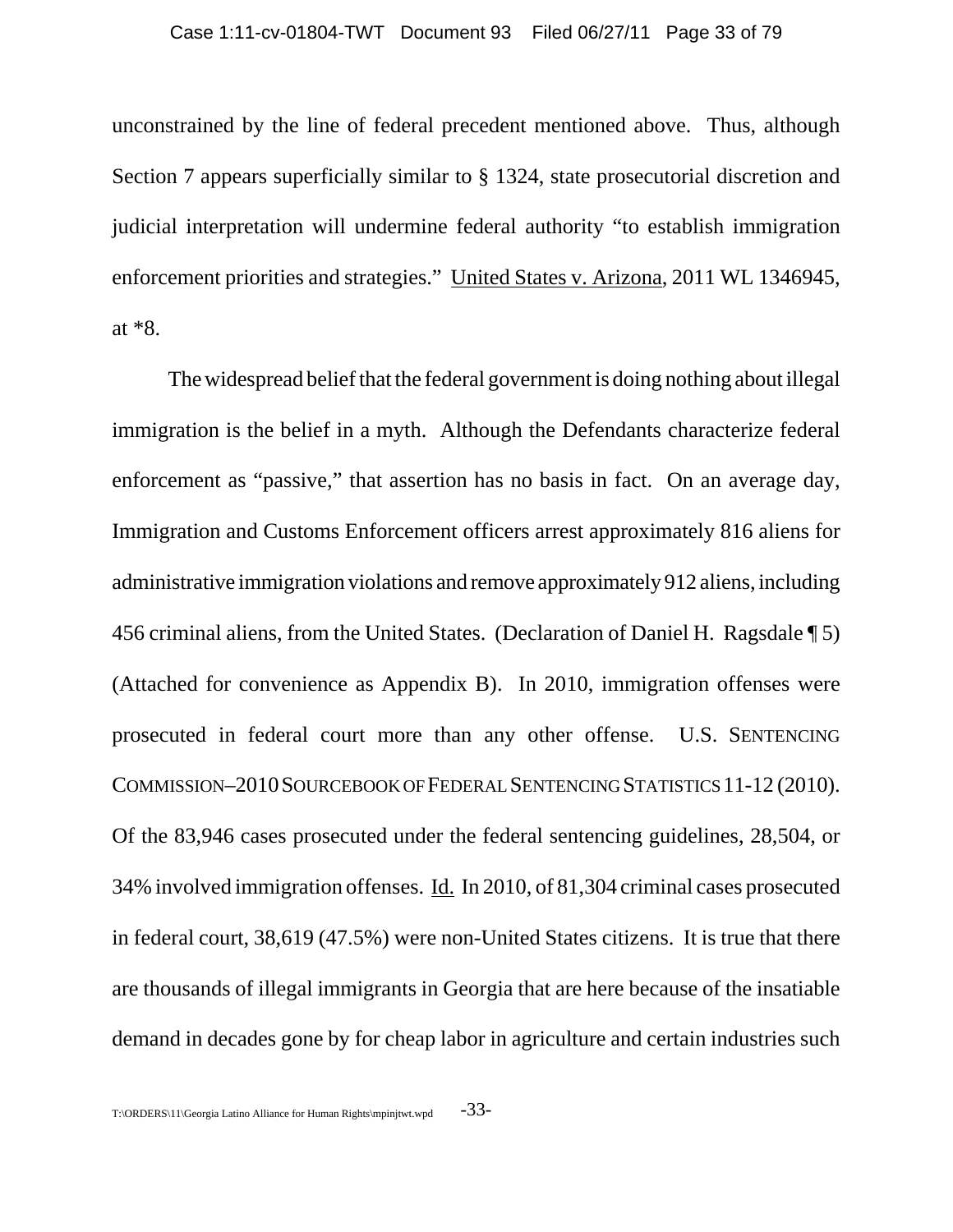unconstrained by the line of federal precedent mentioned above. Thus, although Section 7 appears superficially similar to § 1324, state prosecutorial discretion and judicial interpretation will undermine federal authority "to establish immigration enforcement priorities and strategies." United States v. Arizona, 2011 WL 1346945, at *8.

The widespread belief that the federal government is doing nothing about illegal immigration is the belief in a myth. Although the Defendants characterize federal enforcement as "passive," that assertion has no basis in fact. On an average day, Immigration and Customs Enforcement officers arrest approximately 816 aliens for administrative immigration violations and remove approximately 912 aliens, including 456 criminal aliens, from the United States. (Declaration of Daniel H. Ragsdale ¶ 5) (Attached for convenience as Appendix B). In 2010, immigration offenses were prosecuted in federal court more than any other offense. U.S. SENTENCING COMMISSION–2010 SOURCEBOOK OF FEDERAL SENTENCING STATISTICS 11-12 (2010). Of the 83,946 cases prosecuted under the federal sentencing guidelines, 28,504, or 34% involved immigration offenses. Id. In 2010, of 81,304 criminal cases prosecuted in federal court, 38,619 (47.5%) were non-United States citizens. It is true that there are thousands of illegal immigrants in Georgia that are here because of the insatiable demand in decades gone by for cheap labor in agriculture and certain industries such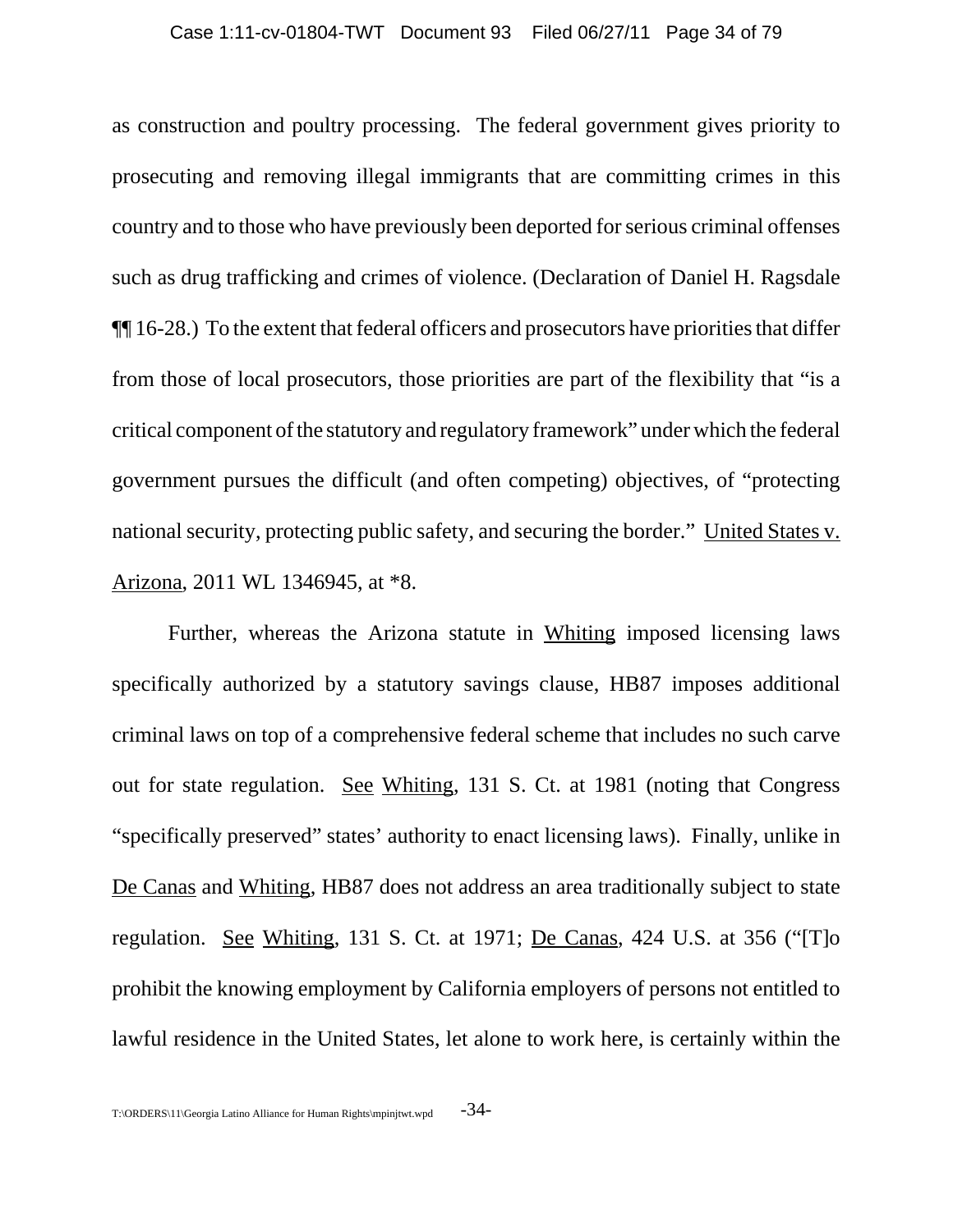as construction and poultry processing. The federal government gives priority to prosecuting and removing illegal immigrants that are committing crimes in this country and to those who have previously been deported for serious criminal offenses such as drug trafficking and crimes of violence. (Declaration of Daniel H. Ragsdale ¶¶ 16-28.) To the extent that federal officers and prosecutors have priorities that differ from those of local prosecutors, those priorities are part of the flexibility that "is a critical component of the statutory and regulatory framework" under which the federal government pursues the difficult (and often competing) objectives, of "protecting national security, protecting public safety, and securing the border." United States v. Arizona, 2011 WL 1346945, at *8.

Further, whereas the Arizona statute in Whiting imposed licensing laws specifically authorized by a statutory savings clause, HB87 imposes additional criminal laws on top of a comprehensive federal scheme that includes no such carve out for state regulation. See Whiting, 131 S. Ct. at 1981 (noting that Congress "specifically preserved" states' authority to enact licensing laws). Finally, unlike in De Canas and Whiting, HB87 does not address an area traditionally subject to state regulation. See Whiting, 131 S. Ct. at 1971; De Canas, 424 U.S. at 356 ("[T]o prohibit the knowing employment by California employers of persons not entitled to lawful residence in the United States, let alone to work here, is certainly within the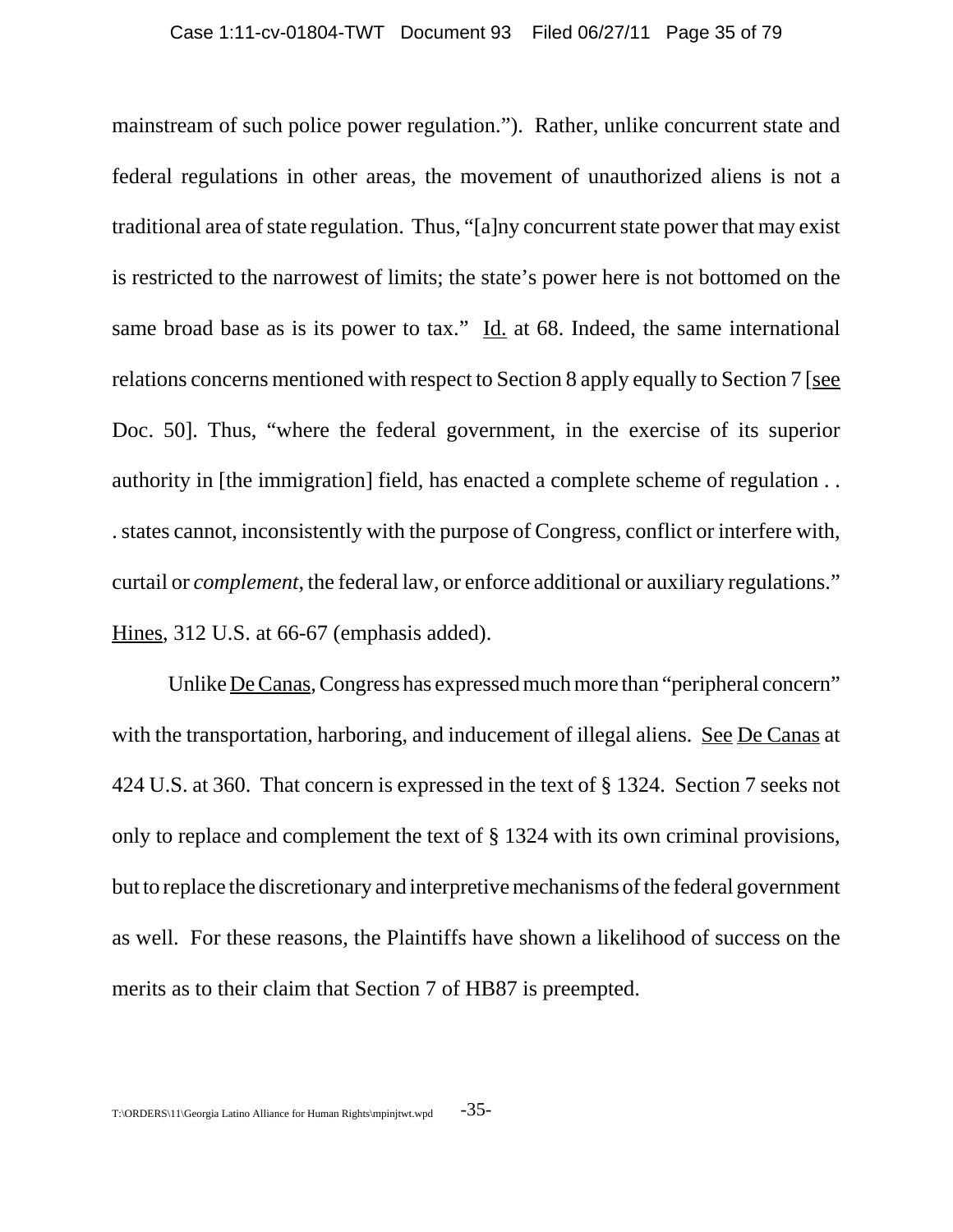mainstream of such police power regulation."). Rather, unlike concurrent state and federal regulations in other areas, the movement of unauthorized aliens is not a traditional area of state regulation. Thus, "[a]ny concurrent state power that may exist is restricted to the narrowest of limits; the state's power here is not bottomed on the same broad base as is its power to tax." Id. at 68. Indeed, the same international relations concerns mentioned with respect to Section 8 apply equally to Section 7 [see Doc. 50]. Thus, "where the federal government, in the exercise of its superior authority in [the immigration] field, has enacted a complete scheme of regulation . . . states cannot, inconsistently with the purpose of Congress, conflict or interfere with, curtail or *complement*, the federal law, or enforce additional or auxiliary regulations." Hines, 312 U.S. at 66-67 (emphasis added).

Unlike De Canas, Congress has expressed much more than "peripheral concern" with the transportation, harboring, and inducement of illegal aliens. See De Canas at 424 U.S. at 360. That concern is expressed in the text of § 1324. Section 7 seeks not only to replace and complement the text of § 1324 with its own criminal provisions, but to replace the discretionary and interpretive mechanisms of the federal government as well. For these reasons, the Plaintiffs have shown a likelihood of success on the merits as to their claim that Section 7 of HB87 is preempted.

T:\ORDERS\11\Georgia Latino Alliance for Human Rights\mpinjtwt.wpd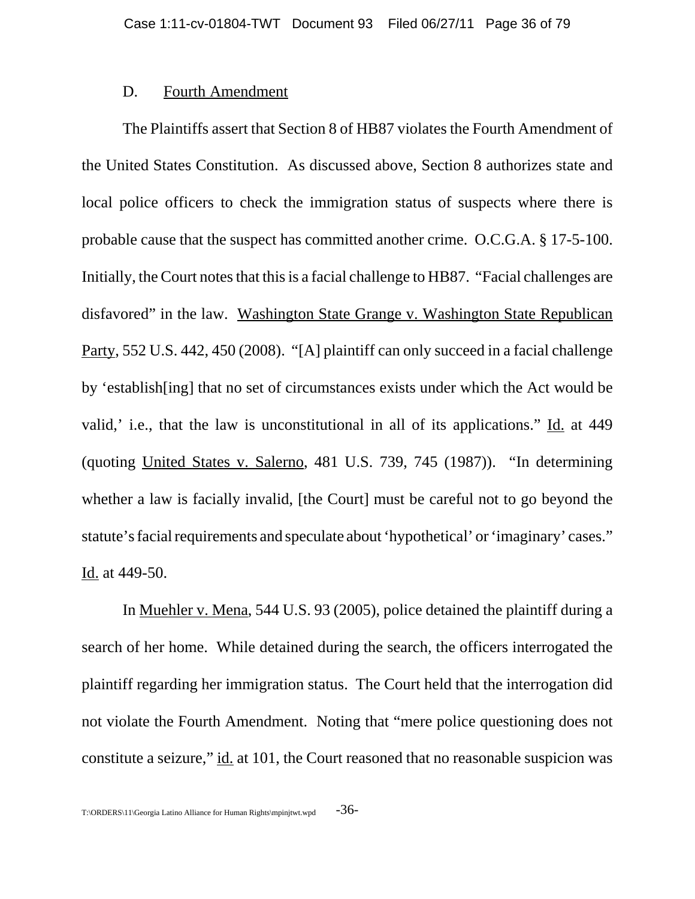### D. Fourth Amendment

The Plaintiffs assert that Section 8 of HB87 violates the Fourth Amendment of the United States Constitution. As discussed above, Section 8 authorizes state and local police officers to check the immigration status of suspects where there is probable cause that the suspect has committed another crime. O.C.G.A. § 17-5-100. Initially, the Court notes that this is a facial challenge to HB87. "Facial challenges are disfavored" in the law. Washington State Grange v. Washington State Republican Party, 552 U.S. 442, 450 (2008). "[A] plaintiff can only succeed in a facial challenge by 'establish[ing] that no set of circumstances exists under which the Act would be valid,' i.e., that the law is unconstitutional in all of its applications." Id. at 449 (quoting United States v. Salerno, 481 U.S. 739, 745 (1987)). "In determining whether a law is facially invalid, [the Court] must be careful not to go beyond the statute's facial requirements and speculate about 'hypothetical' or 'imaginary' cases." Id. at 449-50.

In Muehler v. Mena, 544 U.S. 93 (2005), police detained the plaintiff during a search of her home. While detained during the search, the officers interrogated the plaintiff regarding her immigration status. The Court held that the interrogation did not violate the Fourth Amendment. Noting that "mere police questioning does not constitute a seizure," id. at 101, the Court reasoned that no reasonable suspicion was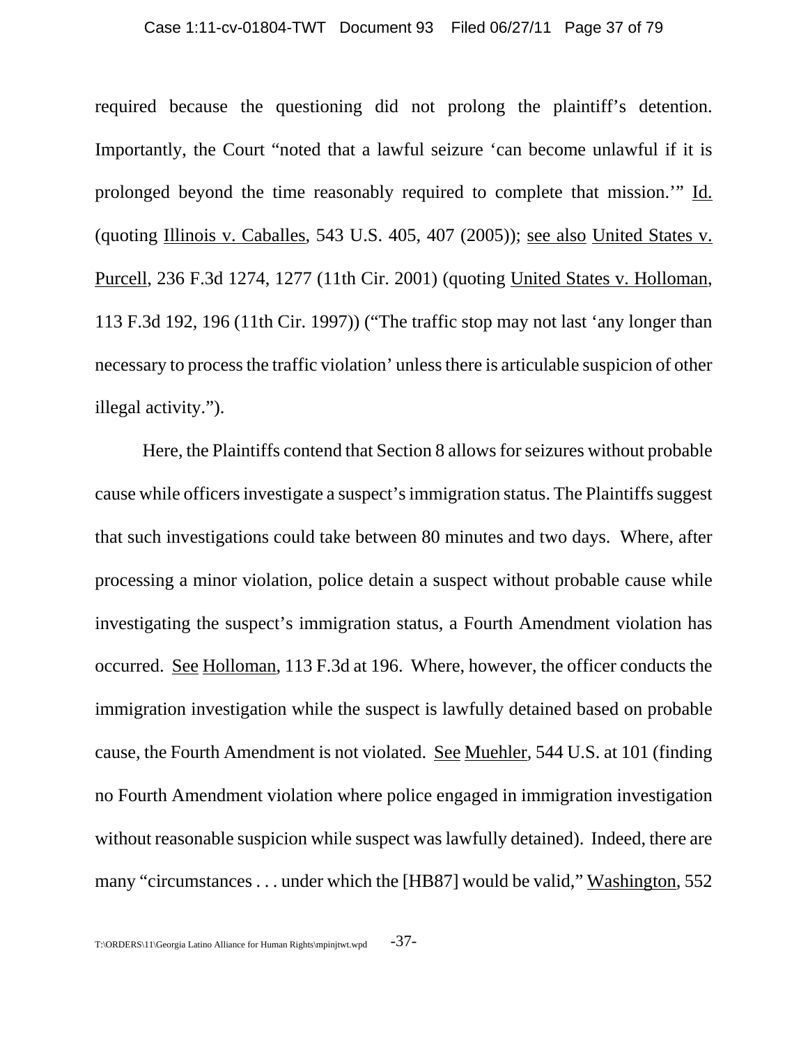required because the questioning did not prolong the plaintiff's detention. Importantly, the Court "noted that a lawful seizure 'can become unlawful if it is prolonged beyond the time reasonably required to complete that mission.'" Id. (quoting Illinois v. Caballes, 543 U.S. 405, 407 (2005)); see also United States v. Purcell, 236 F.3d 1274, 1277 (11th Cir. 2001) (quoting United States v. Holloman, 113 F.3d 192, 196 (11th Cir. 1997)) ("The traffic stop may not last 'any longer than necessary to process the traffic violation' unless there is articulable suspicion of other illegal activity.").

Here, the Plaintiffs contend that Section 8 allows for seizures without probable cause while officers investigate a suspect's immigration status. The Plaintiffs suggest that such investigations could take between 80 minutes and two days. Where, after processing a minor violation, police detain a suspect without probable cause while investigating the suspect's immigration status, a Fourth Amendment violation has occurred. See Holloman, 113 F.3d at 196. Where, however, the officer conducts the immigration investigation while the suspect is lawfully detained based on probable cause, the Fourth Amendment is not violated. See Muehler, 544 U.S. at 101 (finding no Fourth Amendment violation where police engaged in immigration investigation without reasonable suspicion while suspect was lawfully detained). Indeed, there are many "circumstances . . . under which the [HB87] would be valid," Washington, 552

T:\ORDERS\11\Georgia Latino Alliance for Human Rights\mpinjtwt.wpd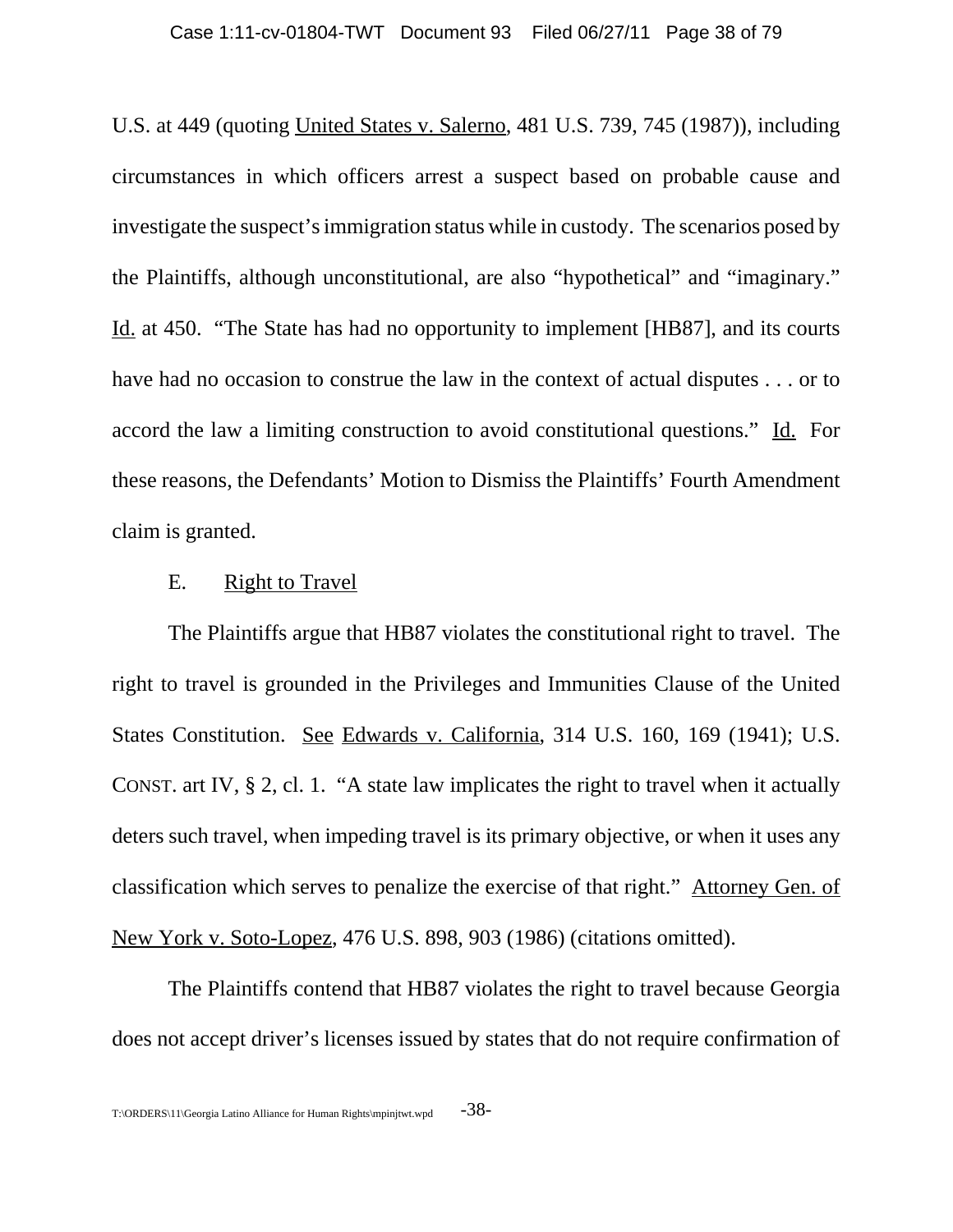U.S. at 449 (quoting United States v. Salerno, 481 U.S. 739, 745 (1987)), including circumstances in which officers arrest a suspect based on probable cause and investigate the suspect's immigration status while in custody. The scenarios posed by the Plaintiffs, although unconstitutional, are also "hypothetical" and "imaginary." Id. at 450. "The State has had no opportunity to implement [HB87], and its courts have had no occasion to construe the law in the context of actual disputes . . . or to accord the law a limiting construction to avoid constitutional questions." Id. For these reasons, the Defendants' Motion to Dismiss the Plaintiffs' Fourth Amendment claim is granted.

E. Right to Travel

The Plaintiffs argue that HB87 violates the constitutional right to travel. The right to travel is grounded in the Privileges and Immunities Clause of the United States Constitution. See Edwards v. California, 314 U.S. 160, 169 (1941); U.S. CONST. art IV, § 2, cl. 1. "A state law implicates the right to travel when it actually deters such travel, when impeding travel is its primary objective, or when it uses any classification which serves to penalize the exercise of that right." Attorney Gen. of New York v. Soto-Lopez, 476 U.S. 898, 903 (1986) (citations omitted).

The Plaintiffs contend that HB87 violates the right to travel because Georgia does not accept driver's licenses issued by states that do not require confirmation of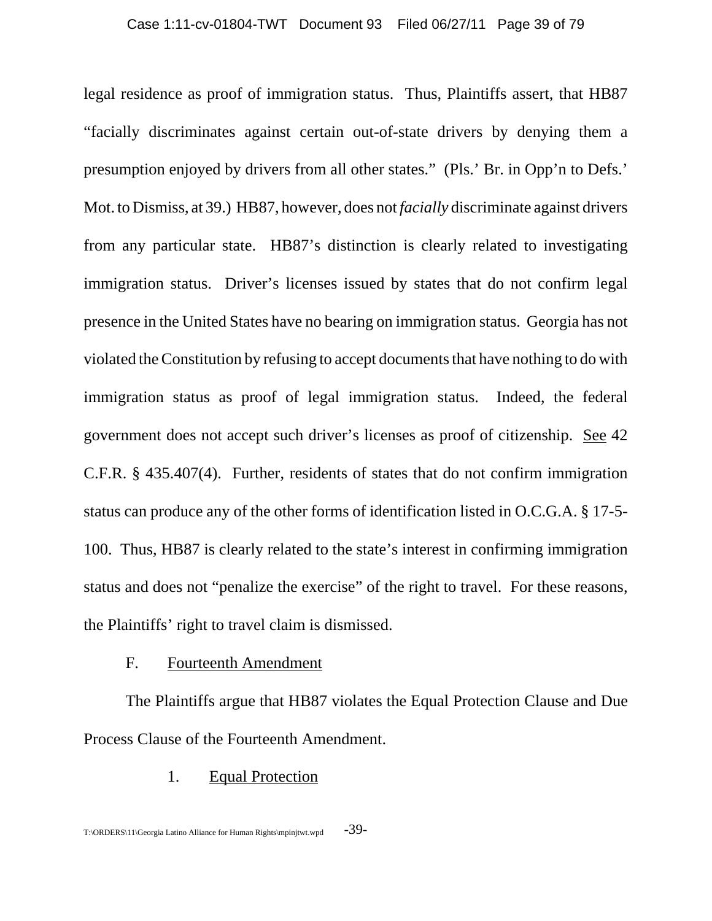legal residence as proof of immigration status. Thus, Plaintiffs assert, that HB87 "facially discriminates against certain out-of-state drivers by denying them a presumption enjoyed by drivers from all other states." (Pls.' Br. in Opp'n to Defs.' Mot. to Dismiss, at 39.) HB87, however, does not *facially* discriminate against drivers from any particular state. HB87's distinction is clearly related to investigating immigration status. Driver's licenses issued by states that do not confirm legal presence in the United States have no bearing on immigration status. Georgia has not violated the Constitution by refusing to accept documents that have nothing to do with immigration status as proof of legal immigration status. Indeed, the federal government does not accept such driver's licenses as proof of citizenship. See 42 C.F.R. § 435.407(4). Further, residents of states that do not confirm immigration status can produce any of the other forms of identification listed in O.C.G.A. § 17-5-100. Thus, HB87 is clearly related to the state's interest in confirming immigration status and does not "penalize the exercise" of the right to travel. For these reasons, the Plaintiffs' right to travel claim is dismissed.

### F. Fourteenth Amendment

The Plaintiffs argue that HB87 violates the Equal Protection Clause and Due Process Clause of the Fourteenth Amendment.

#### 1. Equal Protection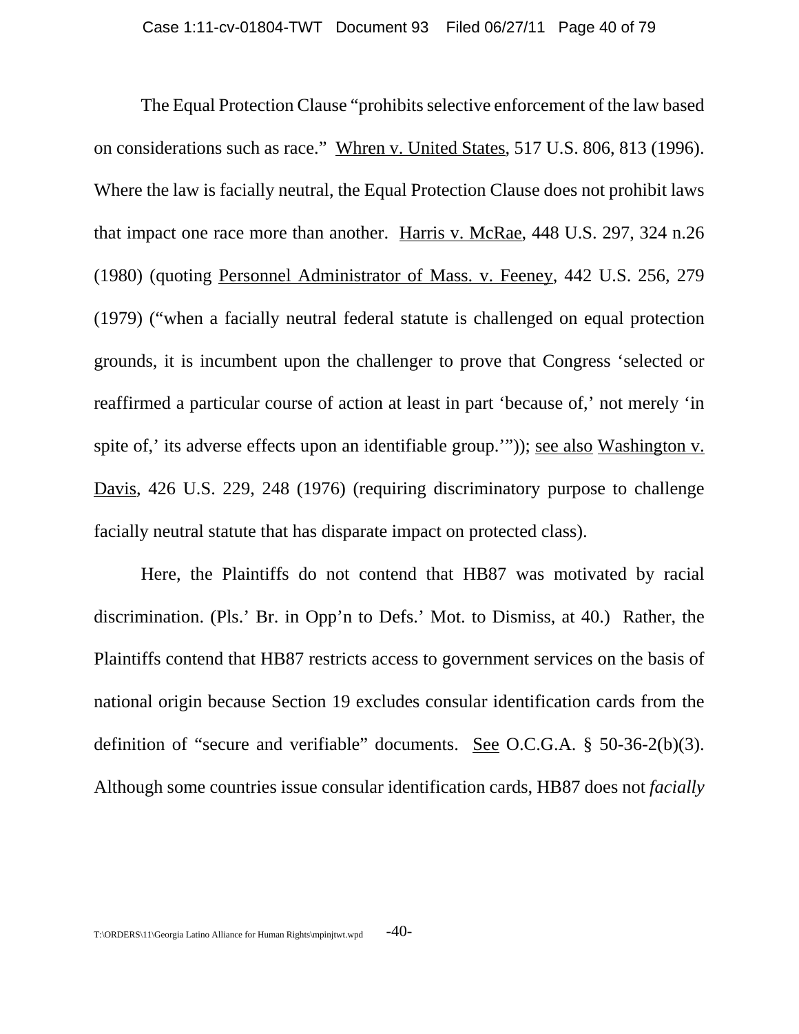The Equal Protection Clause "prohibits selective enforcement of the law based on considerations such as race." Whren v. United States, 517 U.S. 806, 813 (1996). Where the law is facially neutral, the Equal Protection Clause does not prohibit laws that impact one race more than another. Harris v. McRae, 448 U.S. 297, 324 n.26 (1980) (quoting Personnel Administrator of Mass. v. Feeney, 442 U.S. 256, 279 (1979) ("when a facially neutral federal statute is challenged on equal protection grounds, it is incumbent upon the challenger to prove that Congress 'selected or reaffirmed a particular course of action at least in part 'because of,' not merely 'in spite of,' its adverse effects upon an identifiable group.'")); see also Washington v. Davis, 426 U.S. 229, 248 (1976) (requiring discriminatory purpose to challenge facially neutral statute that has disparate impact on protected class).

Here, the Plaintiffs do not contend that HB87 was motivated by racial discrimination. (Pls.' Br. in Opp'n to Defs.' Mot. to Dismiss, at 40.) Rather, the Plaintiffs contend that HB87 restricts access to government services on the basis of national origin because Section 19 excludes consular identification cards from the definition of "secure and verifiable" documents. See O.C.G.A. § 50-36-2(b)(3). Although some countries issue consular identification cards, HB87 does not *facially*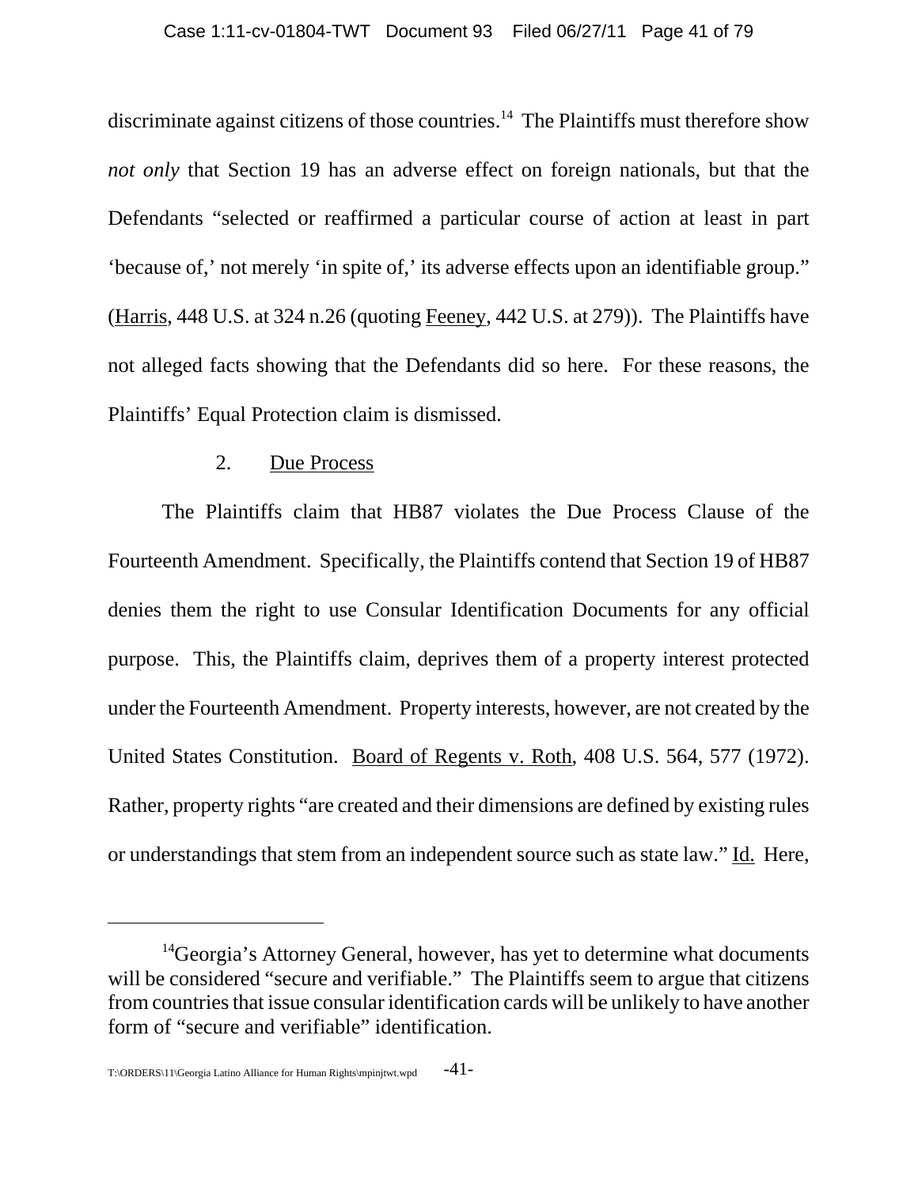discriminate against citizens of those countries.[14] The Plaintiffs must therefore show *not only* that Section 19 has an adverse effect on foreign nationals, but that the Defendants "selected or reaffirmed a particular course of action at least in part 'because of,' not merely 'in spite of,' its adverse effects upon an identifiable group." (Harris, 448 U.S. at 324 n.26 (quoting Feeney, 442 U.S. at 279)). The Plaintiffs have not alleged facts showing that the Defendants did so here. For these reasons, the Plaintiffs' Equal Protection claim is dismissed.

2. Due Process

The Plaintiffs claim that HB87 violates the Due Process Clause of the Fourteenth Amendment. Specifically, the Plaintiffs contend that Section 19 of HB87 denies them the right to use Consular Identification Documents for any official purpose. This, the Plaintiffs claim, deprives them of a property interest protected under the Fourteenth Amendment. Property interests, however, are not created by the United States Constitution. Board of Regents v. Roth, 408 U.S. 564, 577 (1972). Rather, property rights "are created and their dimensions are defined by existing rules or understandings that stem from an independent source such as state law." Id. Here,

---

[14] Georgia's Attorney General, however, has yet to determine what documents will be considered "secure and verifiable." The Plaintiffs seem to argue that citizens from countries that issue consular identification cards will be unlikely to have another form of "secure and verifiable" identification.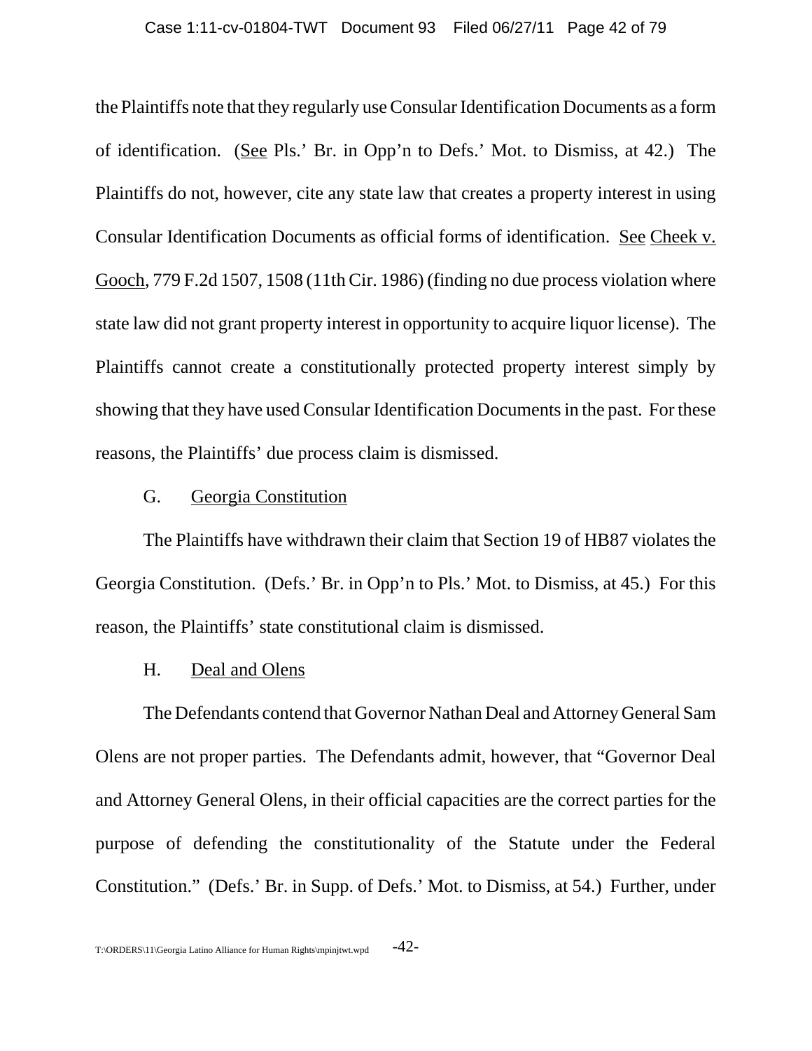the Plaintiffs note that they regularly use Consular Identification Documents as a form of identification. (See Pls.' Br. in Opp'n to Defs.' Mot. to Dismiss, at 42.) The Plaintiffs do not, however, cite any state law that creates a property interest in using Consular Identification Documents as official forms of identification. See Cheek v. Gooch, 779 F.2d 1507, 1508 (11th Cir. 1986) (finding no due process violation where state law did not grant property interest in opportunity to acquire liquor license). The Plaintiffs cannot create a constitutionally protected property interest simply by showing that they have used Consular Identification Documents in the past. For these reasons, the Plaintiffs' due process claim is dismissed.

G. Georgia Constitution

The Plaintiffs have withdrawn their claim that Section 19 of HB87 violates the Georgia Constitution. (Defs.' Br. in Opp'n to Pls.' Mot. to Dismiss, at 45.) For this reason, the Plaintiffs' state constitutional claim is dismissed.

H. Deal and Olens

The Defendants contend that Governor Nathan Deal and Attorney General Sam Olens are not proper parties. The Defendants admit, however, that "Governor Deal and Attorney General Olens, in their official capacities are the correct parties for the purpose of defending the constitutionality of the Statute under the Federal Constitution." (Defs.' Br. in Supp. of Defs.' Mot. to Dismiss, at 54.) Further, under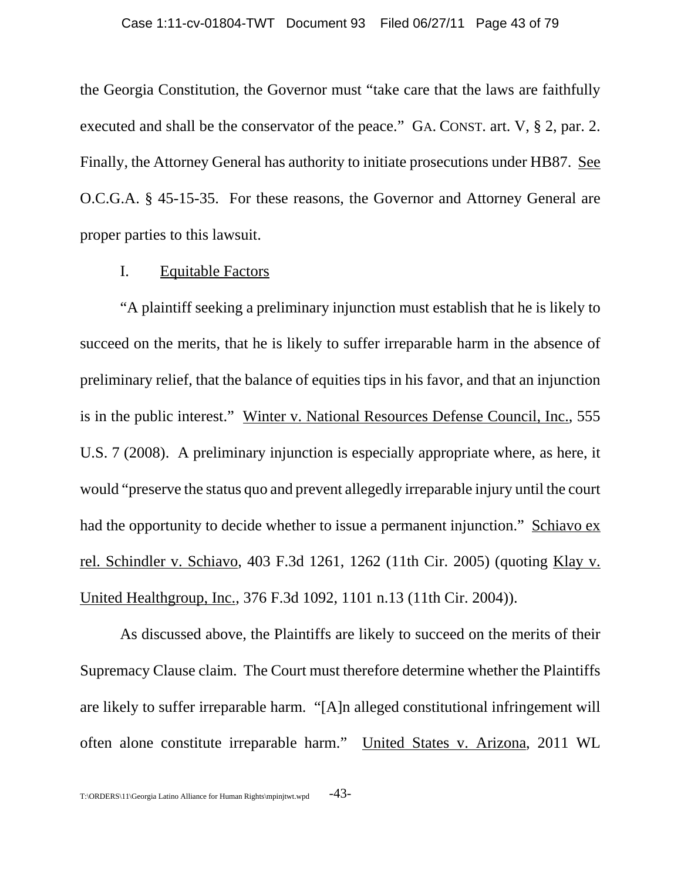the Georgia Constitution, the Governor must "take care that the laws are faithfully executed and shall be the conservator of the peace." GA. CONST. art. V, § 2, par. 2. Finally, the Attorney General has authority to initiate prosecutions under HB87. See O.C.G.A. § 45-15-35. For these reasons, the Governor and Attorney General are proper parties to this lawsuit.

I. Equitable Factors

"A plaintiff seeking a preliminary injunction must establish that he is likely to succeed on the merits, that he is likely to suffer irreparable harm in the absence of preliminary relief, that the balance of equities tips in his favor, and that an injunction is in the public interest." Winter v. National Resources Defense Council, Inc., 555 U.S. 7 (2008). A preliminary injunction is especially appropriate where, as here, it would "preserve the status quo and prevent allegedly irreparable injury until the court had the opportunity to decide whether to issue a permanent injunction." Schiavo ex rel. Schindler v. Schiavo, 403 F.3d 1261, 1262 (11th Cir. 2005) (quoting Klay v. United Healthgroup, Inc., 376 F.3d 1092, 1101 n.13 (11th Cir. 2004)).

As discussed above, the Plaintiffs are likely to succeed on the merits of their Supremacy Clause claim. The Court must therefore determine whether the Plaintiffs are likely to suffer irreparable harm. "[A]n alleged constitutional infringement will often alone constitute irreparable harm." United States v. Arizona, 2011 WL

T:\ORDERS\11\Georgia Latino Alliance for Human Rights\mpinjtwt.wpd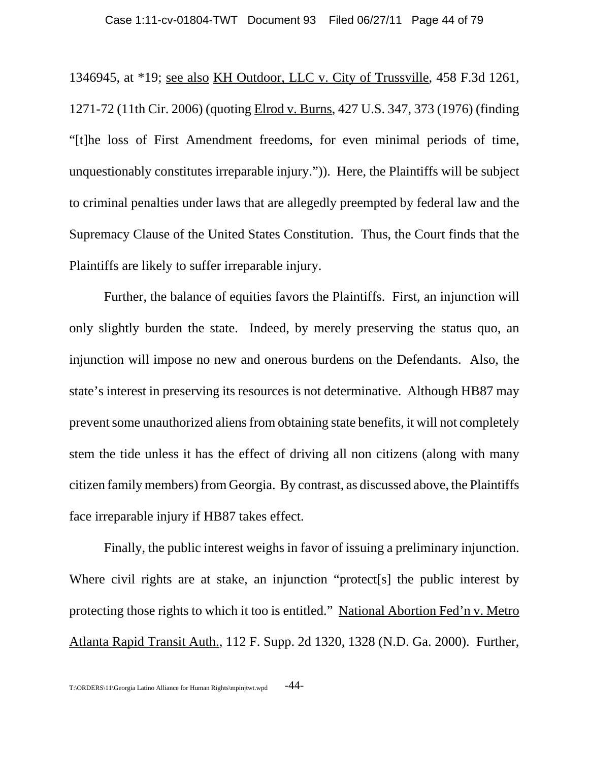1346945, at *19; see also KH Outdoor, LLC v. City of Trussville, 458 F.3d 1261, 1271-72 (11th Cir. 2006) (quoting Elrod v. Burns, 427 U.S. 347, 373 (1976) (finding "[t]he loss of First Amendment freedoms, for even minimal periods of time, unquestionably constitutes irreparable injury.")). Here, the Plaintiffs will be subject to criminal penalties under laws that are allegedly preempted by federal law and the Supremacy Clause of the United States Constitution. Thus, the Court finds that the Plaintiffs are likely to suffer irreparable injury.

Further, the balance of equities favors the Plaintiffs. First, an injunction will only slightly burden the state. Indeed, by merely preserving the status quo, an injunction will impose no new and onerous burdens on the Defendants. Also, the state's interest in preserving its resources is not determinative. Although HB87 may prevent some unauthorized aliens from obtaining state benefits, it will not completely stem the tide unless it has the effect of driving all non citizens (along with many citizen family members) from Georgia. By contrast, as discussed above, the Plaintiffs face irreparable injury if HB87 takes effect.

Finally, the public interest weighs in favor of issuing a preliminary injunction. Where civil rights are at stake, an injunction "protect[s] the public interest by protecting those rights to which it too is entitled." National Abortion Fed'n v. Metro Atlanta Rapid Transit Auth., 112 F. Supp. 2d 1320, 1328 (N.D. Ga. 2000). Further,

T:\ORDERS\11\Georgia Latino Alliance for Human Rights\mpinjtwt.wpd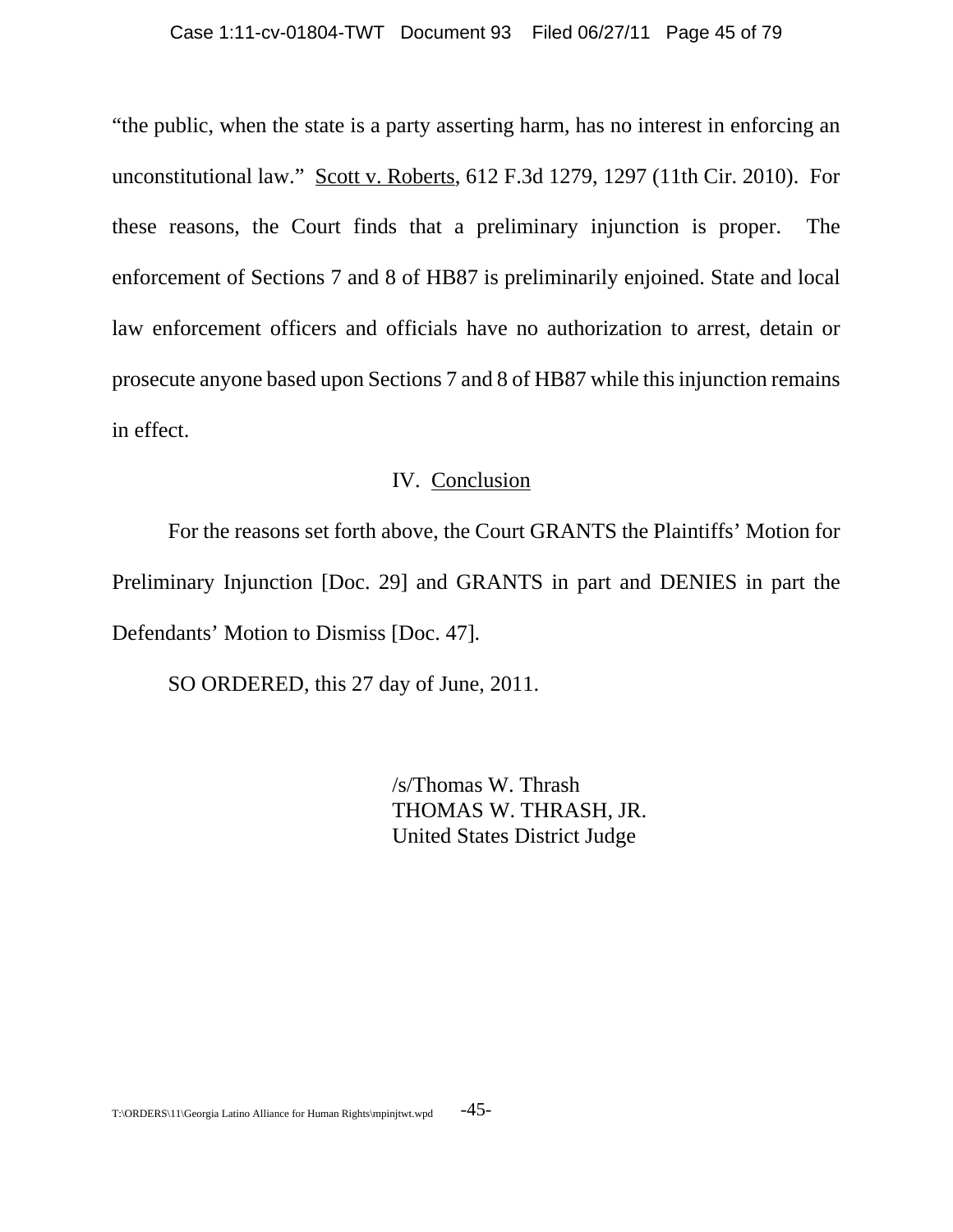"the public, when the state is a party asserting harm, has no interest in enforcing an unconstitutional law." Scott v. Roberts, 612 F.3d 1279, 1297 (11th Cir. 2010). For these reasons, the Court finds that a preliminary injunction is proper. The enforcement of Sections 7 and 8 of HB87 is preliminarily enjoined. State and local law enforcement officers and officials have no authorization to arrest, detain or prosecute anyone based upon Sections 7 and 8 of HB87 while this injunction remains in effect.

## IV. Conclusion

For the reasons set forth above, the Court GRANTS the Plaintiffs' Motion for Preliminary Injunction [Doc. 29] and GRANTS in part and DENIES in part the Defendants' Motion to Dismiss [Doc. 47].

SO ORDERED, this 27 day of June, 2011.

/s/Thomas W. Thrash
THOMAS W. THRASH, JR.
United States District Judge

T:\ORDERS\11\Georgia Latino Alliance for Human Rights\mpinjtwt.wpd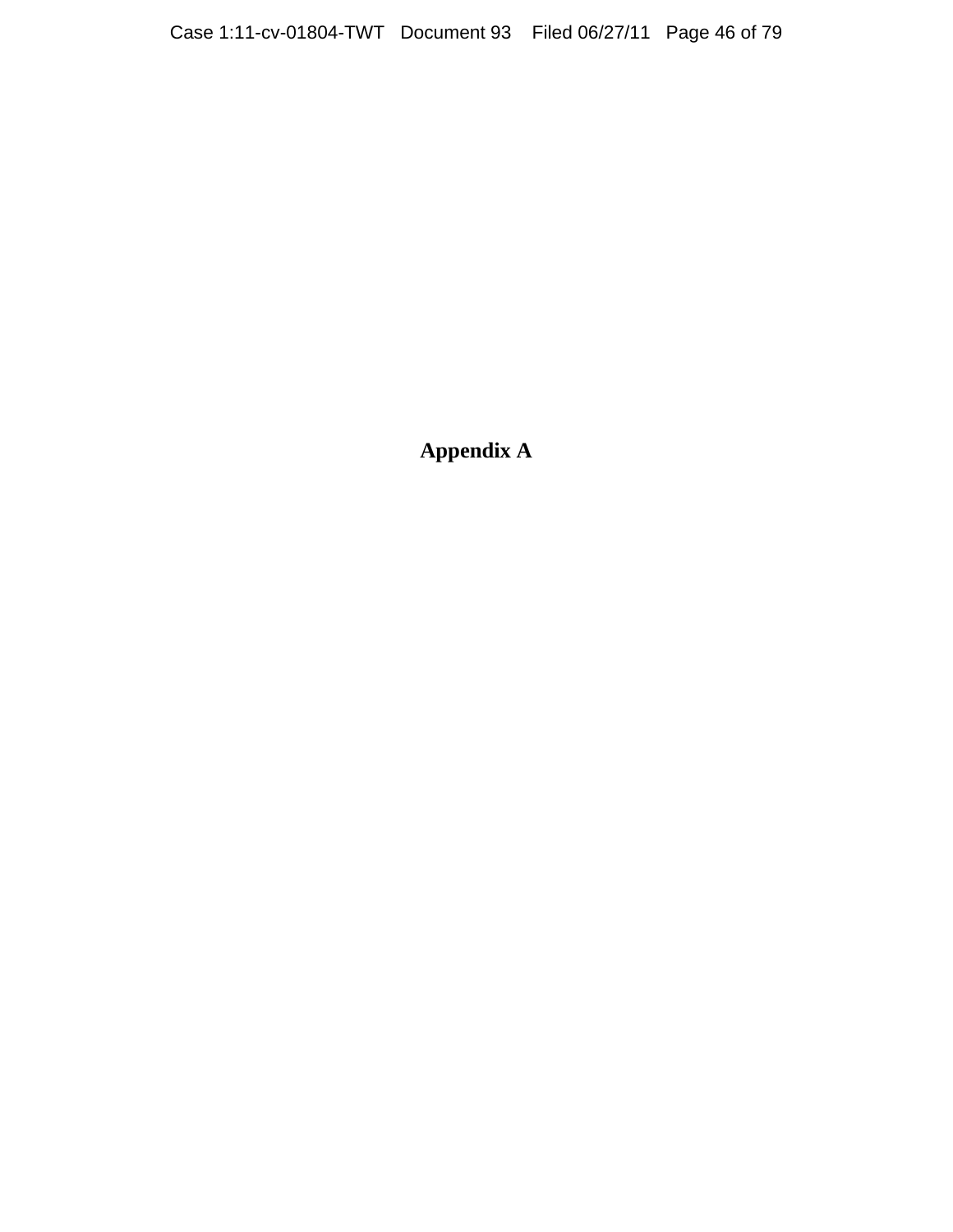# Appendix A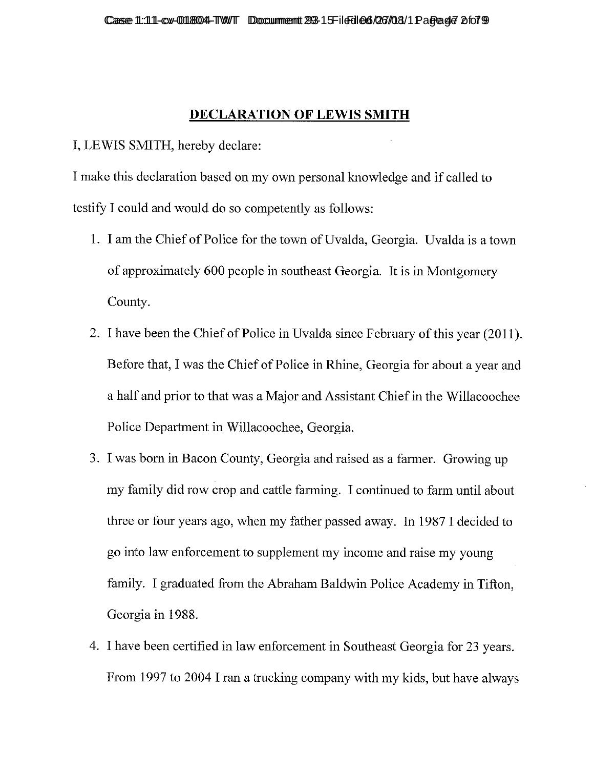## DECLARATION OF LEWIS SMITH

I, LEWIS SMITH, hereby declare:

I make this declaration based on my own personal knowledge and if called to testify I could and would do so competently as follows:

1. I am the Chief of Police for the town of Uvalda, Georgia. Uvalda is a town of approximately 600 people in southeast Georgia. It is in Montgomery County.
2. I have been the Chief of Police in Uvalda since February of this year (2011). Before that, I was the Chief of Police in Rhine, Georgia for about a year and a half and prior to that was a Major and Assistant Chief in the Willacoochee Police Department in Willacoochee, Georgia.
3. I was born in Bacon County, Georgia and raised as a farmer. Growing up my family did row crop and cattle farming. I continued to farm until about three or four years ago, when my father passed away. In 1987 I decided to go into law enforcement to supplement my income and raise my young family. I graduated from the Abraham Baldwin Police Academy in Tifton, Georgia in 1988.
4. I have been certified in law enforcement in Southeast Georgia for 23 years. From 1997 to 2004 I ran a trucking company with my kids, but have always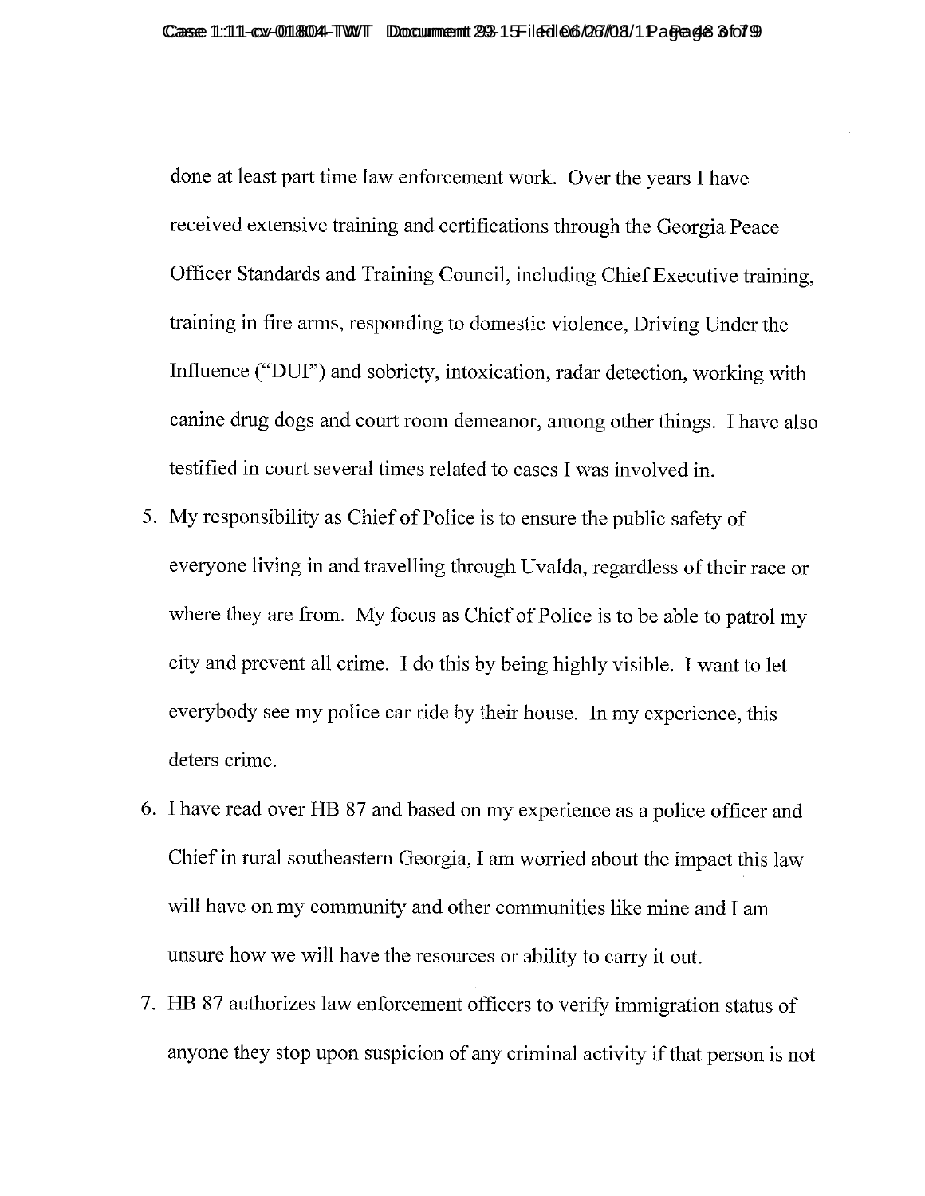done at least part time law enforcement work. Over the years I have received extensive training and certifications through the Georgia Peace Officer Standards and Training Council, including Chief Executive training, training in fire arms, responding to domestic violence, Driving Under the Influence ("DUI") and sobriety, intoxication, radar detection, working with canine drug dogs and court room demeanor, among other things. I have also testified in court several times related to cases I was involved in.

5. My responsibility as Chief of Police is to ensure the public safety of everyone living in and travelling through Uvalda, regardless of their race or where they are from. My focus as Chief of Police is to be able to patrol my city and prevent all crime. I do this by being highly visible. I want to let everybody see my police car ride by their house. In my experience, this deters crime.

6. I have read over HB 87 and based on my experience as a police officer and Chief in rural southeastern Georgia, I am worried about the impact this law will have on my community and other communities like mine and I am unsure how we will have the resources or ability to carry it out.

7. HB 87 authorizes law enforcement officers to verify immigration status of anyone they stop upon suspicion of any criminal activity if that person is not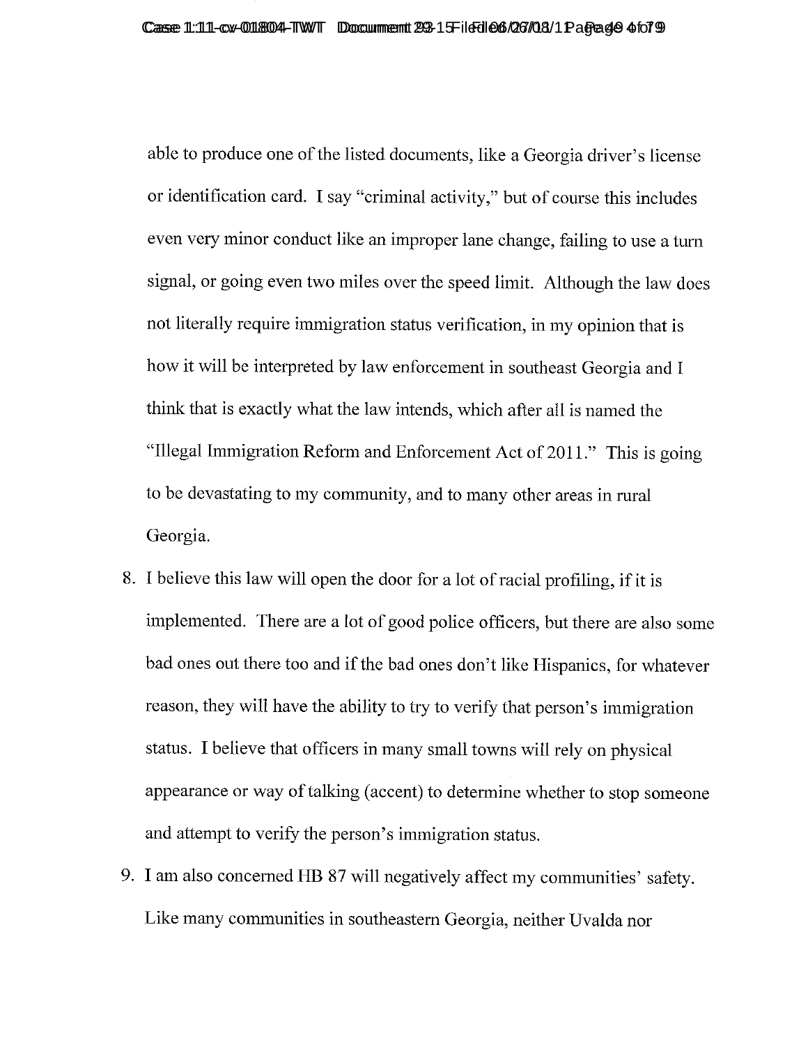able to produce one of the listed documents, like a Georgia driver's license or identification card. I say "criminal activity," but of course this includes even very minor conduct like an improper lane change, failing to use a turn signal, or going even two miles over the speed limit. Although the law does not literally require immigration status verification, in my opinion that is how it will be interpreted by law enforcement in southeast Georgia and I think that is exactly what the law intends, which after all is named the "Illegal Immigration Reform and Enforcement Act of 2011." This is going to be devastating to my community, and to many other areas in rural Georgia.

8. I believe this law will open the door for a lot of racial profiling, if it is implemented. There are a lot of good police officers, but there are also some bad ones out there too and if the bad ones don't like Hispanics, for whatever reason, they will have the ability to try to verify that person's immigration status. I believe that officers in many small towns will rely on physical appearance or way of talking (accent) to determine whether to stop someone and attempt to verify the person's immigration status.

9. I am also concerned HB 87 will negatively affect my communities' safety. Like many communities in southeastern Georgia, neither Uvalda nor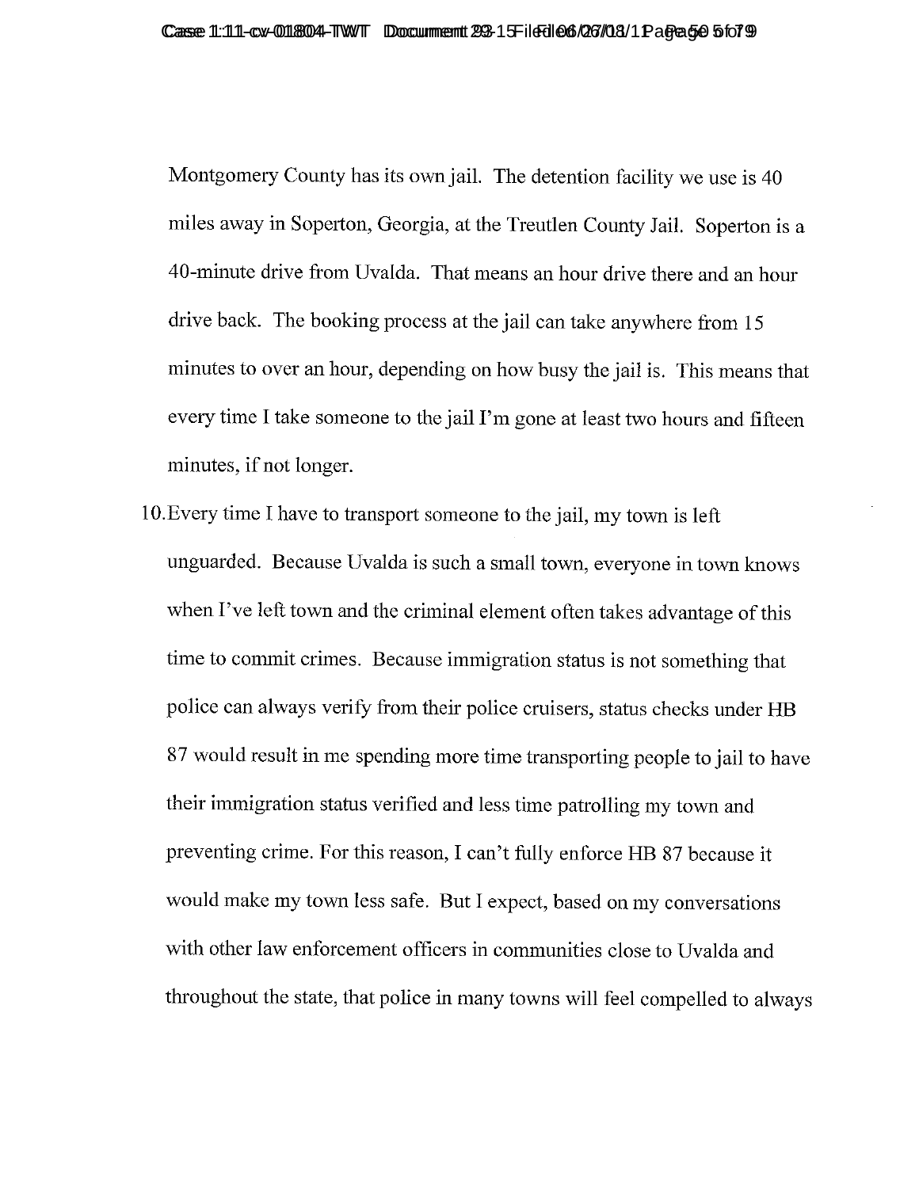Montgomery County has its own jail. The detention facility we use is 40 miles away in Soperton, Georgia, at the Treutlen County Jail. Soperton is a 40-minute drive from Uvalda. That means an hour drive there and an hour drive back. The booking process at the jail can take anywhere from 15 minutes to over an hour, depending on how busy the jail is. This means that every time I take someone to the jail I'm gone at least two hours and fifteen minutes, if not longer.

10. Every time I have to transport someone to the jail, my town is left unguarded. Because Uvalda is such a small town, everyone in town knows when I've left town and the criminal element often takes advantage of this time to commit crimes. Because immigration status is not something that police can always verify from their police cruisers, status checks under HB 87 would result in me spending more time transporting people to jail to have their immigration status verified and less time patrolling my town and preventing crime. For this reason, I can't fully enforce HB 87 because it would make my town less safe. But I expect, based on my conversations with other law enforcement officers in communities close to Uvalda and throughout the state, that police in many towns will feel compelled to always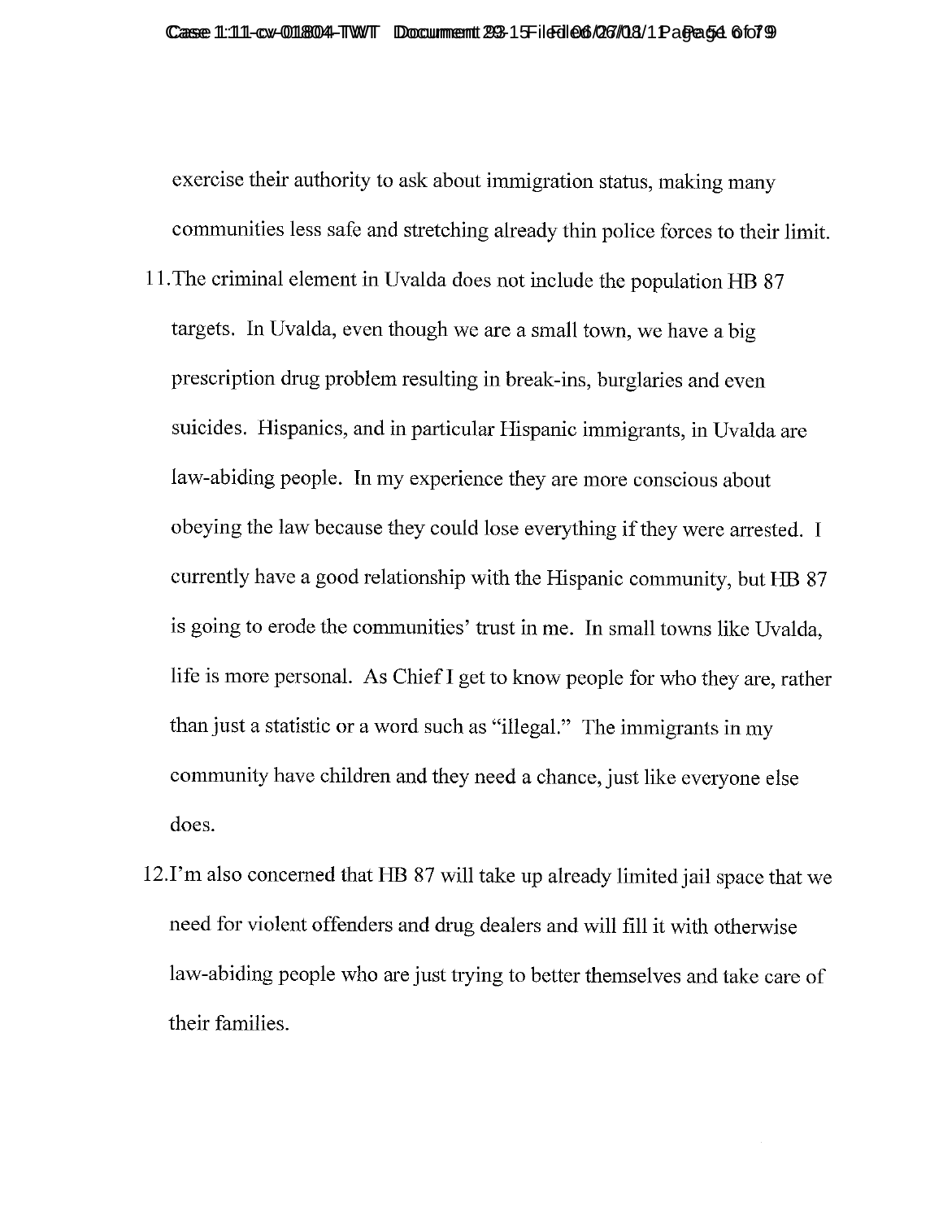exercise their authority to ask about immigration status, making many communities less safe and stretching already thin police forces to their limit.

11. The criminal element in Uvalda does not include the population HB 87 targets. In Uvalda, even though we are a small town, we have a big prescription drug problem resulting in break-ins, burglaries and even suicides. Hispanics, and in particular Hispanic immigrants, in Uvalda are law-abiding people. In my experience they are more conscious about obeying the law because they could lose everything if they were arrested. I currently have a good relationship with the Hispanic community, but HB 87 is going to erode the communities' trust in me. In small towns like Uvalda, life is more personal. As Chief I get to know people for who they are, rather than just a statistic or a word such as "illegal." The immigrants in my community have children and they need a chance, just like everyone else does.

12. I'm also concerned that HB 87 will take up already limited jail space that we need for violent offenders and drug dealers and will fill it with otherwise law-abiding people who are just trying to better themselves and take care of their families.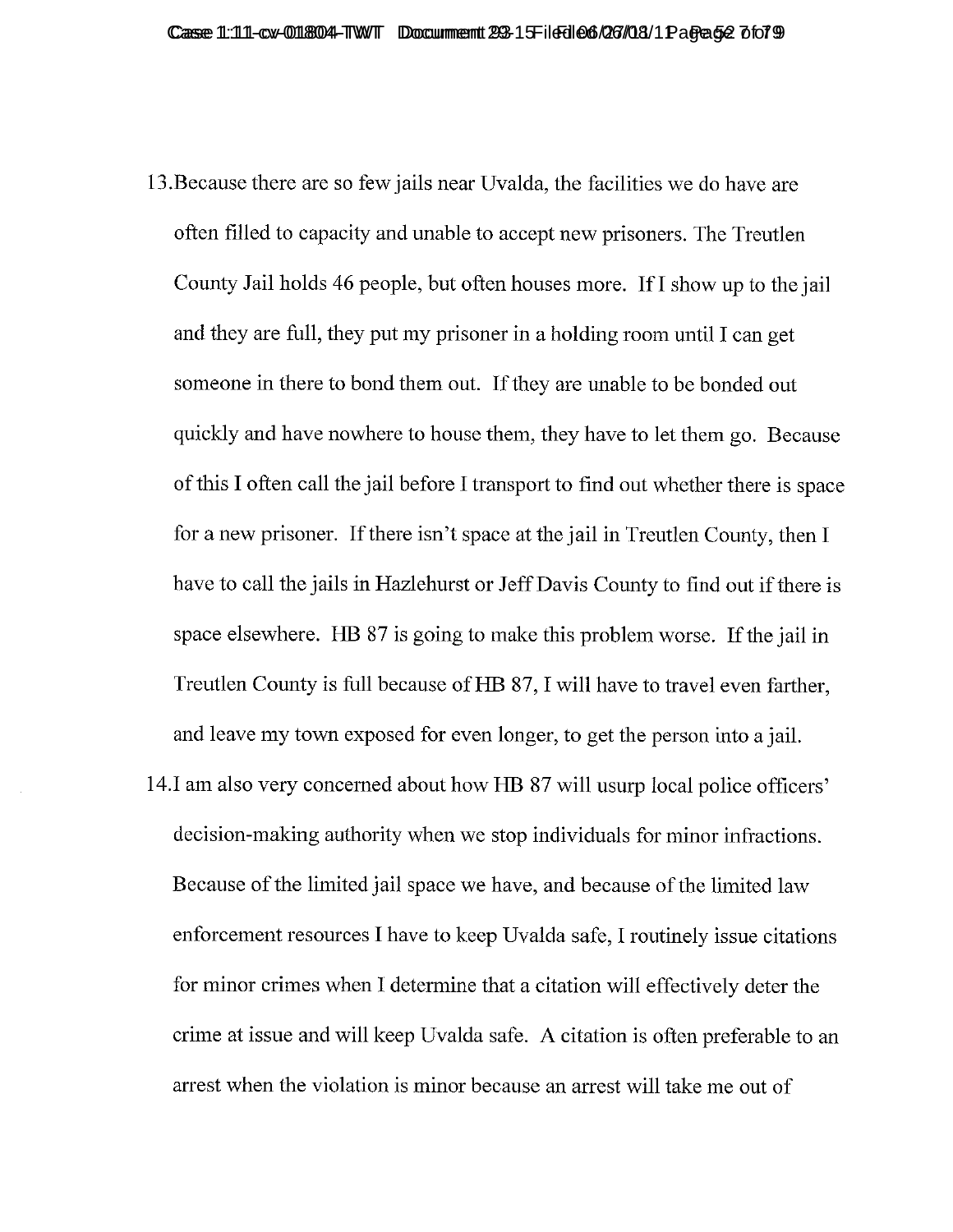13. Because there are so few jails near Uvalda, the facilities we do have are often filled to capacity and unable to accept new prisoners. The Treutlen County Jail holds 46 people, but often houses more. If I show up to the jail and they are full, they put my prisoner in a holding room until I can get someone in there to bond them out. If they are unable to be bonded out quickly and have nowhere to house them, they have to let them go. Because of this I often call the jail before I transport to find out whether there is space for a new prisoner. If there isn't space at the jail in Treutlen County, then I have to call the jails in Hazlehurst or Jeff Davis County to find out if there is space elsewhere. HB 87 is going to make this problem worse. If the jail in Treutlen County is full because of HB 87, I will have to travel even farther, and leave my town exposed for even longer, to get the person into a jail.

14. I am also very concerned about how HB 87 will usurp local police officers' decision-making authority when we stop individuals for minor infractions. Because of the limited jail space we have, and because of the limited law enforcement resources I have to keep Uvalda safe, I routinely issue citations for minor crimes when I determine that a citation will effectively deter the crime at issue and will keep Uvalda safe. A citation is often preferable to an arrest when the violation is minor because an arrest will take me out of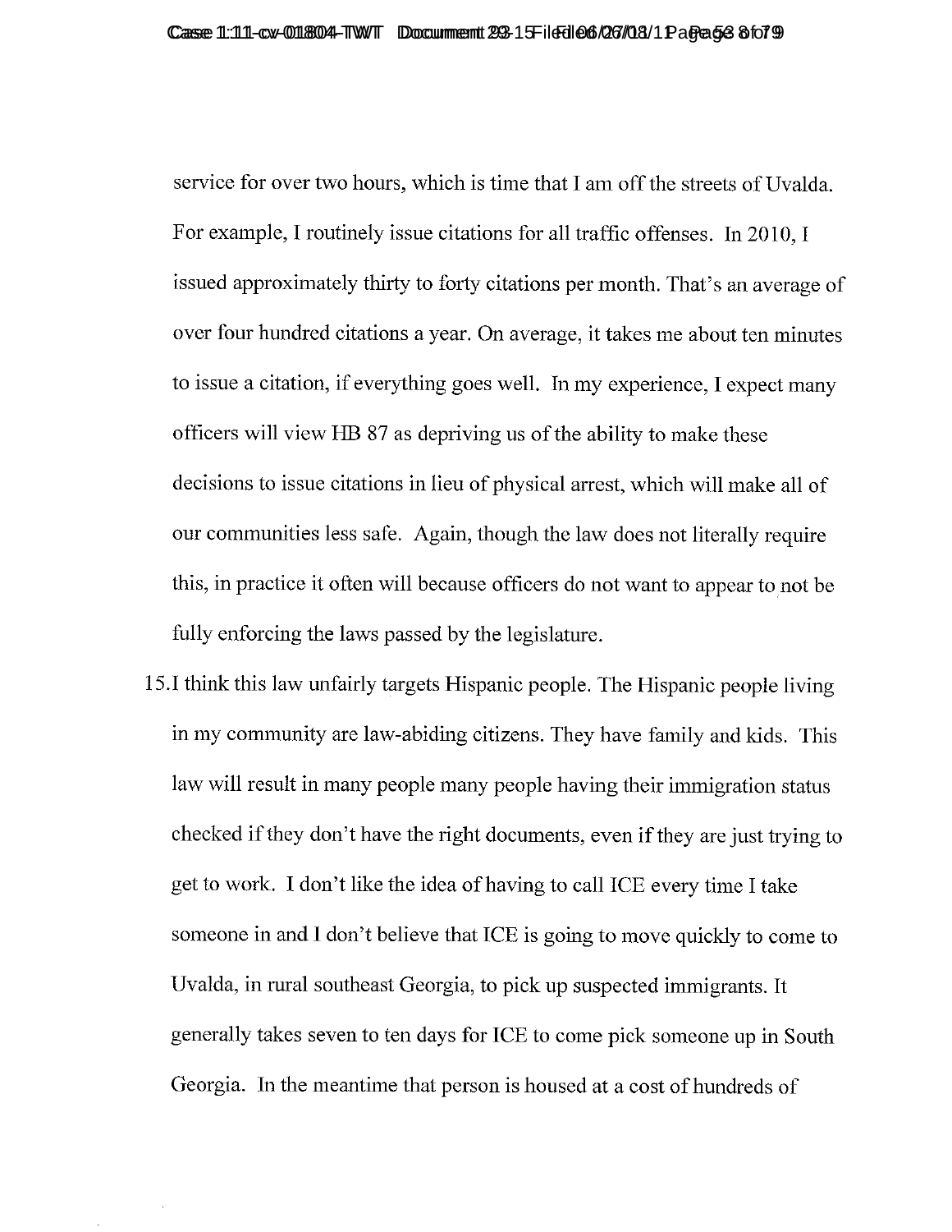service for over two hours, which is time that I am off the streets of Uvalda. For example, I routinely issue citations for all traffic offenses. In 2010, I issued approximately thirty to forty citations per month. That's an average of over four hundred citations a year. On average, it takes me about ten minutes to issue a citation, if everything goes well. In my experience, I expect many officers will view HB 87 as depriving us of the ability to make these decisions to issue citations in lieu of physical arrest, which will make all of our communities less safe. Again, though the law does not literally require this, in practice it often will because officers do not want to appear to not be fully enforcing the laws passed by the legislature.

15. I think this law unfairly targets Hispanic people. The Hispanic people living in my community are law-abiding citizens. They have family and kids. This law will result in many people many people having their immigration status checked if they don't have the right documents, even if they are just trying to get to work. I don't like the idea of having to call ICE every time I take someone in and I don't believe that ICE is going to move quickly to come to Uvalda, in rural southeast Georgia, to pick up suspected immigrants. It generally takes seven to ten days for ICE to come pick someone up in South Georgia. In the meantime that person is housed at a cost of hundreds of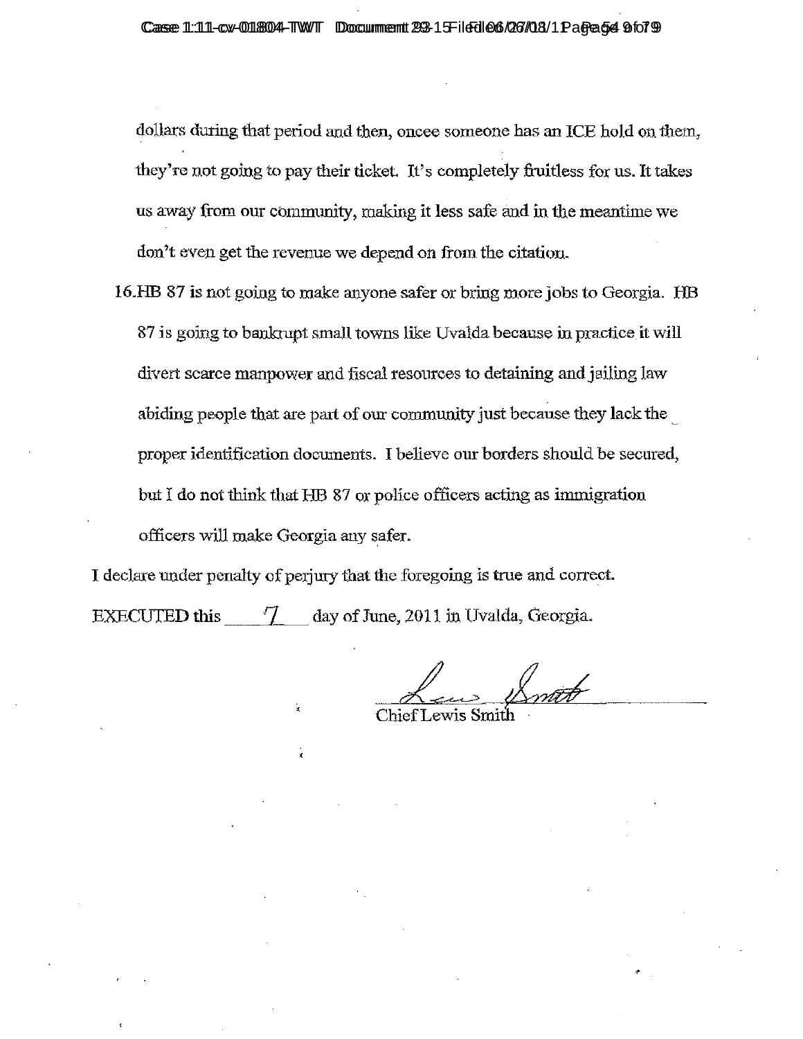dollars during that period and then, oncee someone has an ICE hold on them, they're not going to pay their ticket. It's completely fruitless for us. It takes us away from our community, making it less safe and in the meantime we don't even get the revenue we depend on from the citation.

16. HB 87 is not going to make anyone safer or bring more jobs to Georgia. HB 87 is going to bankrupt small towns like Uvalda because in practice it will divert scarce manpower and fiscal resources to detaining and jailing law abiding people that are part of our community just because they lack the proper identification documents. I believe our borders should be secured, but I do not think that HB 87 or police officers acting as immigration officers will make Georgia any safer.

I declare under penalty of perjury that the foregoing is true and correct.

EXECUTED this 7 day of June, 2011 in Uvalda, Georgia.

Chief Lewis Smith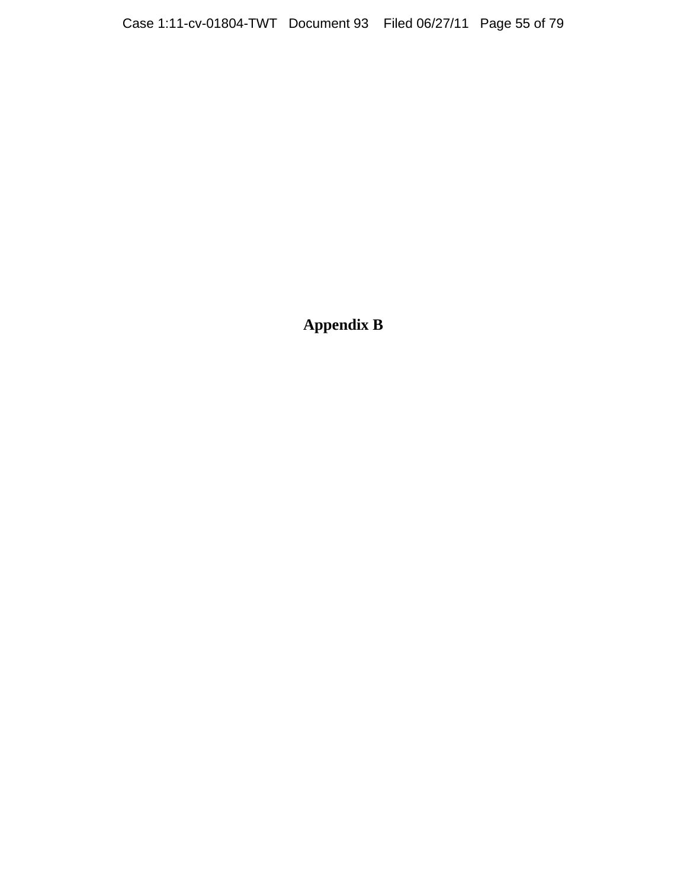# Appendix B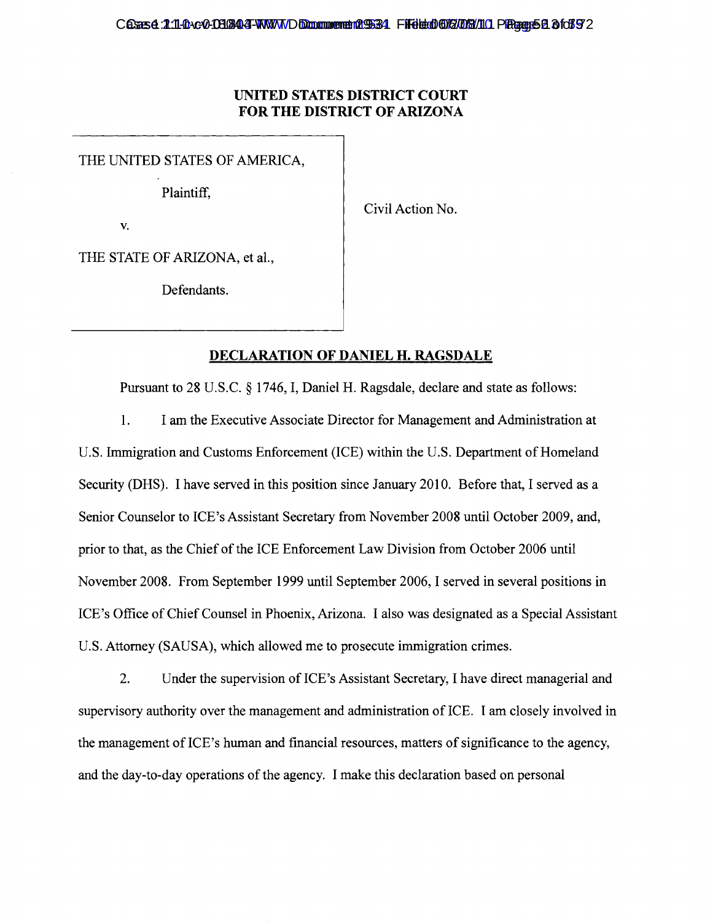**UNITED STATES DISTRICT COURT**
**FOR THE DISTRICT OF ARIZONA**

| | |
|---|---|
| THE UNITED STATES OF AMERICA,<br><br>Plaintiff,<br><br>v.<br><br>THE STATE OF ARIZONA, et al.,<br><br>Defendants. | Civil Action No. |

**DECLARATION OF DANIEL H. RAGSDALE**

Pursuant to 28 U.S.C. § 1746, I, Daniel H. Ragsdale, declare and state as follows:

1. I am the Executive Associate Director for Management and Administration at U.S. Immigration and Customs Enforcement (ICE) within the U.S. Department of Homeland Security (DHS). I have served in this position since January 2010. Before that, I served as a Senior Counselor to ICE's Assistant Secretary from November 2008 until October 2009, and, prior to that, as the Chief of the ICE Enforcement Law Division from October 2006 until November 2008. From September 1999 until September 2006, I served in several positions in ICE's Office of Chief Counsel in Phoenix, Arizona. I also was designated as a Special Assistant U.S. Attorney (SAUSA), which allowed me to prosecute immigration crimes.

2. Under the supervision of ICE's Assistant Secretary, I have direct managerial and supervisory authority over the management and administration of ICE. I am closely involved in the management of ICE's human and financial resources, matters of significance to the agency, and the day-to-day operations of the agency. I make this declaration based on personal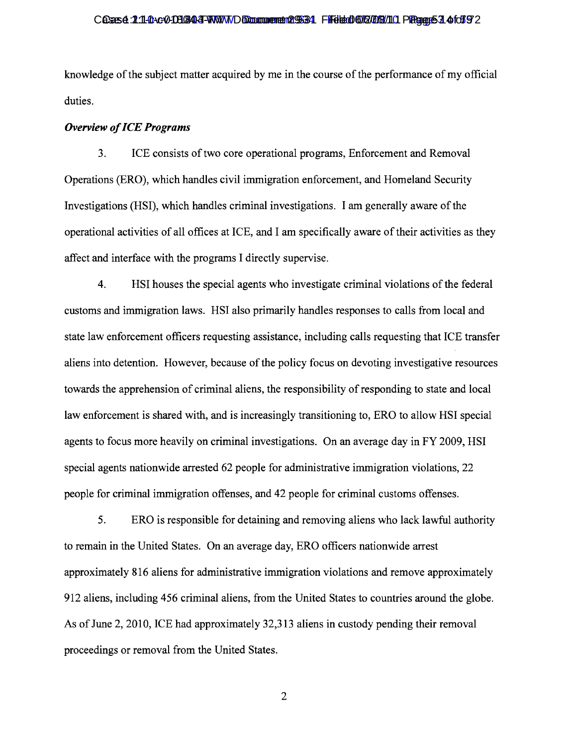knowledge of the subject matter acquired by me in the course of the performance of my official duties.

***Overview of ICE Programs***

3. ICE consists of two core operational programs, Enforcement and Removal Operations (ERO), which handles civil immigration enforcement, and Homeland Security Investigations (HSI), which handles criminal investigations. I am generally aware of the operational activities of all offices at ICE, and I am specifically aware of their activities as they affect and interface with the programs I directly supervise.

4. HSI houses the special agents who investigate criminal violations of the federal customs and immigration laws. HSI also primarily handles responses to calls from local and state law enforcement officers requesting assistance, including calls requesting that ICE transfer aliens into detention. However, because of the policy focus on devoting investigative resources towards the apprehension of criminal aliens, the responsibility of responding to state and local law enforcement is shared with, and is increasingly transitioning to, ERO to allow HSI special agents to focus more heavily on criminal investigations. On an average day in FY 2009, HSI special agents nationwide arrested 62 people for administrative immigration violations, 22 people for criminal immigration offenses, and 42 people for criminal customs offenses.

5. ERO is responsible for detaining and removing aliens who lack lawful authority to remain in the United States. On an average day, ERO officers nationwide arrest approximately 816 aliens for administrative immigration violations and remove approximately 912 aliens, including 456 criminal aliens, from the United States to countries around the globe. As of June 2, 2010, ICE had approximately 32,313 aliens in custody pending their removal proceedings or removal from the United States.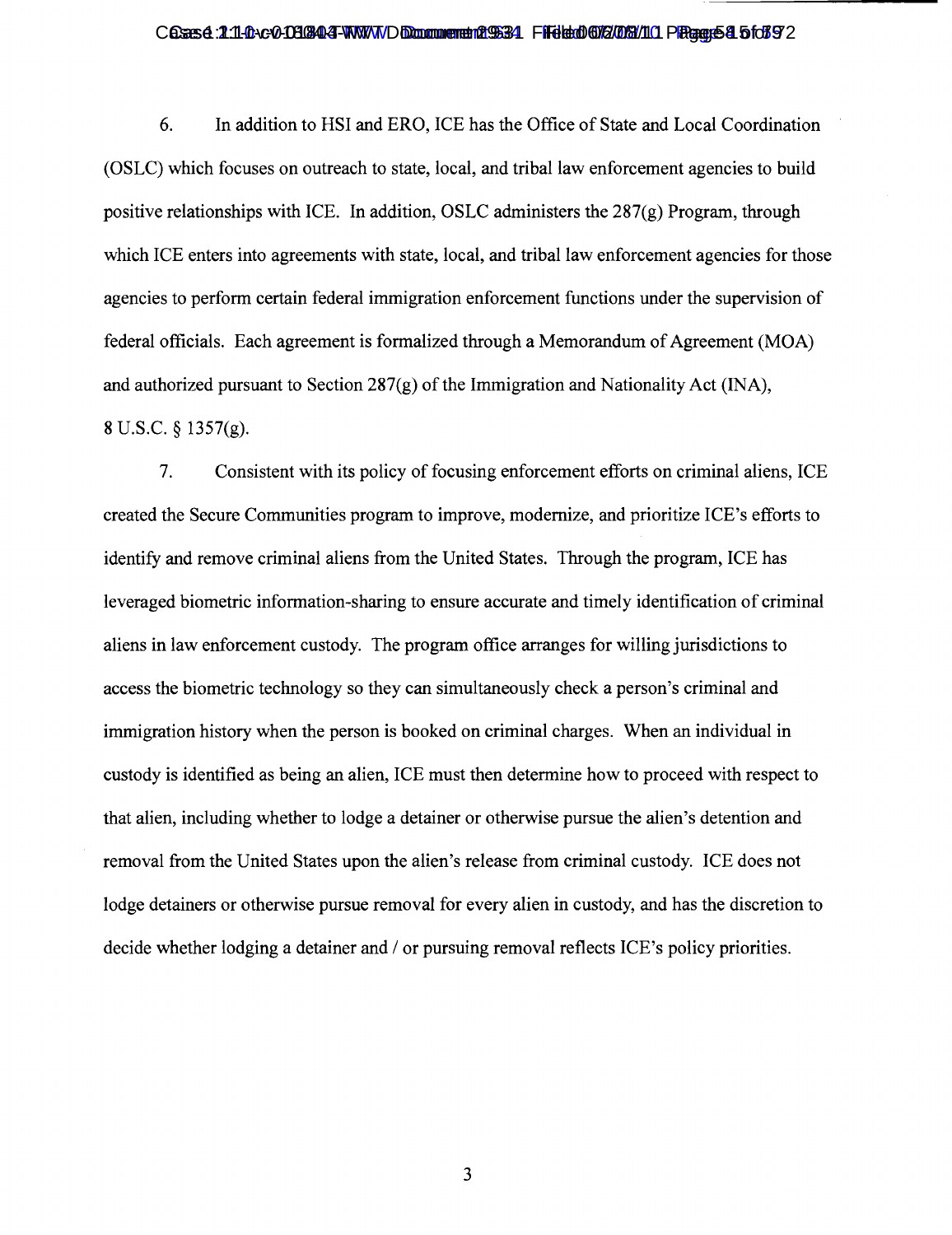6. In addition to HSI and ERO, ICE has the Office of State and Local Coordination (OSLC) which focuses on outreach to state, local, and tribal law enforcement agencies to build positive relationships with ICE. In addition, OSLC administers the 287(g) Program, through which ICE enters into agreements with state, local, and tribal law enforcement agencies for those agencies to perform certain federal immigration enforcement functions under the supervision of federal officials. Each agreement is formalized through a Memorandum of Agreement (MOA) and authorized pursuant to Section 287(g) of the Immigration and Nationality Act (INA), 8 U.S.C. § 1357(g).

7. Consistent with its policy of focusing enforcement efforts on criminal aliens, ICE created the Secure Communities program to improve, modernize, and prioritize ICE's efforts to identify and remove criminal aliens from the United States. Through the program, ICE has leveraged biometric information-sharing to ensure accurate and timely identification of criminal aliens in law enforcement custody. The program office arranges for willing jurisdictions to access the biometric technology so they can simultaneously check a person's criminal and immigration history when the person is booked on criminal charges. When an individual in custody is identified as being an alien, ICE must then determine how to proceed with respect to that alien, including whether to lodge a detainer or otherwise pursue the alien's detention and removal from the United States upon the alien's release from criminal custody. ICE does not lodge detainers or otherwise pursue removal for every alien in custody, and has the discretion to decide whether lodging a detainer and / or pursuing removal reflects ICE's policy priorities.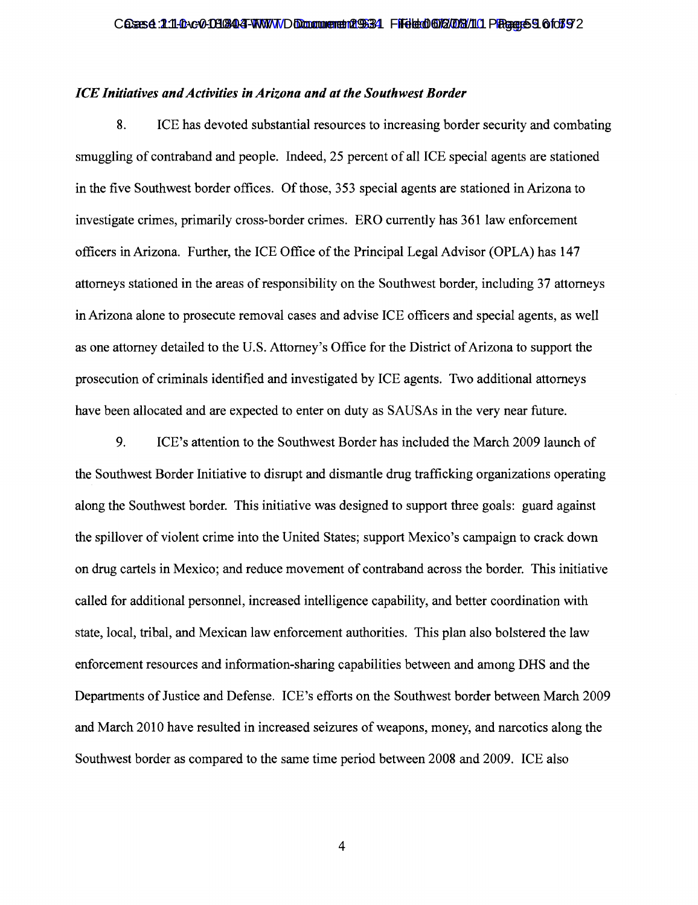***ICE Initiatives and Activities in Arizona and at the Southwest Border***

8. ICE has devoted substantial resources to increasing border security and combating smuggling of contraband and people. Indeed, 25 percent of all ICE special agents are stationed in the five Southwest border offices. Of those, 353 special agents are stationed in Arizona to investigate crimes, primarily cross-border crimes. ERO currently has 361 law enforcement officers in Arizona. Further, the ICE Office of the Principal Legal Advisor (OPLA) has 147 attorneys stationed in the areas of responsibility on the Southwest border, including 37 attorneys in Arizona alone to prosecute removal cases and advise ICE officers and special agents, as well as one attorney detailed to the U.S. Attorney's Office for the District of Arizona to support the prosecution of criminals identified and investigated by ICE agents. Two additional attorneys have been allocated and are expected to enter on duty as SAUSAs in the very near future.

9. ICE's attention to the Southwest Border has included the March 2009 launch of the Southwest Border Initiative to disrupt and dismantle drug trafficking organizations operating along the Southwest border. This initiative was designed to support three goals: guard against the spillover of violent crime into the United States; support Mexico's campaign to crack down on drug cartels in Mexico; and reduce movement of contraband across the border. This initiative called for additional personnel, increased intelligence capability, and better coordination with state, local, tribal, and Mexican law enforcement authorities. This plan also bolstered the law enforcement resources and information-sharing capabilities between and among DHS and the Departments of Justice and Defense. ICE's efforts on the Southwest border between March 2009 and March 2010 have resulted in increased seizures of weapons, money, and narcotics along the Southwest border as compared to the same time period between 2008 and 2009. ICE also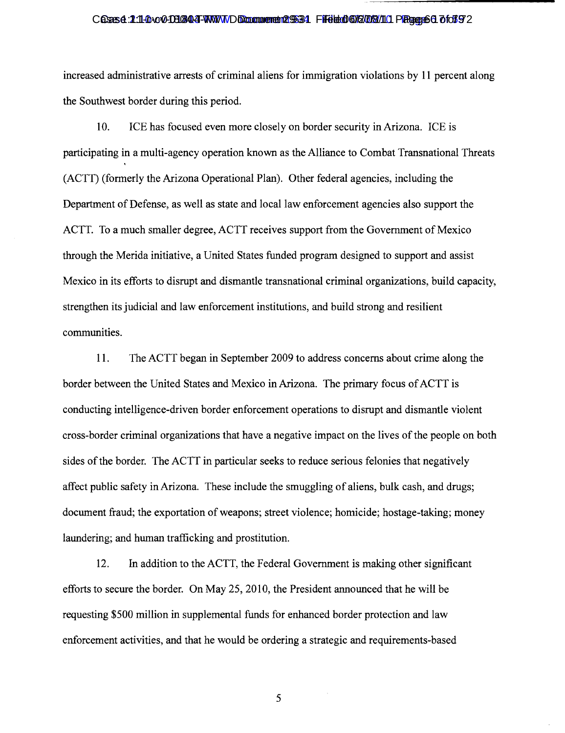increased administrative arrests of criminal aliens for immigration violations by 11 percent along the Southwest border during this period.

10. ICE has focused even more closely on border security in Arizona. ICE is participating in a multi-agency operation known as the Alliance to Combat Transnational Threats (ACTT) (formerly the Arizona Operational Plan). Other federal agencies, including the Department of Defense, as well as state and local law enforcement agencies also support the ACTT. To a much smaller degree, ACTT receives support from the Government of Mexico through the Merida initiative, a United States funded program designed to support and assist Mexico in its efforts to disrupt and dismantle transnational criminal organizations, build capacity, strengthen its judicial and law enforcement institutions, and build strong and resilient communities.

11. The ACTT began in September 2009 to address concerns about crime along the border between the United States and Mexico in Arizona. The primary focus of ACTT is conducting intelligence-driven border enforcement operations to disrupt and dismantle violent cross-border criminal organizations that have a negative impact on the lives of the people on both sides of the border. The ACTT in particular seeks to reduce serious felonies that negatively affect public safety in Arizona. These include the smuggling of aliens, bulk cash, and drugs; document fraud; the exportation of weapons; street violence; homicide; hostage-taking; money laundering; and human trafficking and prostitution.

12. In addition to the ACTT, the Federal Government is making other significant efforts to secure the border. On May 25, 2010, the President announced that he will be requesting $500 million in supplemental funds for enhanced border protection and law enforcement activities, and that he would be ordering a strategic and requirements-based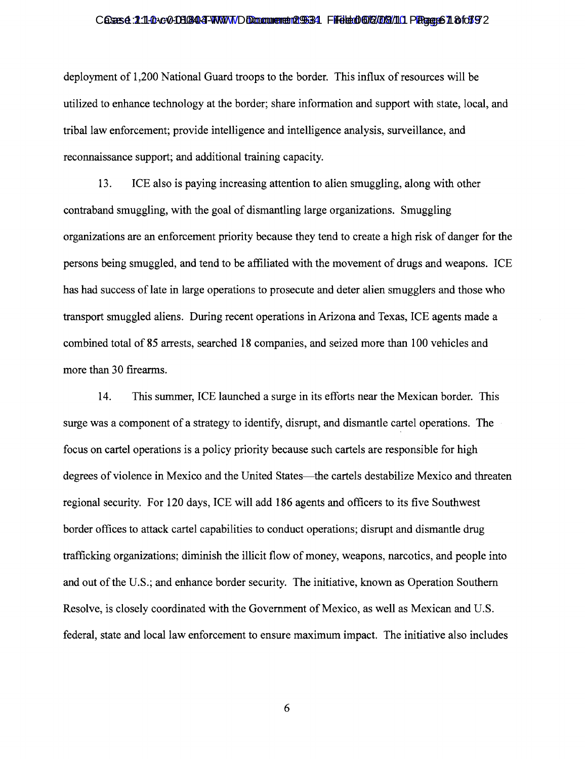deployment of 1,200 National Guard troops to the border. This influx of resources will be utilized to enhance technology at the border; share information and support with state, local, and tribal law enforcement; provide intelligence and intelligence analysis, surveillance, and reconnaissance support; and additional training capacity.

13. ICE also is paying increasing attention to alien smuggling, along with other contraband smuggling, with the goal of dismantling large organizations. Smuggling organizations are an enforcement priority because they tend to create a high risk of danger for the persons being smuggled, and tend to be affiliated with the movement of drugs and weapons. ICE has had success of late in large operations to prosecute and deter alien smugglers and those who transport smuggled aliens. During recent operations in Arizona and Texas, ICE agents made a combined total of 85 arrests, searched 18 companies, and seized more than 100 vehicles and more than 30 firearms.

14. This summer, ICE launched a surge in its efforts near the Mexican border. This surge was a component of a strategy to identify, disrupt, and dismantle cartel operations. The focus on cartel operations is a policy priority because such cartels are responsible for high degrees of violence in Mexico and the United States—the cartels destabilize Mexico and threaten regional security. For 120 days, ICE will add 186 agents and officers to its five Southwest border offices to attack cartel capabilities to conduct operations; disrupt and dismantle drug trafficking organizations; diminish the illicit flow of money, weapons, narcotics, and people into and out of the U.S.; and enhance border security. The initiative, known as Operation Southern Resolve, is closely coordinated with the Government of Mexico, as well as Mexican and U.S. federal, state and local law enforcement to ensure maximum impact. The initiative also includes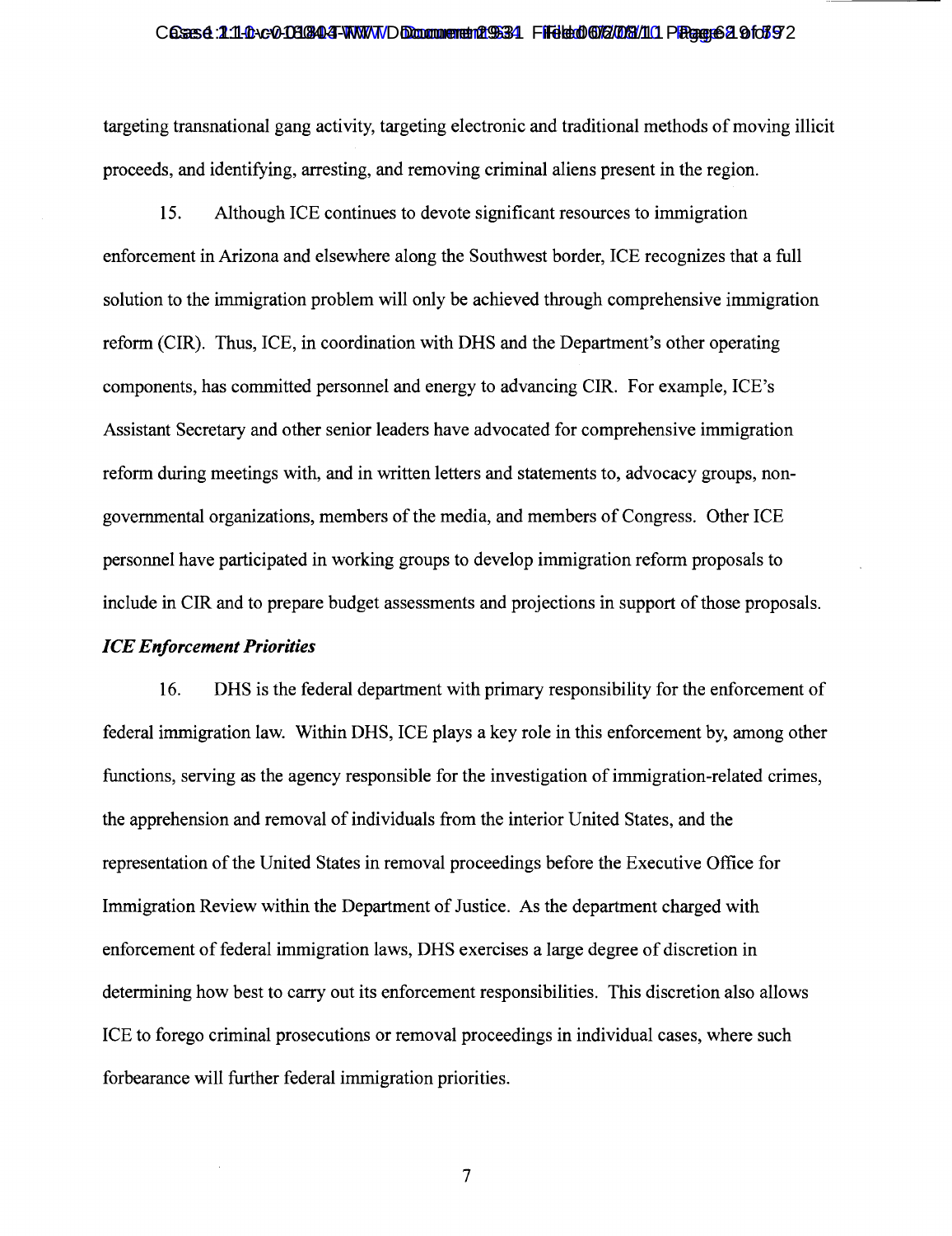targeting transnational gang activity, targeting electronic and traditional methods of moving illicit proceeds, and identifying, arresting, and removing criminal aliens present in the region.

15. Although ICE continues to devote significant resources to immigration enforcement in Arizona and elsewhere along the Southwest border, ICE recognizes that a full solution to the immigration problem will only be achieved through comprehensive immigration reform (CIR). Thus, ICE, in coordination with DHS and the Department's other operating components, has committed personnel and energy to advancing CIR. For example, ICE's Assistant Secretary and other senior leaders have advocated for comprehensive immigration reform during meetings with, and in written letters and statements to, advocacy groups, non-governmental organizations, members of the media, and members of Congress. Other ICE personnel have participated in working groups to develop immigration reform proposals to include in CIR and to prepare budget assessments and projections in support of those proposals.

***ICE Enforcement Priorities***

16. DHS is the federal department with primary responsibility for the enforcement of federal immigration law. Within DHS, ICE plays a key role in this enforcement by, among other functions, serving as the agency responsible for the investigation of immigration-related crimes, the apprehension and removal of individuals from the interior United States, and the representation of the United States in removal proceedings before the Executive Office for Immigration Review within the Department of Justice. As the department charged with enforcement of federal immigration laws, DHS exercises a large degree of discretion in determining how best to carry out its enforcement responsibilities. This discretion also allows ICE to forego criminal prosecutions or removal proceedings in individual cases, where such forbearance will further federal immigration priorities.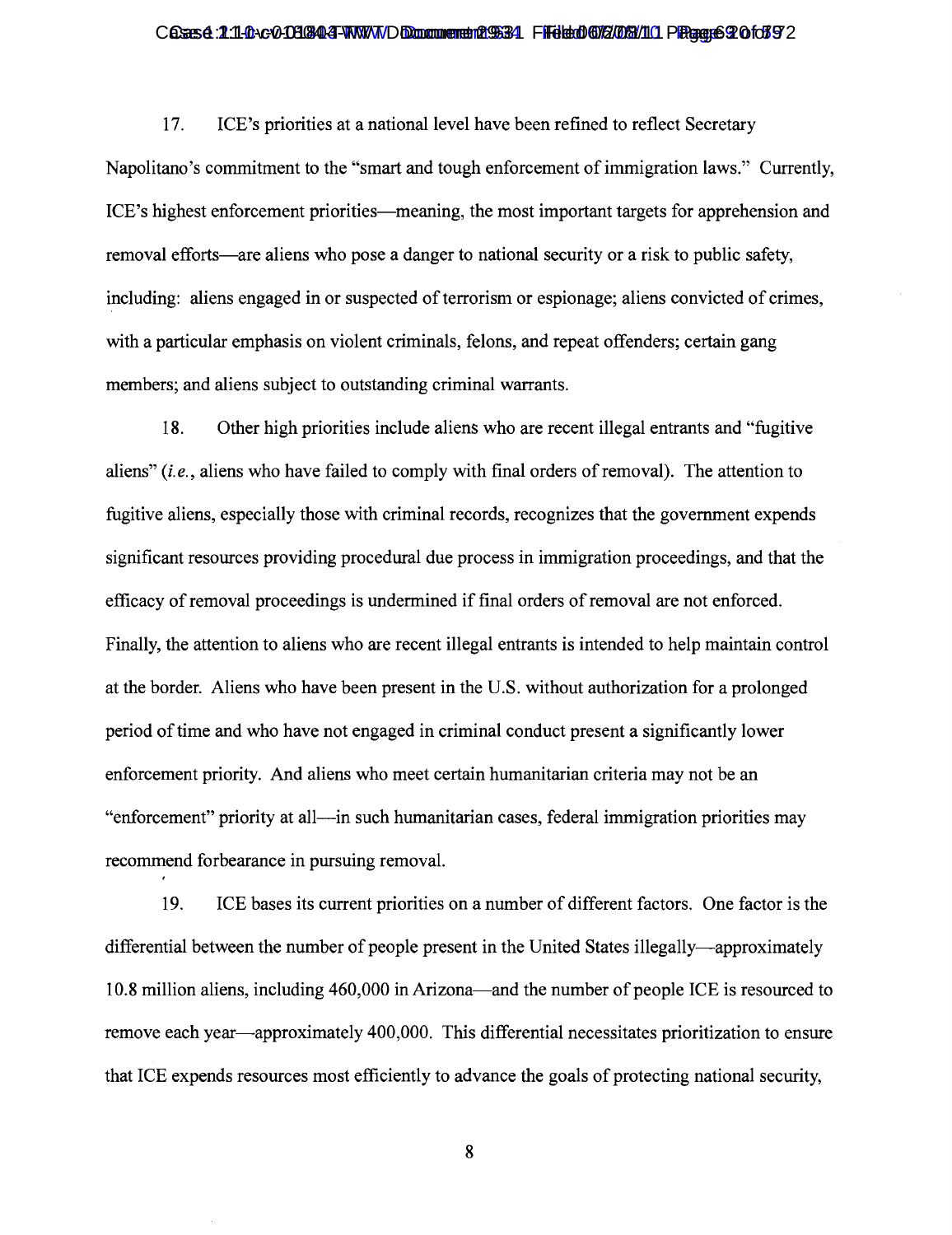17. ICE's priorities at a national level have been refined to reflect Secretary Napolitano's commitment to the "smart and tough enforcement of immigration laws." Currently, ICE's highest enforcement priorities—meaning, the most important targets for apprehension and removal efforts—are aliens who pose a danger to national security or a risk to public safety, including: aliens engaged in or suspected of terrorism or espionage; aliens convicted of crimes, with a particular emphasis on violent criminals, felons, and repeat offenders; certain gang members; and aliens subject to outstanding criminal warrants.

18. Other high priorities include aliens who are recent illegal entrants and "fugitive aliens" (*i.e.*, aliens who have failed to comply with final orders of removal). The attention to fugitive aliens, especially those with criminal records, recognizes that the government expends significant resources providing procedural due process in immigration proceedings, and that the efficacy of removal proceedings is undermined if final orders of removal are not enforced. Finally, the attention to aliens who are recent illegal entrants is intended to help maintain control at the border. Aliens who have been present in the U.S. without authorization for a prolonged period of time and who have not engaged in criminal conduct present a significantly lower enforcement priority. And aliens who meet certain humanitarian criteria may not be an "enforcement" priority at all—in such humanitarian cases, federal immigration priorities may recommend forbearance in pursuing removal.

19. ICE bases its current priorities on a number of different factors. One factor is the differential between the number of people present in the United States illegally—approximately 10.8 million aliens, including 460,000 in Arizona—and the number of people ICE is resourced to remove each year—approximately 400,000. This differential necessitates prioritization to ensure that ICE expends resources most efficiently to advance the goals of protecting national security,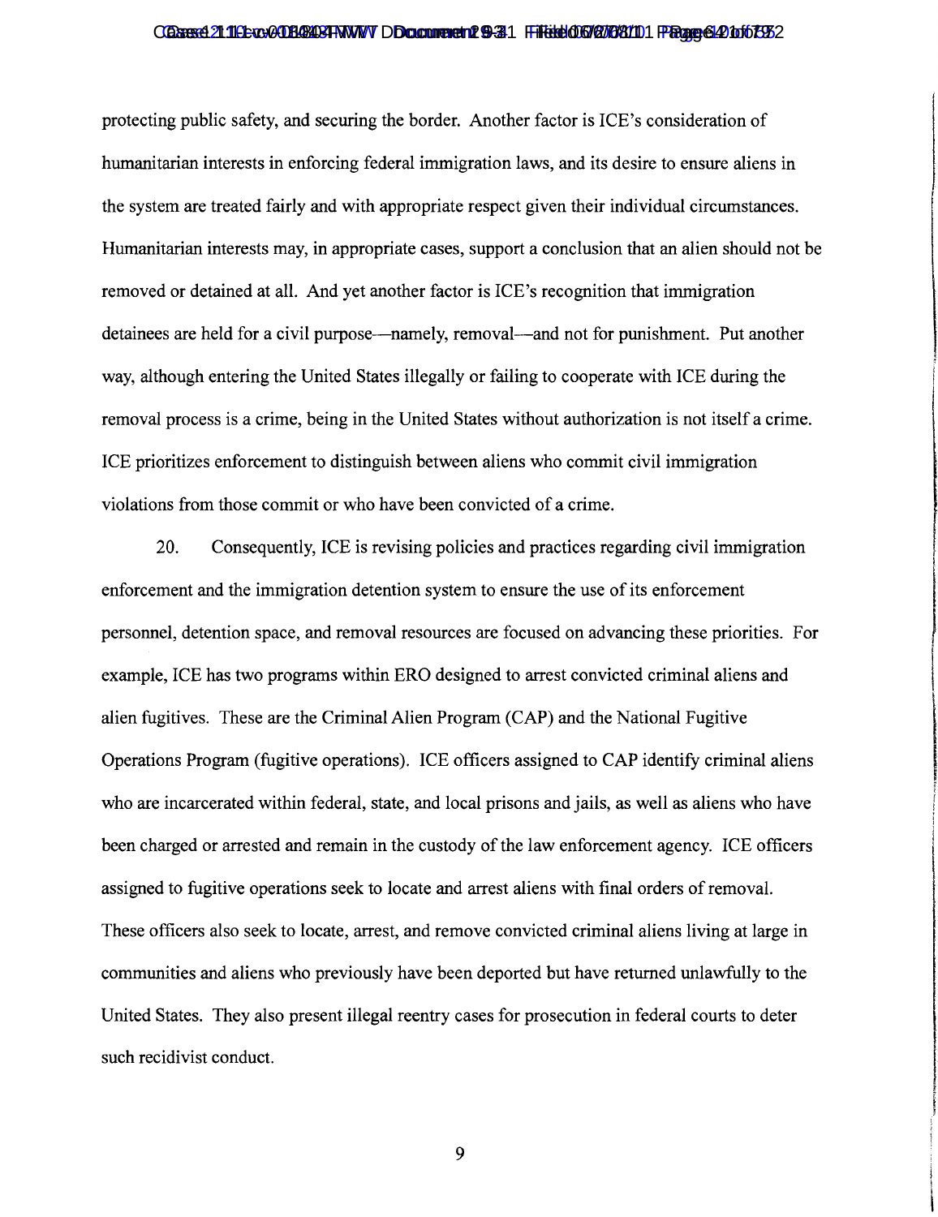protecting public safety, and securing the border. Another factor is ICE's consideration of humanitarian interests in enforcing federal immigration laws, and its desire to ensure aliens in the system are treated fairly and with appropriate respect given their individual circumstances. Humanitarian interests may, in appropriate cases, support a conclusion that an alien should not be removed or detained at all. And yet another factor is ICE's recognition that immigration detainees are held for a civil purpose—namely, removal—and not for punishment. Put another way, although entering the United States illegally or failing to cooperate with ICE during the removal process is a crime, being in the United States without authorization is not itself a crime. ICE prioritizes enforcement to distinguish between aliens who commit civil immigration violations from those commit or who have been convicted of a crime.

20. Consequently, ICE is revising policies and practices regarding civil immigration enforcement and the immigration detention system to ensure the use of its enforcement personnel, detention space, and removal resources are focused on advancing these priorities. For example, ICE has two programs within ERO designed to arrest convicted criminal aliens and alien fugitives. These are the Criminal Alien Program (CAP) and the National Fugitive Operations Program (fugitive operations). ICE officers assigned to CAP identify criminal aliens who are incarcerated within federal, state, and local prisons and jails, as well as aliens who have been charged or arrested and remain in the custody of the law enforcement agency. ICE officers assigned to fugitive operations seek to locate and arrest aliens with final orders of removal. These officers also seek to locate, arrest, and remove convicted criminal aliens living at large in communities and aliens who previously have been deported but have returned unlawfully to the United States. They also present illegal reentry cases for prosecution in federal courts to deter such recidivist conduct.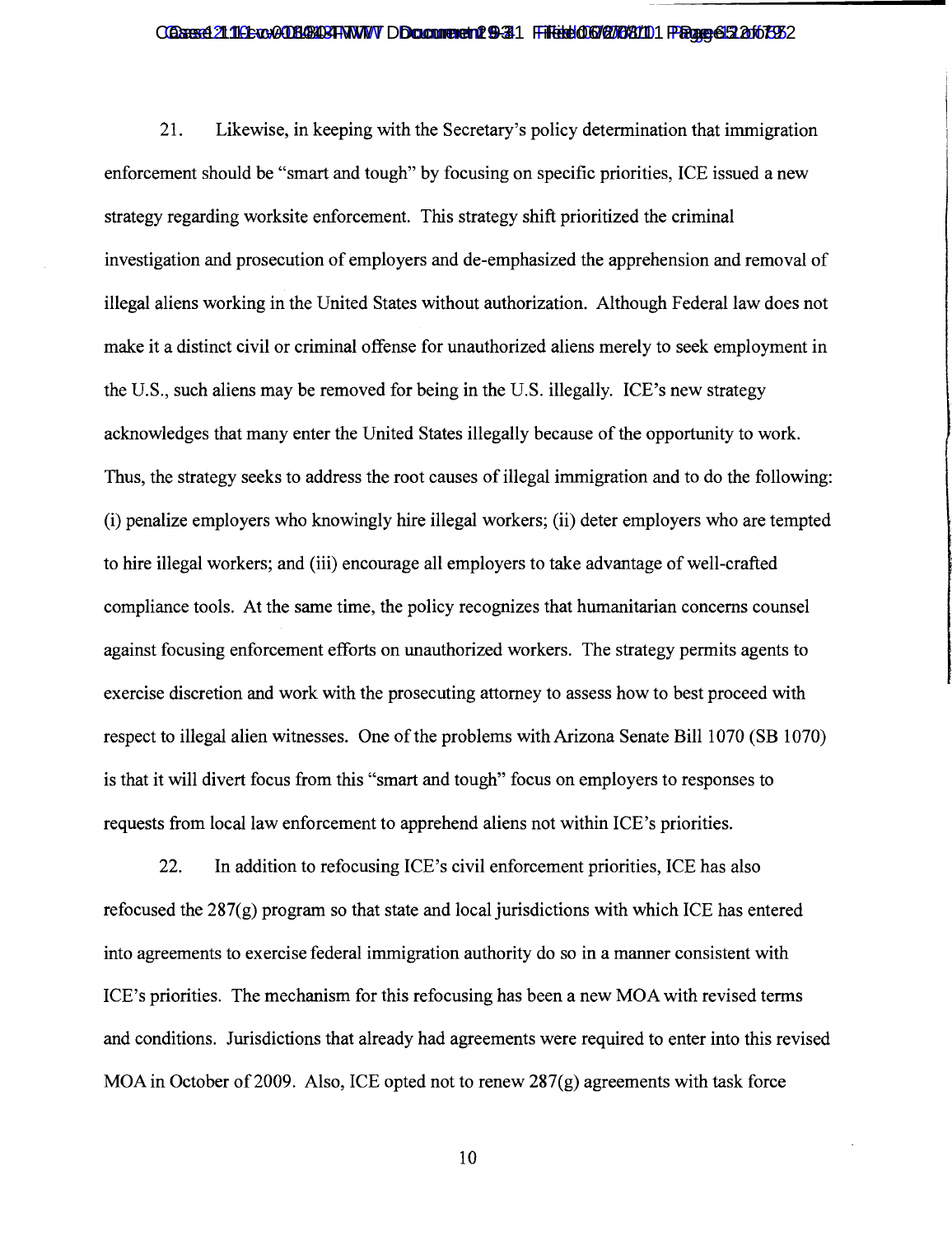21. Likewise, in keeping with the Secretary's policy determination that immigration enforcement should be "smart and tough" by focusing on specific priorities, ICE issued a new strategy regarding worksite enforcement. This strategy shift prioritized the criminal investigation and prosecution of employers and de-emphasized the apprehension and removal of illegal aliens working in the United States without authorization. Although Federal law does not make it a distinct civil or criminal offense for unauthorized aliens merely to seek employment in the U.S., such aliens may be removed for being in the U.S. illegally. ICE's new strategy acknowledges that many enter the United States illegally because of the opportunity to work. Thus, the strategy seeks to address the root causes of illegal immigration and to do the following: (i) penalize employers who knowingly hire illegal workers; (ii) deter employers who are tempted to hire illegal workers; and (iii) encourage all employers to take advantage of well-crafted compliance tools. At the same time, the policy recognizes that humanitarian concerns counsel against focusing enforcement efforts on unauthorized workers. The strategy permits agents to exercise discretion and work with the prosecuting attorney to assess how to best proceed with respect to illegal alien witnesses. One of the problems with Arizona Senate Bill 1070 (SB 1070) is that it will divert focus from this "smart and tough" focus on employers to responses to requests from local law enforcement to apprehend aliens not within ICE's priorities.

22. In addition to refocusing ICE's civil enforcement priorities, ICE has also refocused the 287(g) program so that state and local jurisdictions with which ICE has entered into agreements to exercise federal immigration authority do so in a manner consistent with ICE's priorities. The mechanism for this refocusing has been a new MOA with revised terms and conditions. Jurisdictions that already had agreements were required to enter into this revised MOA in October of 2009. Also, ICE opted not to renew 287(g) agreements with task force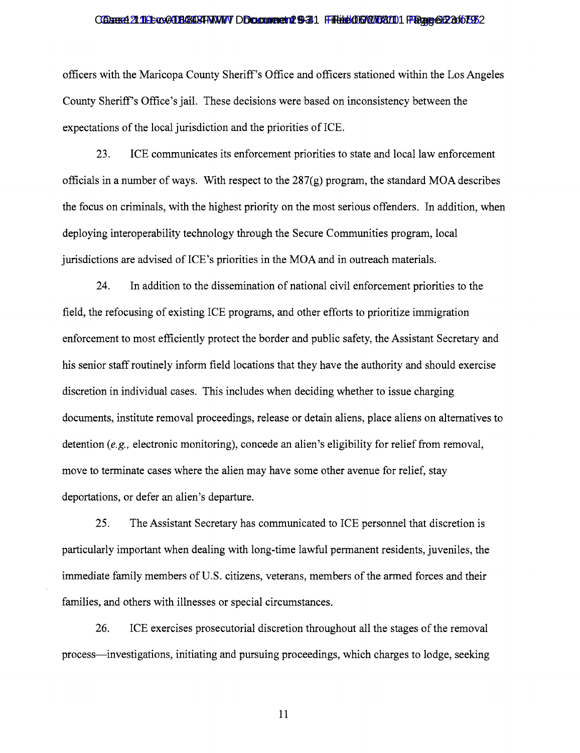officers with the Maricopa County Sheriff's Office and officers stationed within the Los Angeles County Sheriff's Office's jail. These decisions were based on inconsistency between the expectations of the local jurisdiction and the priorities of ICE.

23. ICE communicates its enforcement priorities to state and local law enforcement officials in a number of ways. With respect to the 287(g) program, the standard MOA describes the focus on criminals, with the highest priority on the most serious offenders. In addition, when deploying interoperability technology through the Secure Communities program, local jurisdictions are advised of ICE's priorities in the MOA and in outreach materials.

24. In addition to the dissemination of national civil enforcement priorities to the field, the refocusing of existing ICE programs, and other efforts to prioritize immigration enforcement to most efficiently protect the border and public safety, the Assistant Secretary and his senior staff routinely inform field locations that they have the authority and should exercise discretion in individual cases. This includes when deciding whether to issue charging documents, institute removal proceedings, release or detain aliens, place aliens on alternatives to detention (*e.g.,* electronic monitoring), concede an alien's eligibility for relief from removal, move to terminate cases where the alien may have some other avenue for relief, stay deportations, or defer an alien's departure.

25. The Assistant Secretary has communicated to ICE personnel that discretion is particularly important when dealing with long-time lawful permanent residents, juveniles, the immediate family members of U.S. citizens, veterans, members of the armed forces and their families, and others with illnesses or special circumstances.

26. ICE exercises prosecutorial discretion throughout all the stages of the removal process—investigations, initiating and pursuing proceedings, which charges to lodge, seeking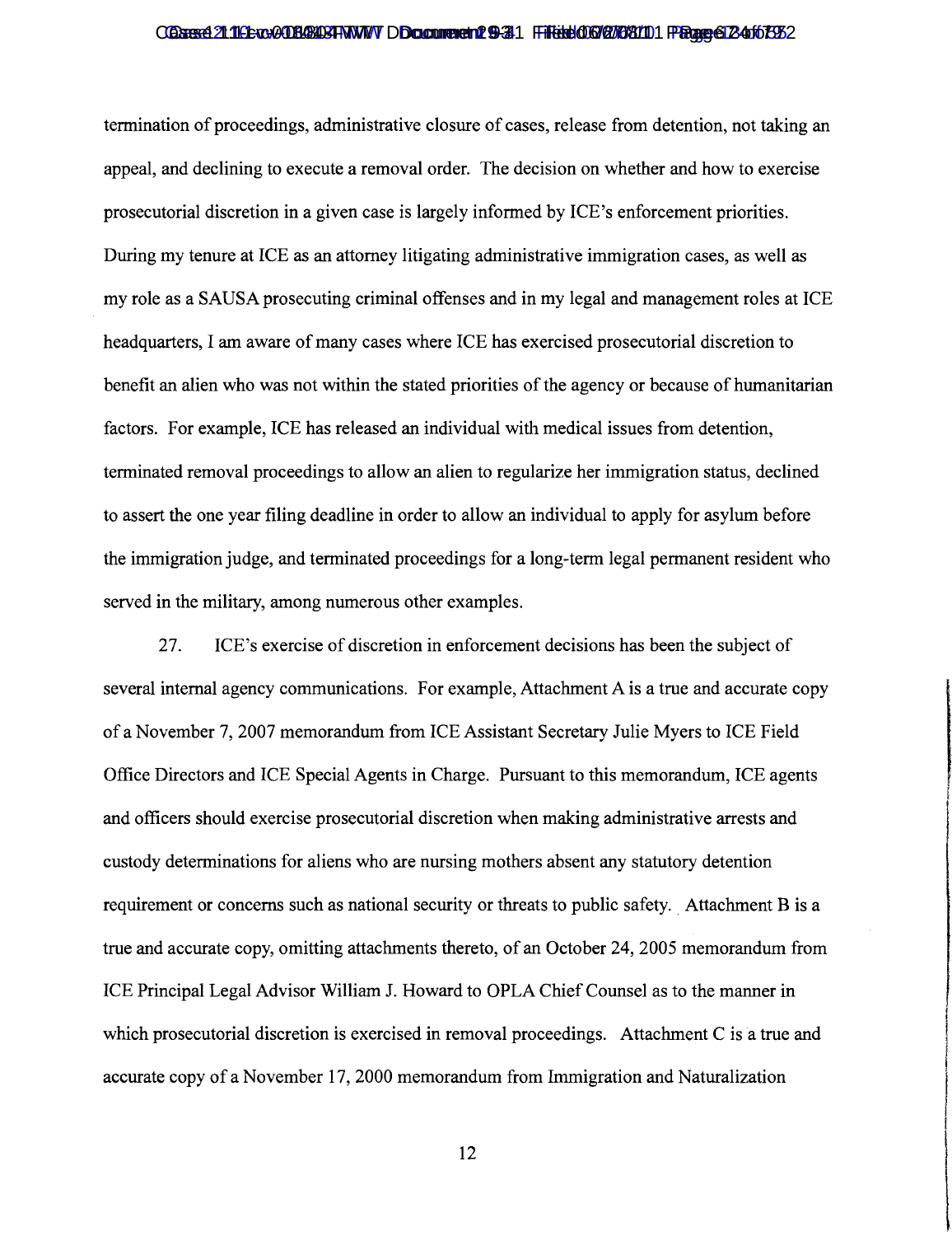termination of proceedings, administrative closure of cases, release from detention, not taking an appeal, and declining to execute a removal order. The decision on whether and how to exercise prosecutorial discretion in a given case is largely informed by ICE's enforcement priorities. During my tenure at ICE as an attorney litigating administrative immigration cases, as well as my role as a SAUSA prosecuting criminal offenses and in my legal and management roles at ICE headquarters, I am aware of many cases where ICE has exercised prosecutorial discretion to benefit an alien who was not within the stated priorities of the agency or because of humanitarian factors. For example, ICE has released an individual with medical issues from detention, terminated removal proceedings to allow an alien to regularize her immigration status, declined to assert the one year filing deadline in order to allow an individual to apply for asylum before the immigration judge, and terminated proceedings for a long-term legal permanent resident who served in the military, among numerous other examples.

27. ICE's exercise of discretion in enforcement decisions has been the subject of several internal agency communications. For example, Attachment A is a true and accurate copy of a November 7, 2007 memorandum from ICE Assistant Secretary Julie Myers to ICE Field Office Directors and ICE Special Agents in Charge. Pursuant to this memorandum, ICE agents and officers should exercise prosecutorial discretion when making administrative arrests and custody determinations for aliens who are nursing mothers absent any statutory detention requirement or concerns such as national security or threats to public safety. Attachment B is a true and accurate copy, omitting attachments thereto, of an October 24, 2005 memorandum from ICE Principal Legal Advisor William J. Howard to OPLA Chief Counsel as to the manner in which prosecutorial discretion is exercised in removal proceedings. Attachment C is a true and accurate copy of a November 17, 2000 memorandum from Immigration and Naturalization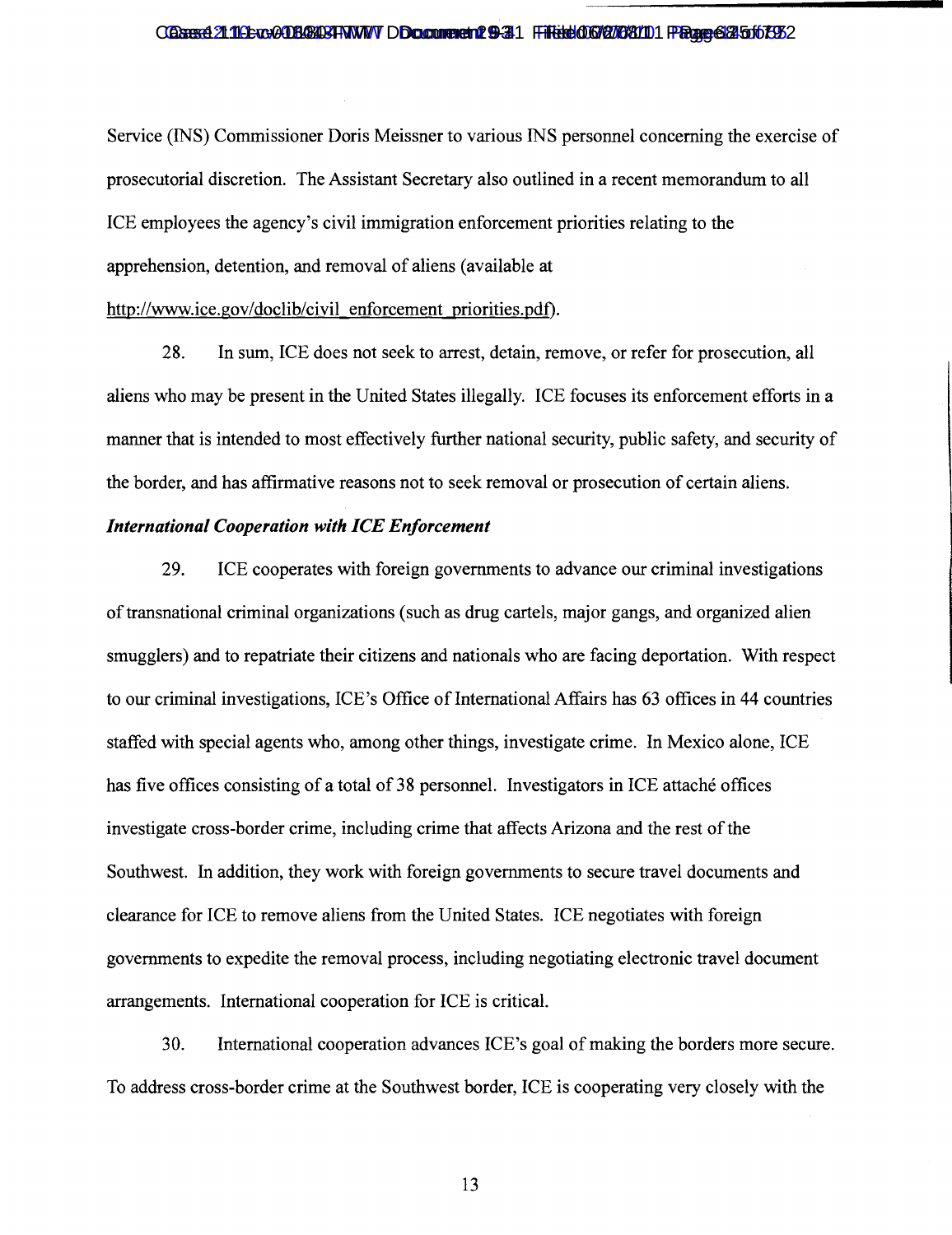Service (INS) Commissioner Doris Meissner to various INS personnel concerning the exercise of prosecutorial discretion. The Assistant Secretary also outlined in a recent memorandum to all ICE employees the agency's civil immigration enforcement priorities relating to the apprehension, detention, and removal of aliens (available at http://www.ice.gov/doclib/civil_enforcement_priorities.pdf).

28. In sum, ICE does not seek to arrest, detain, remove, or refer for prosecution, all aliens who may be present in the United States illegally. ICE focuses its enforcement efforts in a manner that is intended to most effectively further national security, public safety, and security of the border, and has affirmative reasons not to seek removal or prosecution of certain aliens.

***International Cooperation with ICE Enforcement***

29. ICE cooperates with foreign governments to advance our criminal investigations of transnational criminal organizations (such as drug cartels, major gangs, and organized alien smugglers) and to repatriate their citizens and nationals who are facing deportation. With respect to our criminal investigations, ICE's Office of International Affairs has 63 offices in 44 countries staffed with special agents who, among other things, investigate crime. In Mexico alone, ICE has five offices consisting of a total of 38 personnel. Investigators in ICE attaché offices investigate cross-border crime, including crime that affects Arizona and the rest of the Southwest. In addition, they work with foreign governments to secure travel documents and clearance for ICE to remove aliens from the United States. ICE negotiates with foreign governments to expedite the removal process, including negotiating electronic travel document arrangements. International cooperation for ICE is critical.

30. International cooperation advances ICE's goal of making the borders more secure. To address cross-border crime at the Southwest border, ICE is cooperating very closely with the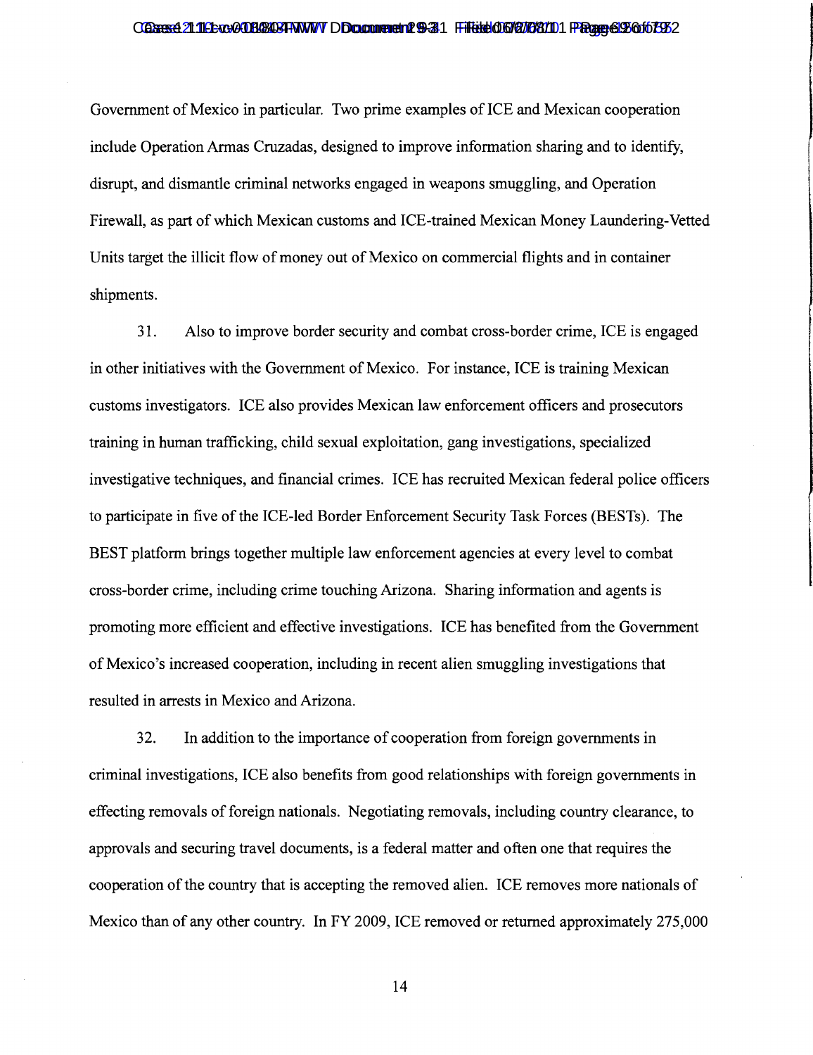Government of Mexico in particular. Two prime examples of ICE and Mexican cooperation include Operation Armas Cruzadas, designed to improve information sharing and to identify, disrupt, and dismantle criminal networks engaged in weapons smuggling, and Operation Firewall, as part of which Mexican customs and ICE-trained Mexican Money Laundering-Vetted Units target the illicit flow of money out of Mexico on commercial flights and in container shipments.

31. Also to improve border security and combat cross-border crime, ICE is engaged in other initiatives with the Government of Mexico. For instance, ICE is training Mexican customs investigators. ICE also provides Mexican law enforcement officers and prosecutors training in human trafficking, child sexual exploitation, gang investigations, specialized investigative techniques, and financial crimes. ICE has recruited Mexican federal police officers to participate in five of the ICE-led Border Enforcement Security Task Forces (BESTs). The BEST platform brings together multiple law enforcement agencies at every level to combat cross-border crime, including crime touching Arizona. Sharing information and agents is promoting more efficient and effective investigations. ICE has benefited from the Government of Mexico's increased cooperation, including in recent alien smuggling investigations that resulted in arrests in Mexico and Arizona.

32. In addition to the importance of cooperation from foreign governments in criminal investigations, ICE also benefits from good relationships with foreign governments in effecting removals of foreign nationals. Negotiating removals, including country clearance, to approvals and securing travel documents, is a federal matter and often one that requires the cooperation of the country that is accepting the removed alien. ICE removes more nationals of Mexico than of any other country. In FY 2009, ICE removed or returned approximately 275,000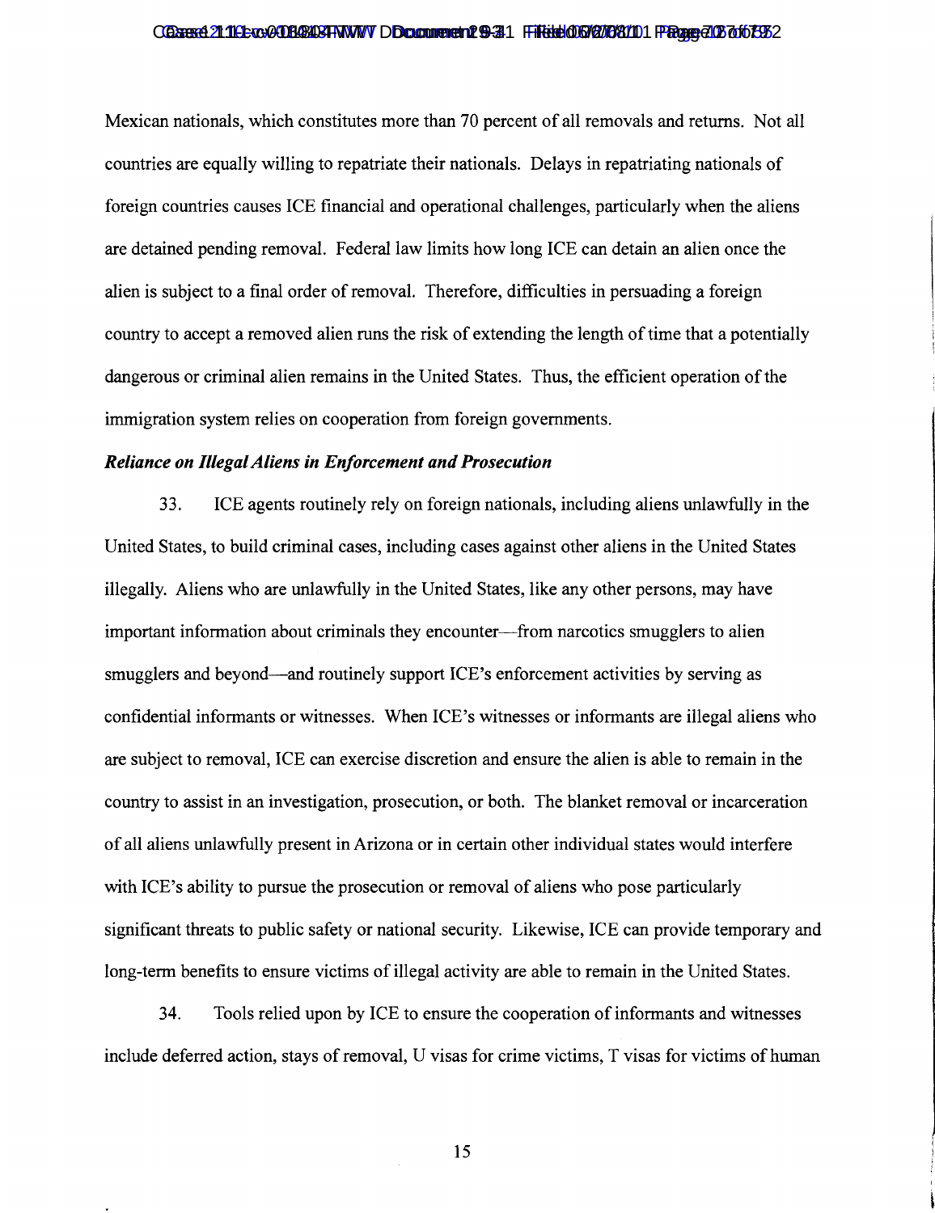Mexican nationals, which constitutes more than 70 percent of all removals and returns. Not all countries are equally willing to repatriate their nationals. Delays in repatriating nationals of foreign countries causes ICE financial and operational challenges, particularly when the aliens are detained pending removal. Federal law limits how long ICE can detain an alien once the alien is subject to a final order of removal. Therefore, difficulties in persuading a foreign country to accept a removed alien runs the risk of extending the length of time that a potentially dangerous or criminal alien remains in the United States. Thus, the efficient operation of the immigration system relies on cooperation from foreign governments.

***Reliance on Illegal Aliens in Enforcement and Prosecution***

33. ICE agents routinely rely on foreign nationals, including aliens unlawfully in the United States, to build criminal cases, including cases against other aliens in the United States illegally. Aliens who are unlawfully in the United States, like any other persons, may have important information about criminals they encounter—from narcotics smugglers to alien smugglers and beyond—and routinely support ICE's enforcement activities by serving as confidential informants or witnesses. When ICE's witnesses or informants are illegal aliens who are subject to removal, ICE can exercise discretion and ensure the alien is able to remain in the country to assist in an investigation, prosecution, or both. The blanket removal or incarceration of all aliens unlawfully present in Arizona or in certain other individual states would interfere with ICE's ability to pursue the prosecution or removal of aliens who pose particularly significant threats to public safety or national security. Likewise, ICE can provide temporary and long-term benefits to ensure victims of illegal activity are able to remain in the United States.

34. Tools relied upon by ICE to ensure the cooperation of informants and witnesses include deferred action, stays of removal, U visas for crime victims, T visas for victims of human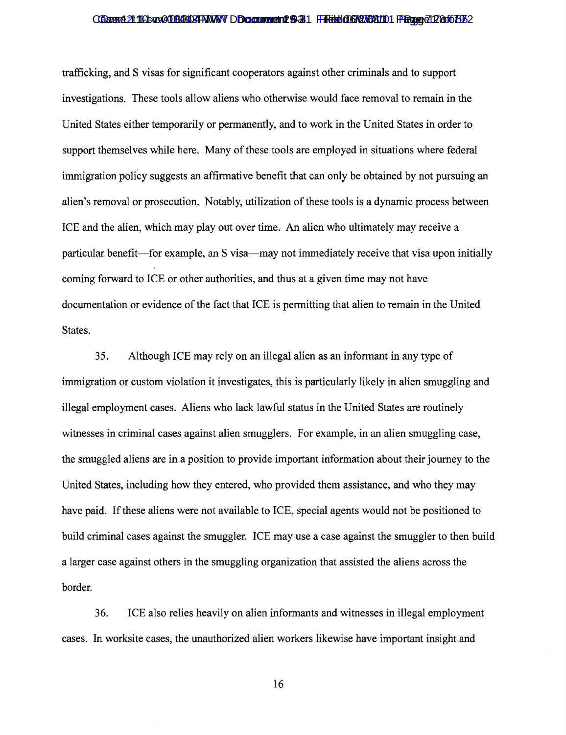trafficking, and S visas for significant cooperators against other criminals and to support investigations. These tools allow aliens who otherwise would face removal to remain in the United States either temporarily or permanently, and to work in the United States in order to support themselves while here. Many of these tools are employed in situations where federal immigration policy suggests an affirmative benefit that can only be obtained by not pursuing an alien's removal or prosecution. Notably, utilization of these tools is a dynamic process between ICE and the alien, which may play out over time. An alien who ultimately may receive a particular benefit—for example, an S visa—may not immediately receive that visa upon initially coming forward to ICE or other authorities, and thus at a given time may not have documentation or evidence of the fact that ICE is permitting that alien to remain in the United States.

35. Although ICE may rely on an illegal alien as an informant in any type of immigration or custom violation it investigates, this is particularly likely in alien smuggling and illegal employment cases. Aliens who lack lawful status in the United States are routinely witnesses in criminal cases against alien smugglers. For example, in an alien smuggling case, the smuggled aliens are in a position to provide important information about their journey to the United States, including how they entered, who provided them assistance, and who they may have paid. If these aliens were not available to ICE, special agents would not be positioned to build criminal cases against the smuggler. ICE may use a case against the smuggler to then build a larger case against others in the smuggling organization that assisted the aliens across the border.

36. ICE also relies heavily on alien informants and witnesses in illegal employment cases. In worksite cases, the unauthorized alien workers likewise have important insight and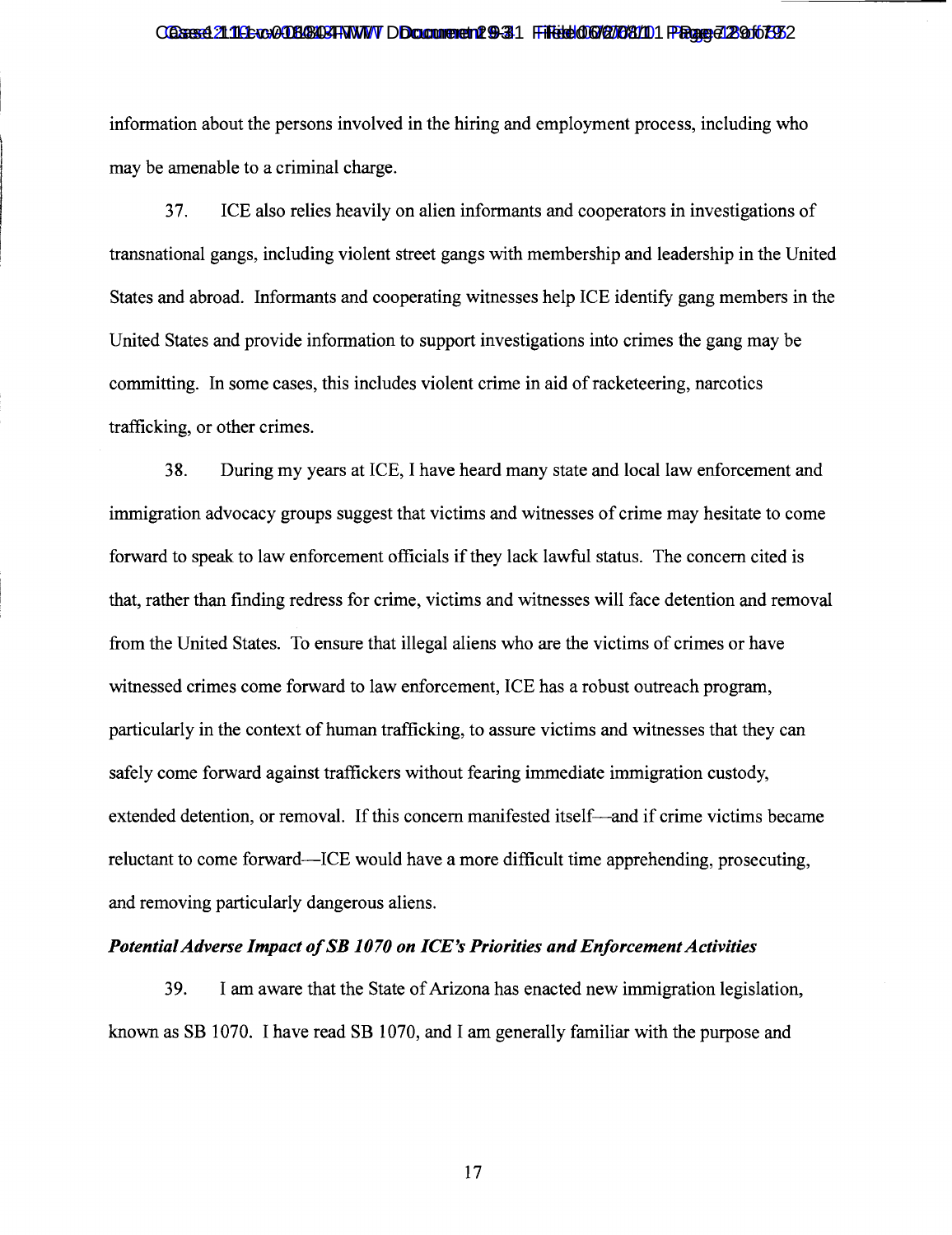information about the persons involved in the hiring and employment process, including who may be amenable to a criminal charge.

37. ICE also relies heavily on alien informants and cooperators in investigations of transnational gangs, including violent street gangs with membership and leadership in the United States and abroad. Informants and cooperating witnesses help ICE identify gang members in the United States and provide information to support investigations into crimes the gang may be committing. In some cases, this includes violent crime in aid of racketeering, narcotics trafficking, or other crimes.

38. During my years at ICE, I have heard many state and local law enforcement and immigration advocacy groups suggest that victims and witnesses of crime may hesitate to come forward to speak to law enforcement officials if they lack lawful status. The concern cited is that, rather than finding redress for crime, victims and witnesses will face detention and removal from the United States. To ensure that illegal aliens who are the victims of crimes or have witnessed crimes come forward to law enforcement, ICE has a robust outreach program, particularly in the context of human trafficking, to assure victims and witnesses that they can safely come forward against traffickers without fearing immediate immigration custody, extended detention, or removal. If this concern manifested itself—and if crime victims became reluctant to come forward—ICE would have a more difficult time apprehending, prosecuting, and removing particularly dangerous aliens.

***Potential Adverse Impact of SB 1070 on ICE's Priorities and Enforcement Activities***

39. I am aware that the State of Arizona has enacted new immigration legislation, known as SB 1070. I have read SB 1070, and I am generally familiar with the purpose and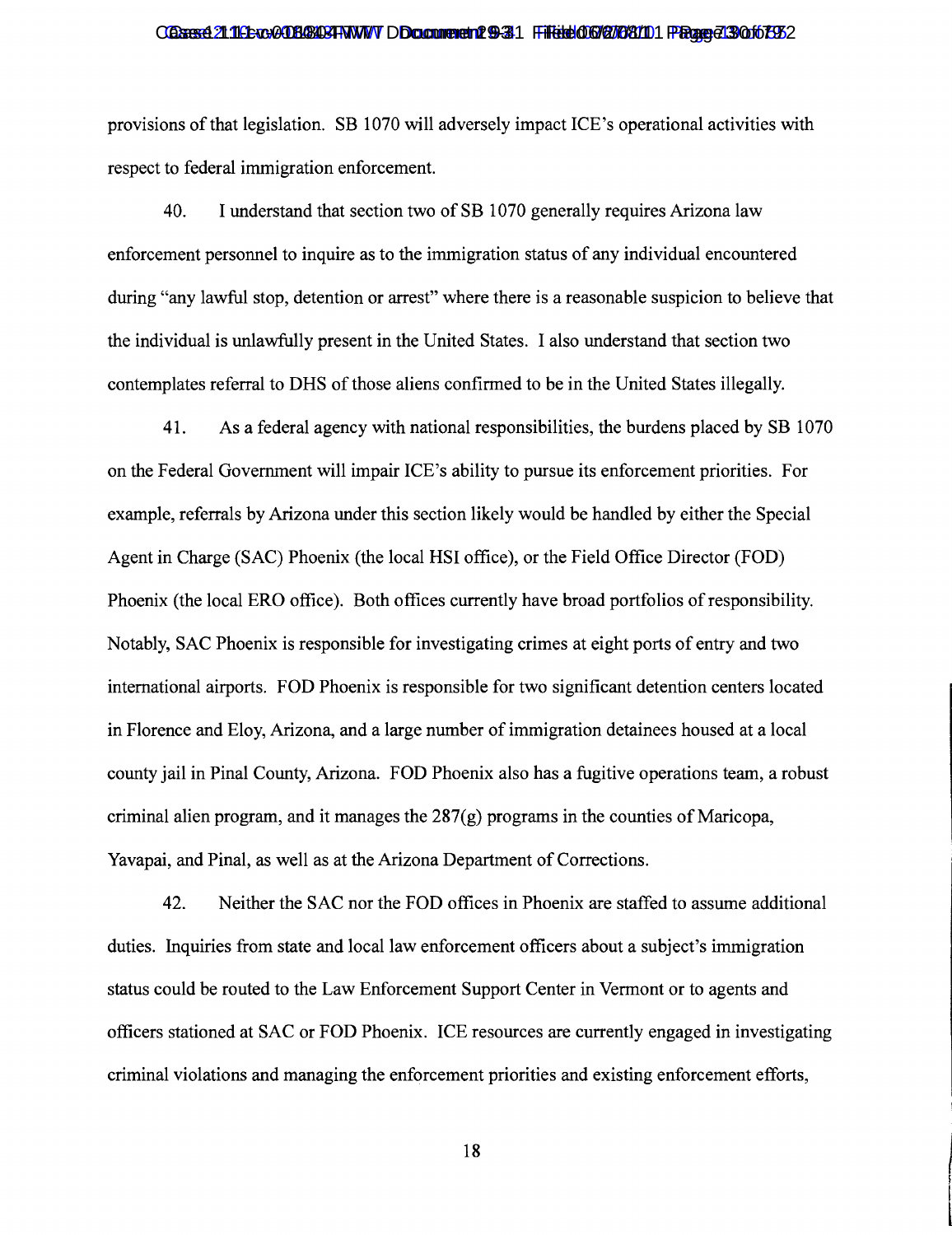provisions of that legislation. SB 1070 will adversely impact ICE's operational activities with respect to federal immigration enforcement.

40. I understand that section two of SB 1070 generally requires Arizona law enforcement personnel to inquire as to the immigration status of any individual encountered during "any lawful stop, detention or arrest" where there is a reasonable suspicion to believe that the individual is unlawfully present in the United States. I also understand that section two contemplates referral to DHS of those aliens confirmed to be in the United States illegally.

41. As a federal agency with national responsibilities, the burdens placed by SB 1070 on the Federal Government will impair ICE's ability to pursue its enforcement priorities. For example, referrals by Arizona under this section likely would be handled by either the Special Agent in Charge (SAC) Phoenix (the local HSI office), or the Field Office Director (FOD) Phoenix (the local ERO office). Both offices currently have broad portfolios of responsibility. Notably, SAC Phoenix is responsible for investigating crimes at eight ports of entry and two international airports. FOD Phoenix is responsible for two significant detention centers located in Florence and Eloy, Arizona, and a large number of immigration detainees housed at a local county jail in Pinal County, Arizona. FOD Phoenix also has a fugitive operations team, a robust criminal alien program, and it manages the 287(g) programs in the counties of Maricopa, Yavapai, and Pinal, as well as at the Arizona Department of Corrections.

42. Neither the SAC nor the FOD offices in Phoenix are staffed to assume additional duties. Inquiries from state and local law enforcement officers about a subject's immigration status could be routed to the Law Enforcement Support Center in Vermont or to agents and officers stationed at SAC or FOD Phoenix. ICE resources are currently engaged in investigating criminal violations and managing the enforcement priorities and existing enforcement efforts,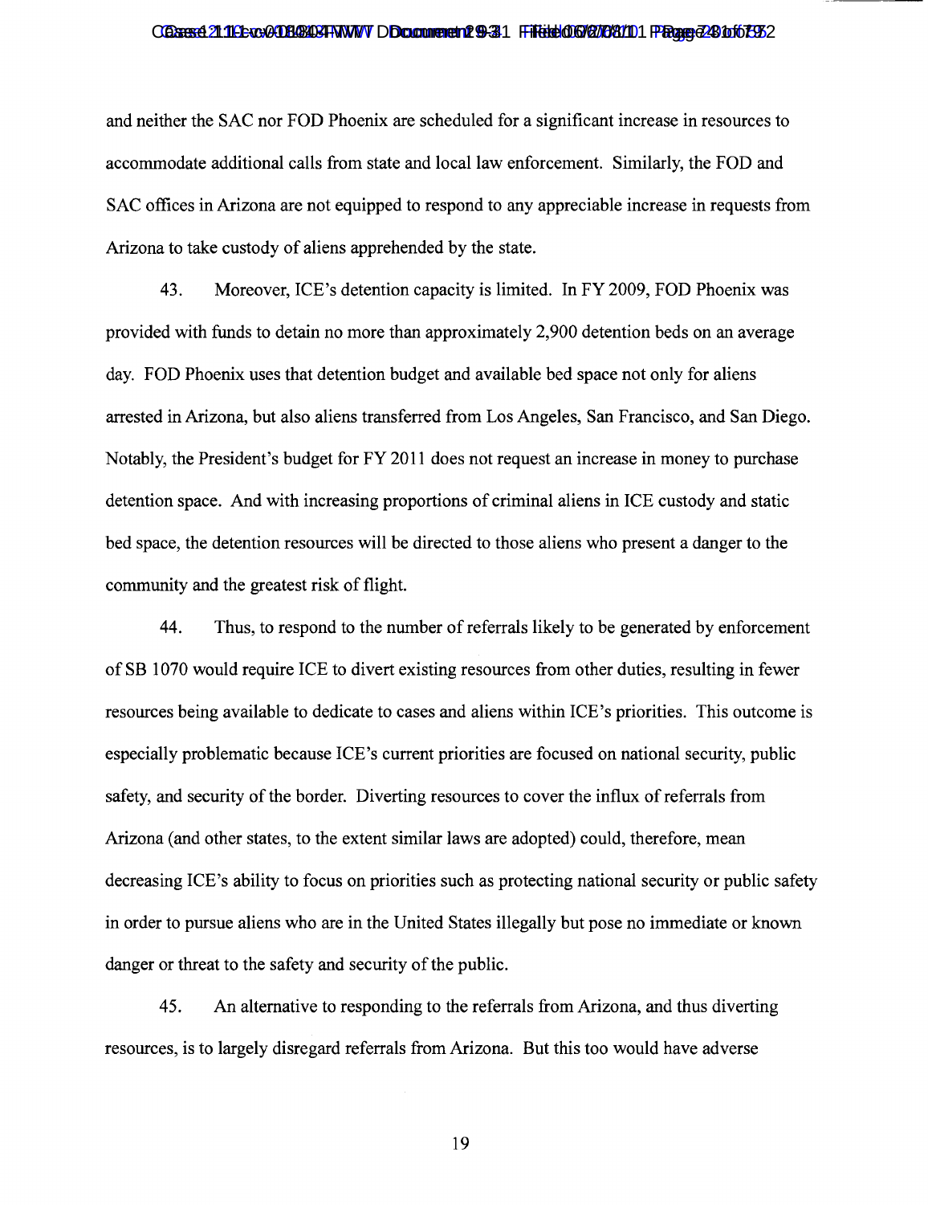and neither the SAC nor FOD Phoenix are scheduled for a significant increase in resources to accommodate additional calls from state and local law enforcement. Similarly, the FOD and SAC offices in Arizona are not equipped to respond to any appreciable increase in requests from Arizona to take custody of aliens apprehended by the state.

43. Moreover, ICE's detention capacity is limited. In FY 2009, FOD Phoenix was provided with funds to detain no more than approximately 2,900 detention beds on an average day. FOD Phoenix uses that detention budget and available bed space not only for aliens arrested in Arizona, but also aliens transferred from Los Angeles, San Francisco, and San Diego. Notably, the President's budget for FY 2011 does not request an increase in money to purchase detention space. And with increasing proportions of criminal aliens in ICE custody and static bed space, the detention resources will be directed to those aliens who present a danger to the community and the greatest risk of flight.

44. Thus, to respond to the number of referrals likely to be generated by enforcement of SB 1070 would require ICE to divert existing resources from other duties, resulting in fewer resources being available to dedicate to cases and aliens within ICE's priorities. This outcome is especially problematic because ICE's current priorities are focused on national security, public safety, and security of the border. Diverting resources to cover the influx of referrals from Arizona (and other states, to the extent similar laws are adopted) could, therefore, mean decreasing ICE's ability to focus on priorities such as protecting national security or public safety in order to pursue aliens who are in the United States illegally but pose no immediate or known danger or threat to the safety and security of the public.

45. An alternative to responding to the referrals from Arizona, and thus diverting resources, is to largely disregard referrals from Arizona. But this too would have adverse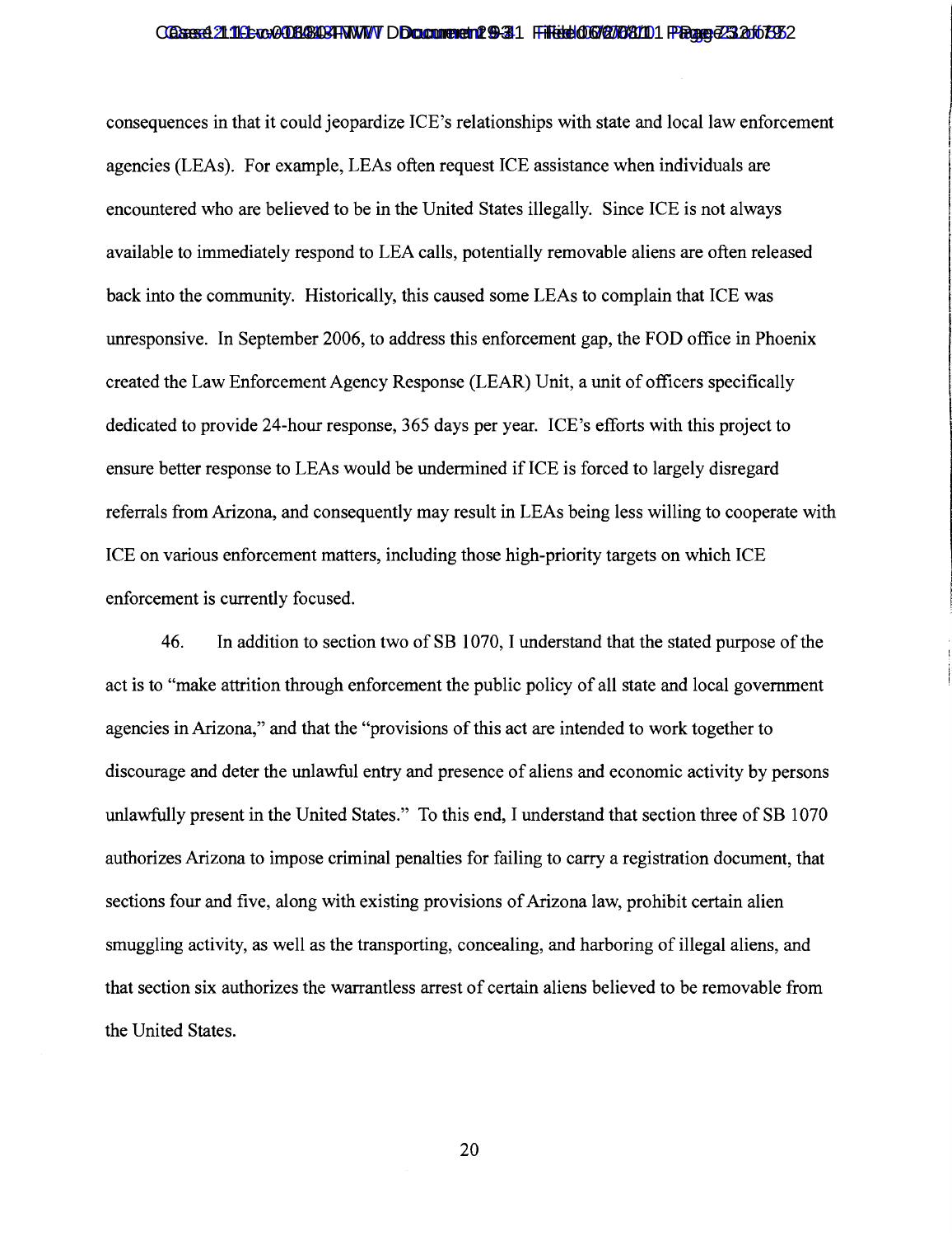consequences in that it could jeopardize ICE's relationships with state and local law enforcement agencies (LEAs). For example, LEAs often request ICE assistance when individuals are encountered who are believed to be in the United States illegally. Since ICE is not always available to immediately respond to LEA calls, potentially removable aliens are often released back into the community. Historically, this caused some LEAs to complain that ICE was unresponsive. In September 2006, to address this enforcement gap, the FOD office in Phoenix created the Law Enforcement Agency Response (LEAR) Unit, a unit of officers specifically dedicated to provide 24-hour response, 365 days per year. ICE's efforts with this project to ensure better response to LEAs would be undermined if ICE is forced to largely disregard referrals from Arizona, and consequently may result in LEAs being less willing to cooperate with ICE on various enforcement matters, including those high-priority targets on which ICE enforcement is currently focused.

46. In addition to section two of SB 1070, I understand that the stated purpose of the act is to "make attrition through enforcement the public policy of all state and local government agencies in Arizona," and that the "provisions of this act are intended to work together to discourage and deter the unlawful entry and presence of aliens and economic activity by persons unlawfully present in the United States." To this end, I understand that section three of SB 1070 authorizes Arizona to impose criminal penalties for failing to carry a registration document, that sections four and five, along with existing provisions of Arizona law, prohibit certain alien smuggling activity, as well as the transporting, concealing, and harboring of illegal aliens, and that section six authorizes the warrantless arrest of certain aliens believed to be removable from the United States.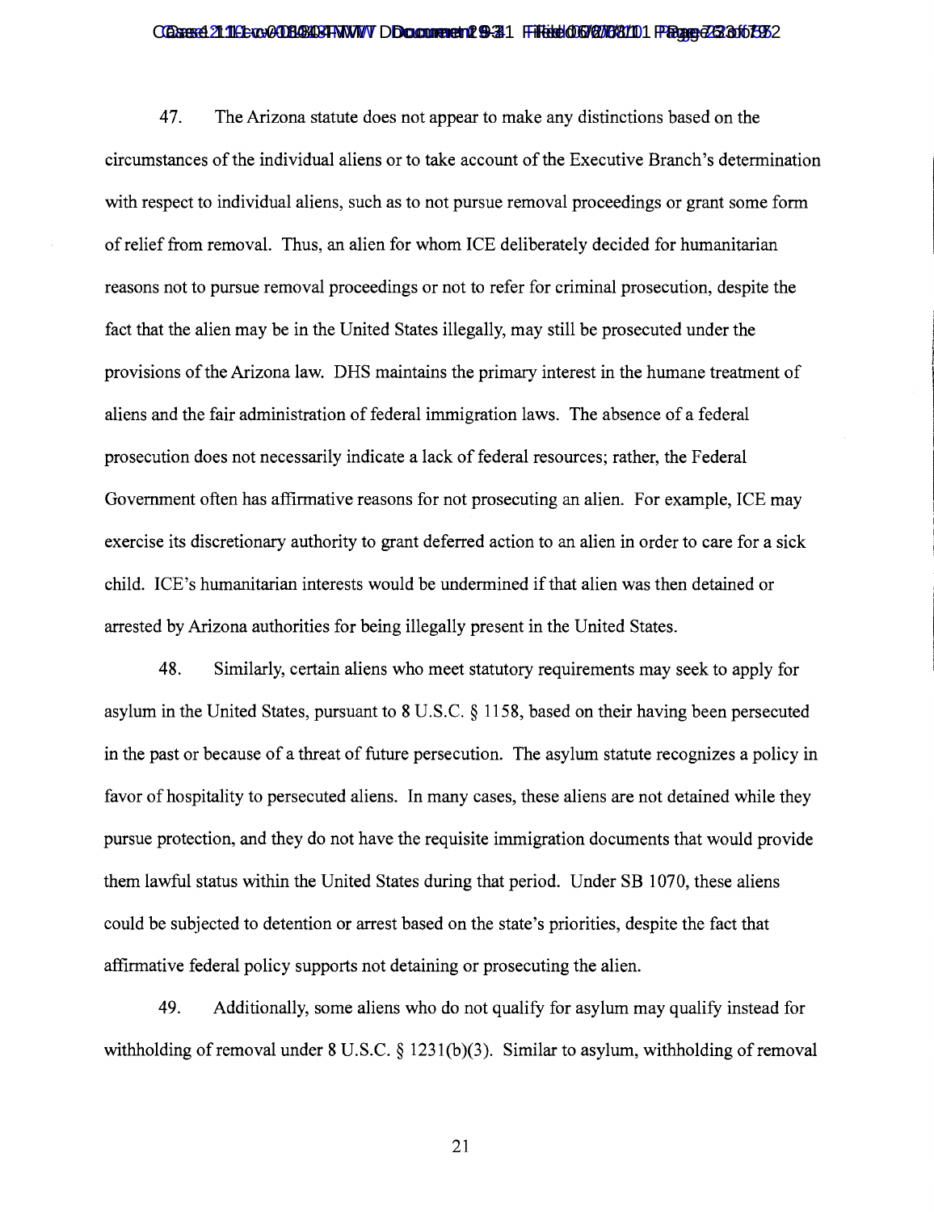47. The Arizona statute does not appear to make any distinctions based on the circumstances of the individual aliens or to take account of the Executive Branch's determination with respect to individual aliens, such as to not pursue removal proceedings or grant some form of relief from removal. Thus, an alien for whom ICE deliberately decided for humanitarian reasons not to pursue removal proceedings or not to refer for criminal prosecution, despite the fact that the alien may be in the United States illegally, may still be prosecuted under the provisions of the Arizona law. DHS maintains the primary interest in the humane treatment of aliens and the fair administration of federal immigration laws. The absence of a federal prosecution does not necessarily indicate a lack of federal resources; rather, the Federal Government often has affirmative reasons for not prosecuting an alien. For example, ICE may exercise its discretionary authority to grant deferred action to an alien in order to care for a sick child. ICE's humanitarian interests would be undermined if that alien was then detained or arrested by Arizona authorities for being illegally present in the United States.

48. Similarly, certain aliens who meet statutory requirements may seek to apply for asylum in the United States, pursuant to 8 U.S.C. § 1158, based on their having been persecuted in the past or because of a threat of future persecution. The asylum statute recognizes a policy in favor of hospitality to persecuted aliens. In many cases, these aliens are not detained while they pursue protection, and they do not have the requisite immigration documents that would provide them lawful status within the United States during that period. Under SB 1070, these aliens could be subjected to detention or arrest based on the state's priorities, despite the fact that affirmative federal policy supports not detaining or prosecuting the alien.

49. Additionally, some aliens who do not qualify for asylum may qualify instead for withholding of removal under 8 U.S.C. § 1231(b)(3). Similar to asylum, withholding of removal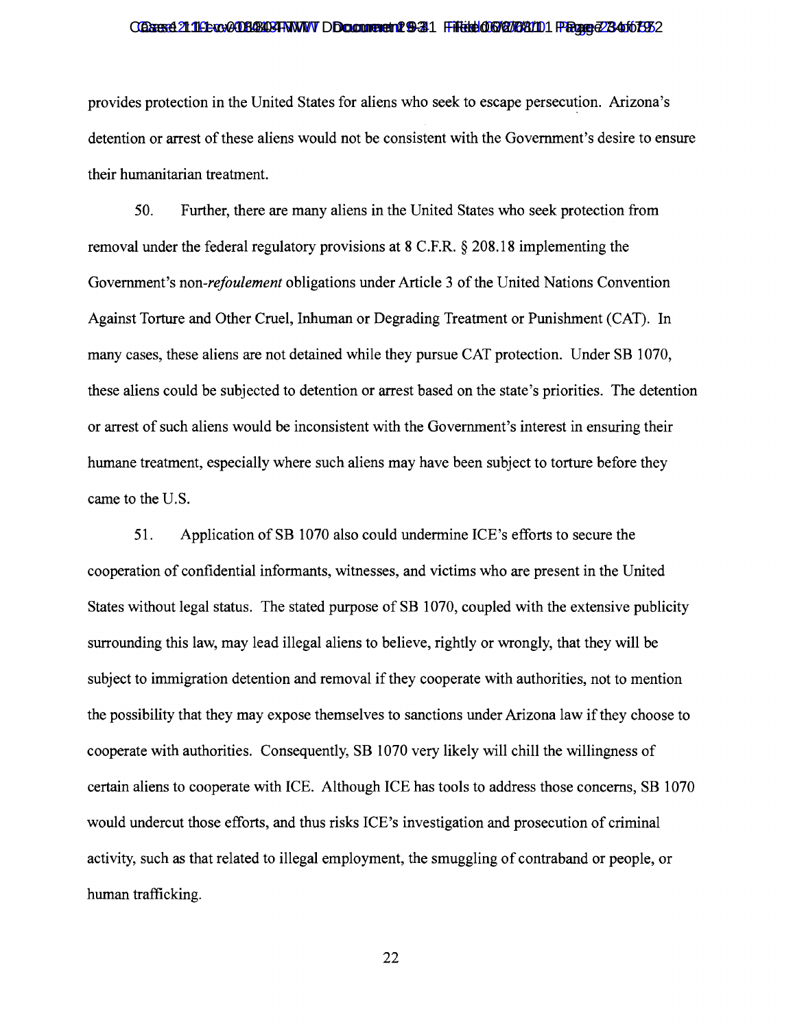provides protection in the United States for aliens who seek to escape persecution. Arizona's detention or arrest of these aliens would not be consistent with the Government's desire to ensure their humanitarian treatment.

50. Further, there are many aliens in the United States who seek protection from removal under the federal regulatory provisions at 8 C.F.R. § 208.18 implementing the Government's non-*refoulement* obligations under Article 3 of the United Nations Convention Against Torture and Other Cruel, Inhuman or Degrading Treatment or Punishment (CAT). In many cases, these aliens are not detained while they pursue CAT protection. Under SB 1070, these aliens could be subjected to detention or arrest based on the state's priorities. The detention or arrest of such aliens would be inconsistent with the Government's interest in ensuring their humane treatment, especially where such aliens may have been subject to torture before they came to the U.S.

51. Application of SB 1070 also could undermine ICE's efforts to secure the cooperation of confidential informants, witnesses, and victims who are present in the United States without legal status. The stated purpose of SB 1070, coupled with the extensive publicity surrounding this law, may lead illegal aliens to believe, rightly or wrongly, that they will be subject to immigration detention and removal if they cooperate with authorities, not to mention the possibility that they may expose themselves to sanctions under Arizona law if they choose to cooperate with authorities. Consequently, SB 1070 very likely will chill the willingness of certain aliens to cooperate with ICE. Although ICE has tools to address those concerns, SB 1070 would undercut those efforts, and thus risks ICE's investigation and prosecution of criminal activity, such as that related to illegal employment, the smuggling of contraband or people, or human trafficking.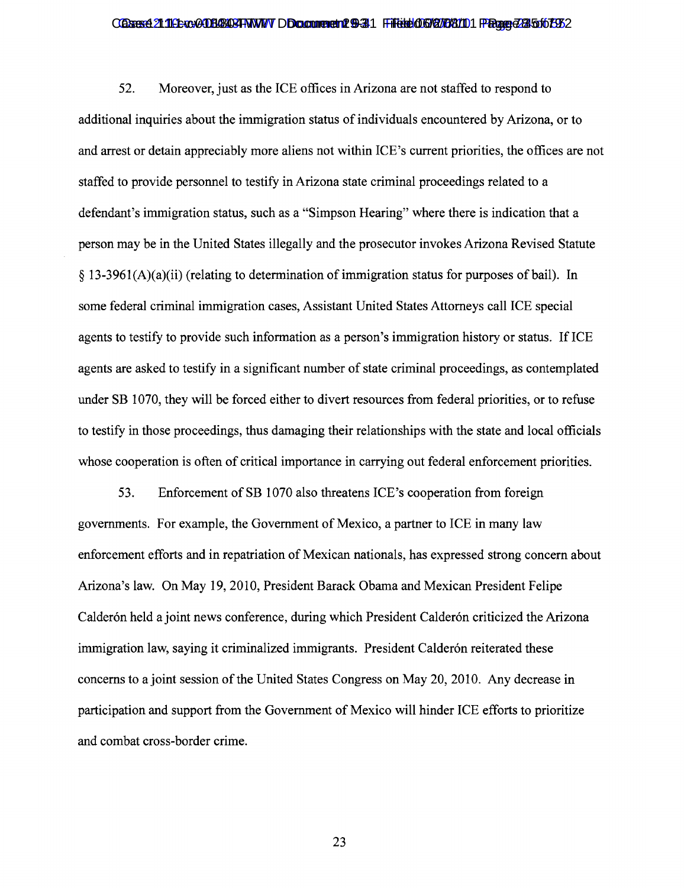52. Moreover, just as the ICE offices in Arizona are not staffed to respond to additional inquiries about the immigration status of individuals encountered by Arizona, or to and arrest or detain appreciably more aliens not within ICE's current priorities, the offices are not staffed to provide personnel to testify in Arizona state criminal proceedings related to a defendant's immigration status, such as a "Simpson Hearing" where there is indication that a person may be in the United States illegally and the prosecutor invokes Arizona Revised Statute § 13-3961(A)(a)(ii) (relating to determination of immigration status for purposes of bail). In some federal criminal immigration cases, Assistant United States Attorneys call ICE special agents to testify to provide such information as a person's immigration history or status. If ICE agents are asked to testify in a significant number of state criminal proceedings, as contemplated under SB 1070, they will be forced either to divert resources from federal priorities, or to refuse to testify in those proceedings, thus damaging their relationships with the state and local officials whose cooperation is often of critical importance in carrying out federal enforcement priorities.

53. Enforcement of SB 1070 also threatens ICE's cooperation from foreign governments. For example, the Government of Mexico, a partner to ICE in many law enforcement efforts and in repatriation of Mexican nationals, has expressed strong concern about Arizona's law. On May 19, 2010, President Barack Obama and Mexican President Felipe Calderón held a joint news conference, during which President Calderón criticized the Arizona immigration law, saying it criminalized immigrants. President Calderón reiterated these concerns to a joint session of the United States Congress on May 20, 2010. Any decrease in participation and support from the Government of Mexico will hinder ICE efforts to prioritize and combat cross-border crime.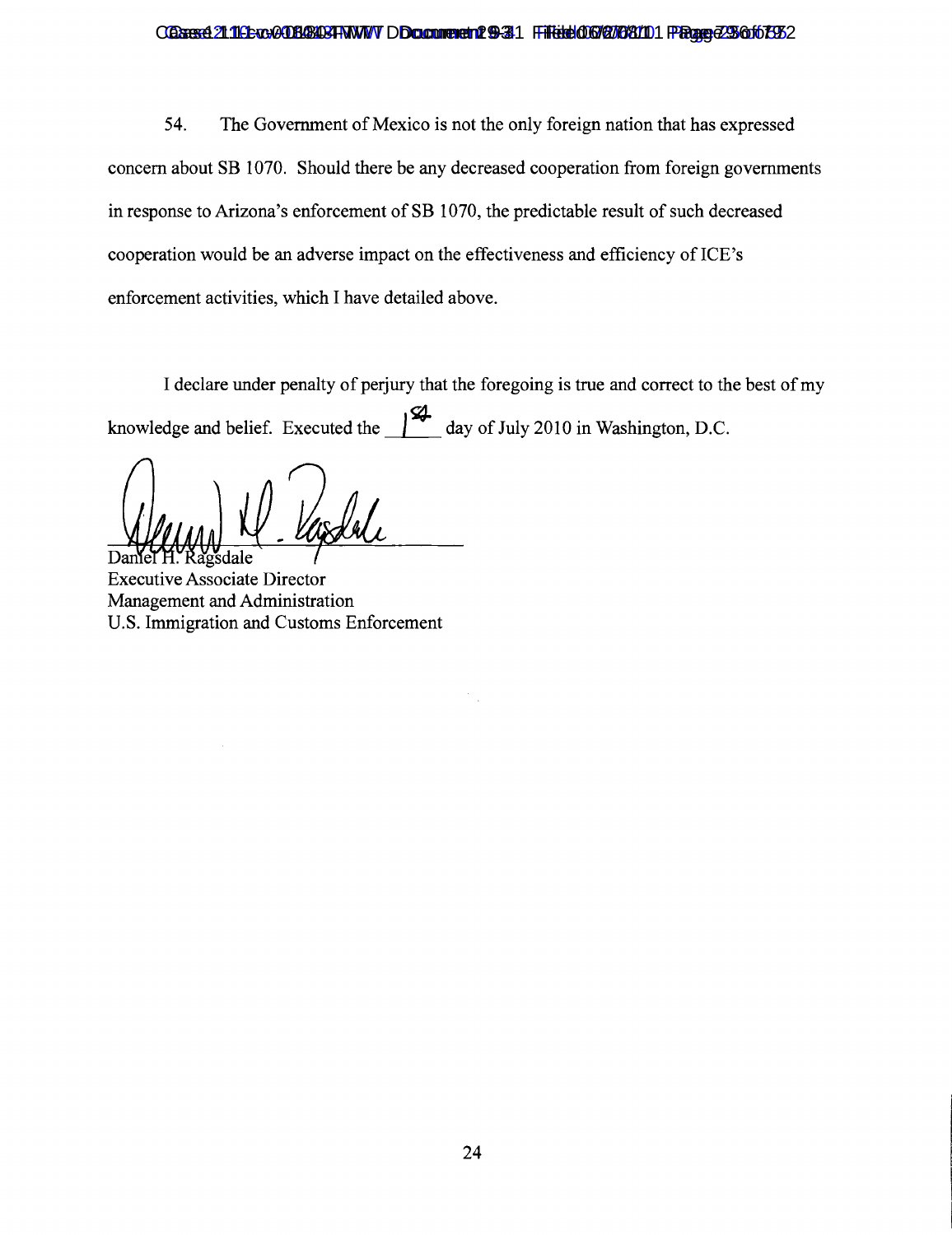54. The Government of Mexico is not the only foreign nation that has expressed concern about SB 1070. Should there be any decreased cooperation from foreign governments in response to Arizona's enforcement of SB 1070, the predictable result of such decreased cooperation would be an adverse impact on the effectiveness and efficiency of ICE's enforcement activities, which I have detailed above.

I declare under penalty of perjury that the foregoing is true and correct to the best of my knowledge and belief. Executed the 1st day of July 2010 in Washington, D.C.

Daniel H. Ragsdale
Executive Associate Director
Management and Administration
U.S. Immigration and Customs Enforcement